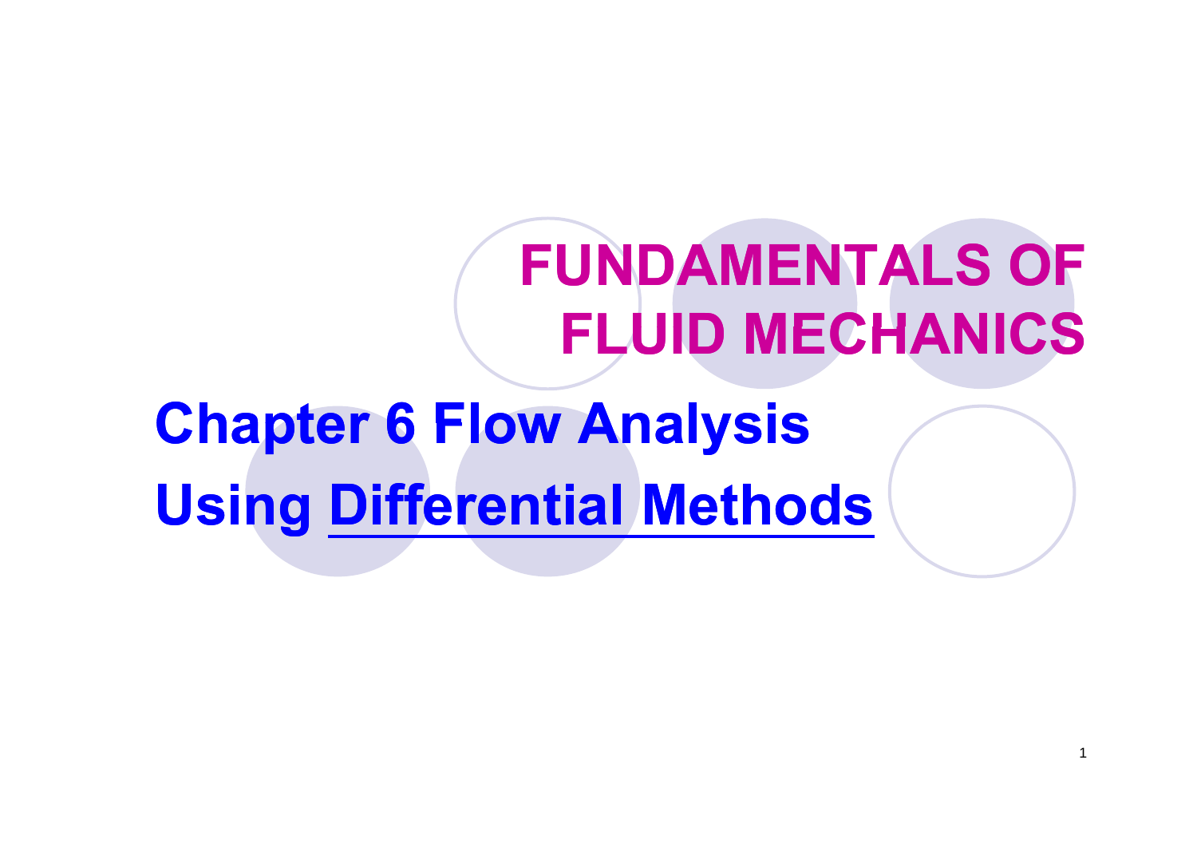# FUNDAMENTALS OF FLUID MECHANICS

## Chapter 6 Flow Analysis Using Differential Methods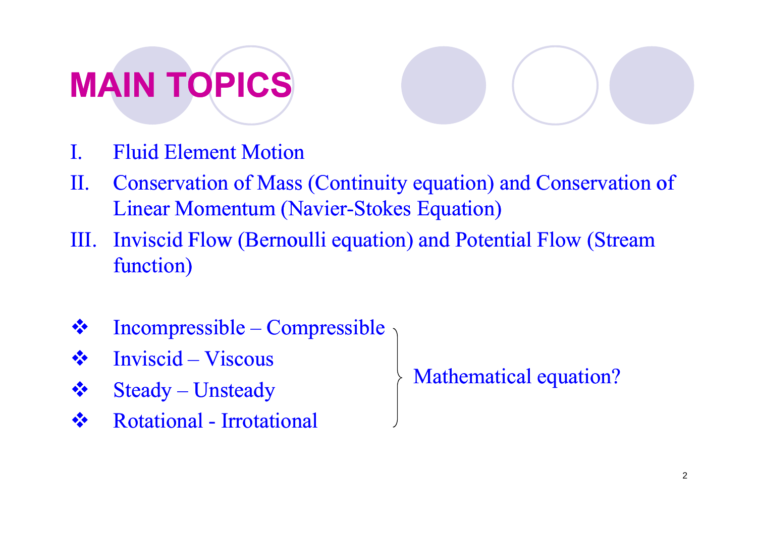# MAIN TOPICS

I. Fluid Element Motion

II. Conservation of Mass (Continuity equation) and Conservation of Linear Momentum (Navier-Stokes Equation)

III. Inviscid Flow (Bernoulli equation) and Potential Flow (Stream function)

- ❖ Incompressible – Compressible
- ❖ Inviscid – Viscous
- ❖ Steady – Unsteady
- ❖ Rotational - Irrotational

} Mathematical equation?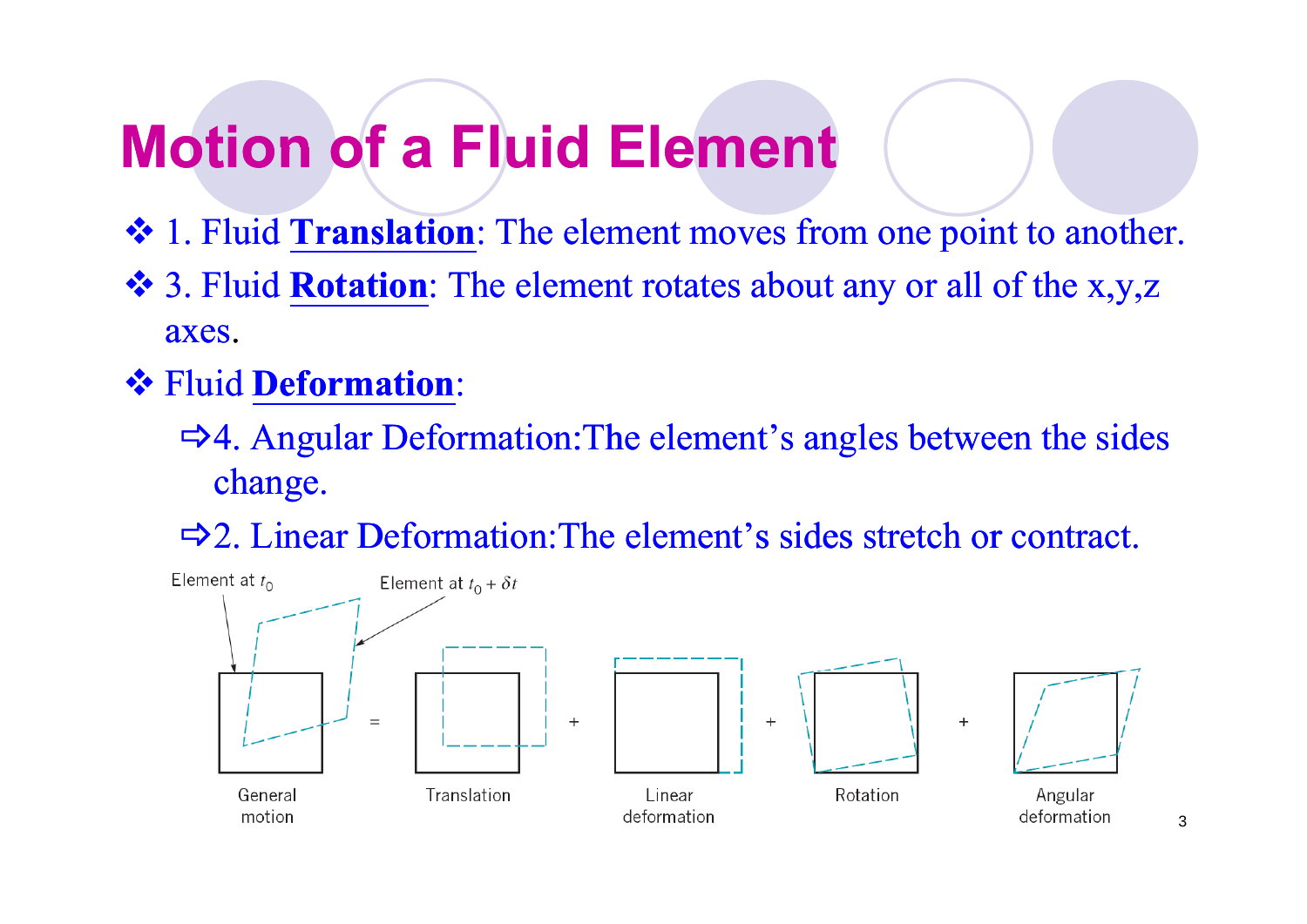# Motion of a Fluid Element

- 1. Fluid **Translation**: The element moves from one point to another.
- 3. Fluid **Rotation**: The element rotates about any or all of the x,y,z axes.
- Fluid **Deformation**:
  - ⇨4. Angular Deformation:The element's angles between the sides change.
  - ⇨2. Linear Deformation:The element's sides stretch or contract.

Element at $t_0$ — Element at $t_0 + \delta t$

General motion = Translation + Linear deformation + Rotation + Angular deformation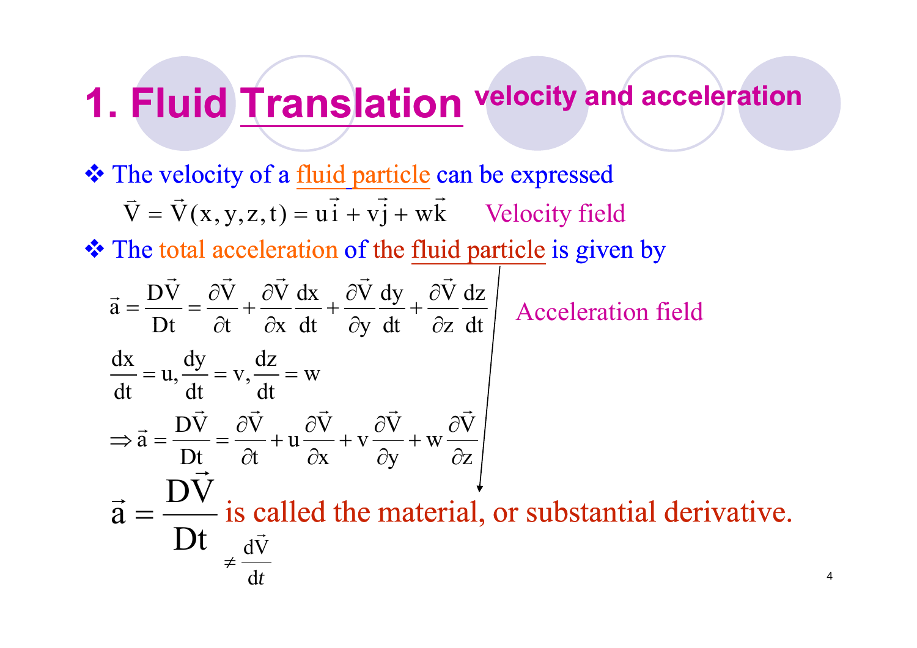# 1. Fluid Translation velocity and acceleration

- The velocity of a fluid particle can be expressed

$$\vec{V} = \vec{V}(x, y, z, t) = u\vec{i} + v\vec{j} + w\vec{k} \qquad \text{Velocity field}$$

- The total acceleration of the fluid particle is given by

$$\vec{a} = \frac{D\vec{V}}{Dt} = \frac{\partial \vec{V}}{\partial t} + \frac{\partial \vec{V}}{\partial x}\frac{dx}{dt} + \frac{\partial \vec{V}}{\partial y}\frac{dy}{dt} + \frac{\partial \vec{V}}{\partial z}\frac{dz}{dt} \qquad \text{Acceleration field}$$

$$\frac{dx}{dt} = u, \frac{dy}{dt} = v, \frac{dz}{dt} = w$$

$$\Rightarrow \vec{a} = \frac{D\vec{V}}{Dt} = \frac{\partial \vec{V}}{\partial t} + u\frac{\partial \vec{V}}{\partial x} + v\frac{\partial \vec{V}}{\partial y} + w\frac{\partial \vec{V}}{\partial z}$$

$\vec{a} = \dfrac{D\vec{V}}{Dt}$ is called the material, or substantial derivative.

$$\neq \frac{d\vec{V}}{dt}$$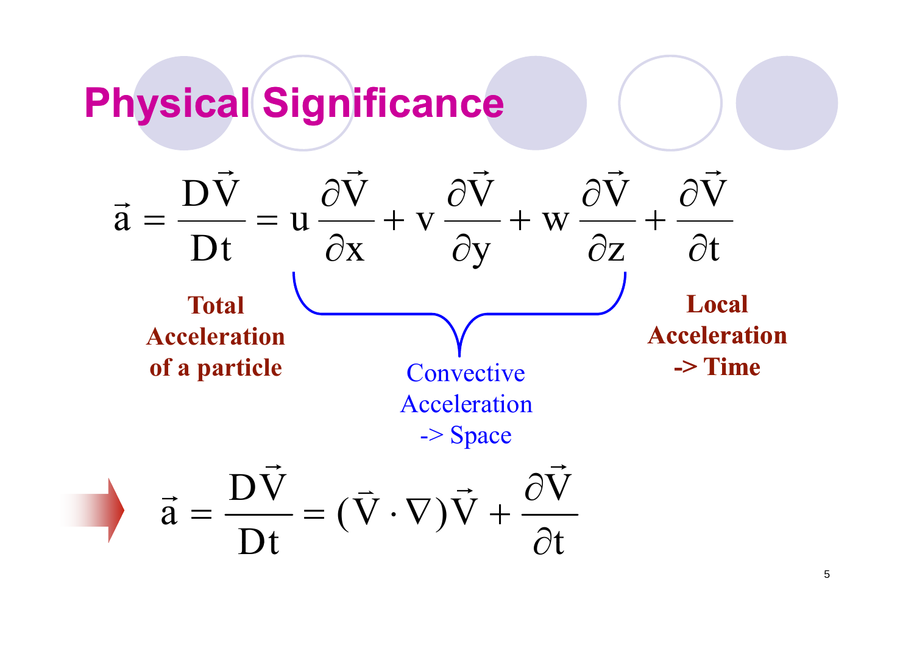# Physical Significance

$$\vec{a} = \frac{D\vec{V}}{Dt} = u\frac{\partial \vec{V}}{\partial x} + v\frac{\partial \vec{V}}{\partial y} + w\frac{\partial \vec{V}}{\partial z} + \frac{\partial \vec{V}}{\partial t}$$

**Total Acceleration of a particle**

Convective Acceleration -> Space

**Local Acceleration -> Time**

$$\vec{a} = \frac{D\vec{V}}{Dt} = (\vec{V} \cdot \nabla)\vec{V} + \frac{\partial \vec{V}}{\partial t}$$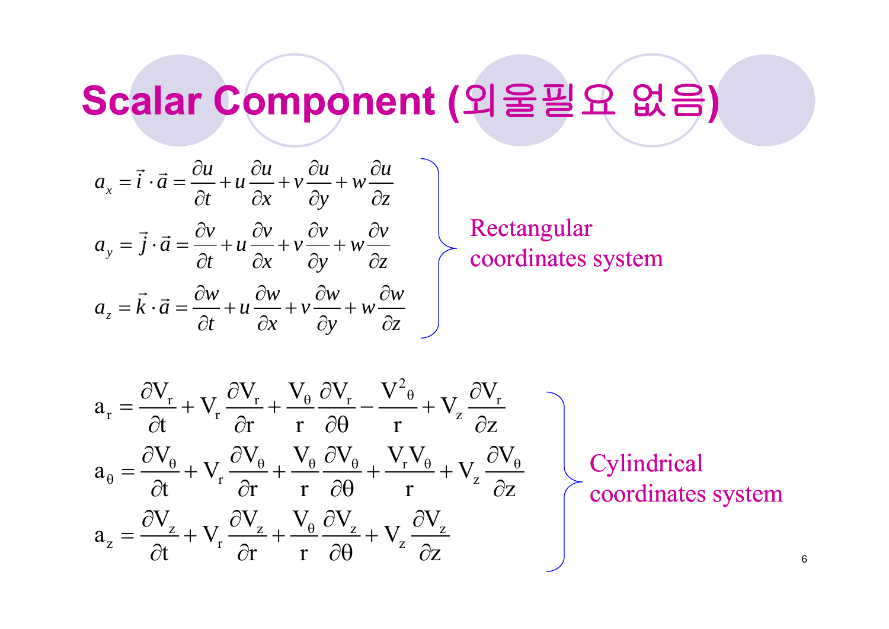# Scalar Component (외울필요 없음)

$$a_x = \vec{i} \cdot \vec{a} = \frac{\partial u}{\partial t} + u\frac{\partial u}{\partial x} + v\frac{\partial u}{\partial y} + w\frac{\partial u}{\partial z}$$

$$a_y = \vec{j} \cdot \vec{a} = \frac{\partial v}{\partial t} + u\frac{\partial v}{\partial x} + v\frac{\partial v}{\partial y} + w\frac{\partial v}{\partial z}$$

$$a_z = \vec{k} \cdot \vec{a} = \frac{\partial w}{\partial t} + u\frac{\partial w}{\partial x} + v\frac{\partial w}{\partial y} + w\frac{\partial w}{\partial z}$$

Rectangular coordinates system

$$a_r = \frac{\partial V_r}{\partial t} + V_r\frac{\partial V_r}{\partial r} + \frac{V_\theta}{r}\frac{\partial V_r}{\partial \theta} - \frac{V^2_\theta}{r} + V_z\frac{\partial V_r}{\partial z}$$

$$a_\theta = \frac{\partial V_\theta}{\partial t} + V_r\frac{\partial V_\theta}{\partial r} + \frac{V_\theta}{r}\frac{\partial V_\theta}{\partial \theta} + \frac{V_r V_\theta}{r} + V_z\frac{\partial V_\theta}{\partial z}$$

$$a_z = \frac{\partial V_z}{\partial t} + V_r\frac{\partial V_z}{\partial r} + \frac{V_\theta}{r}\frac{\partial V_z}{\partial \theta} + V_z\frac{\partial V_z}{\partial z}$$

Cylindrical coordinates system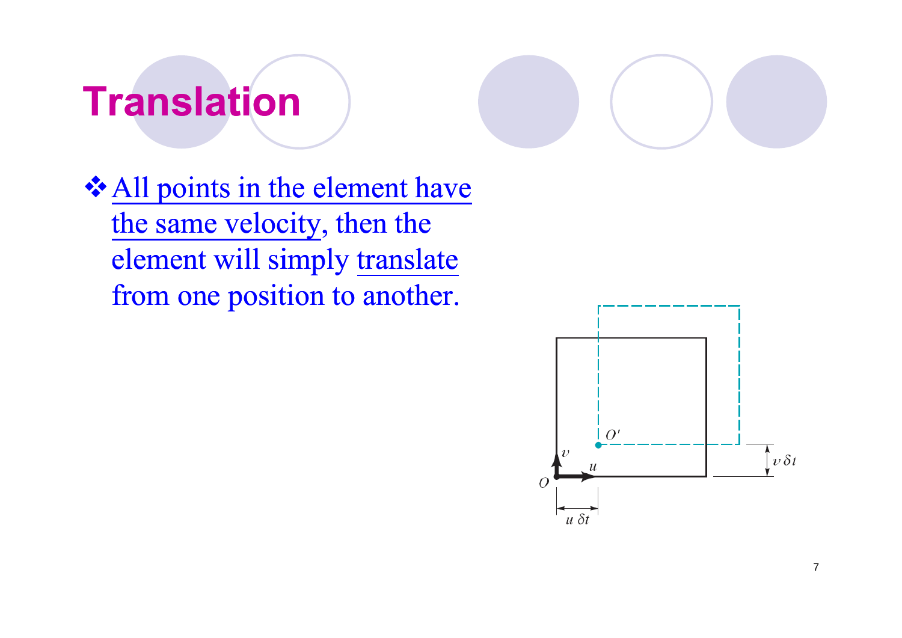# Translation

❖ All points in the element have the same velocity, then the element will simply translate from one position to another.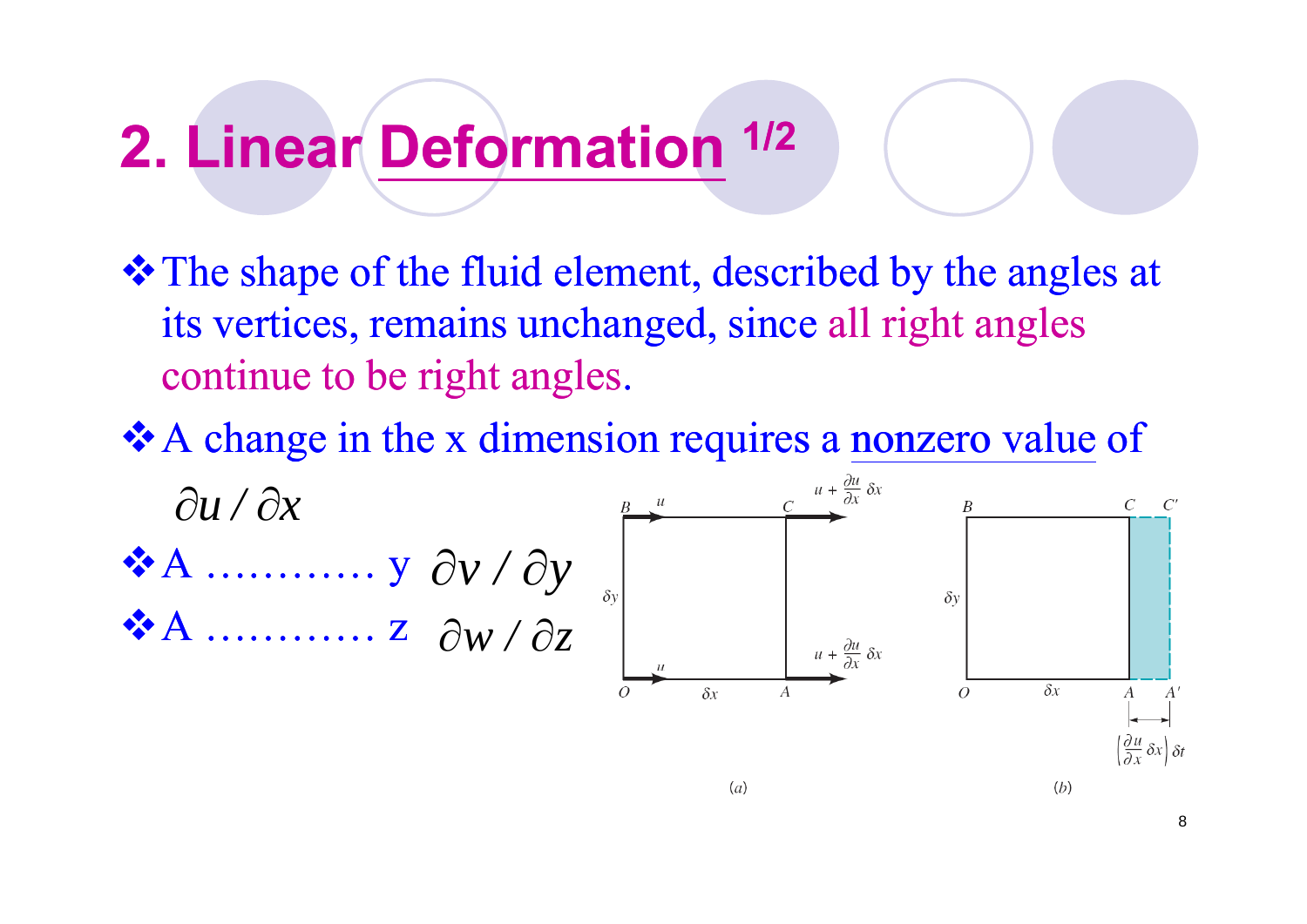# 2. Linear Deformation 1/2

- The shape of the fluid element, described by the angles at its vertices, remains unchanged, since all right angles continue to be right angles.
- A change in the x dimension requires a nonzero value of $\partial u / \partial x$
- A ………… y $\partial v / \partial y$
- A ………… z $\partial w / \partial z$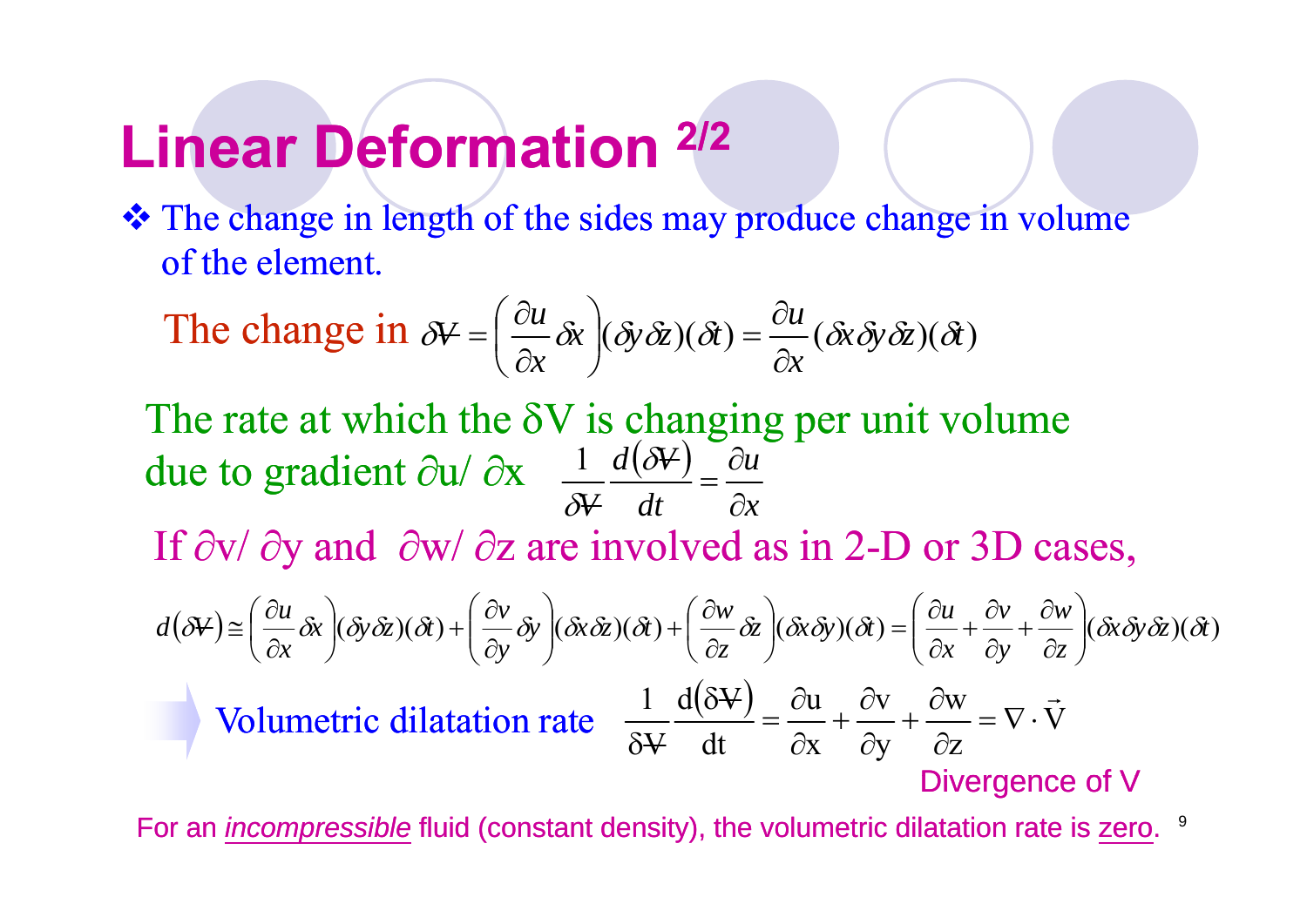# Linear Deformation 2/2

- The change in length of the sides may produce change in volume of the element.

The change in $\delta \forall = \left( \frac{\partial u}{\partial x} \delta x \right) (\delta y \delta z)(\delta t) = \frac{\partial u}{\partial x} (\delta x \delta y \delta z)(\delta t)$

The rate at which the $\delta V$ is changing per unit volume due to gradient $\partial u / \partial x$ $\quad \frac{1}{\delta \forall} \frac{d(\delta \forall)}{dt} = \frac{\partial u}{\partial x}$

If $\partial v / \partial y$ and $\partial w / \partial z$ are involved as in 2-D or 3D cases,

$$d(\delta \forall) \cong \left( \frac{\partial u}{\partial x} \delta x \right) (\delta y \delta z)(\delta t) + \left( \frac{\partial v}{\partial y} \delta y \right) (\delta x \delta z)(\delta t) + \left( \frac{\partial w}{\partial z} \delta z \right) (\delta x \delta y)(\delta t) = \left( \frac{\partial u}{\partial x} + \frac{\partial v}{\partial y} + \frac{\partial w}{\partial z} \right) (\delta x \delta y \delta z)(\delta t)$$

Volumetric dilatation rate $\quad \frac{1}{\delta \forall} \frac{d(\delta \forall)}{dt} = \frac{\partial u}{\partial x} + \frac{\partial v}{\partial y} + \frac{\partial w}{\partial z} = \nabla \cdot \vec{V}$

Divergence of V

For an *incompressible* fluid (constant density), the volumetric dilatation rate is zero.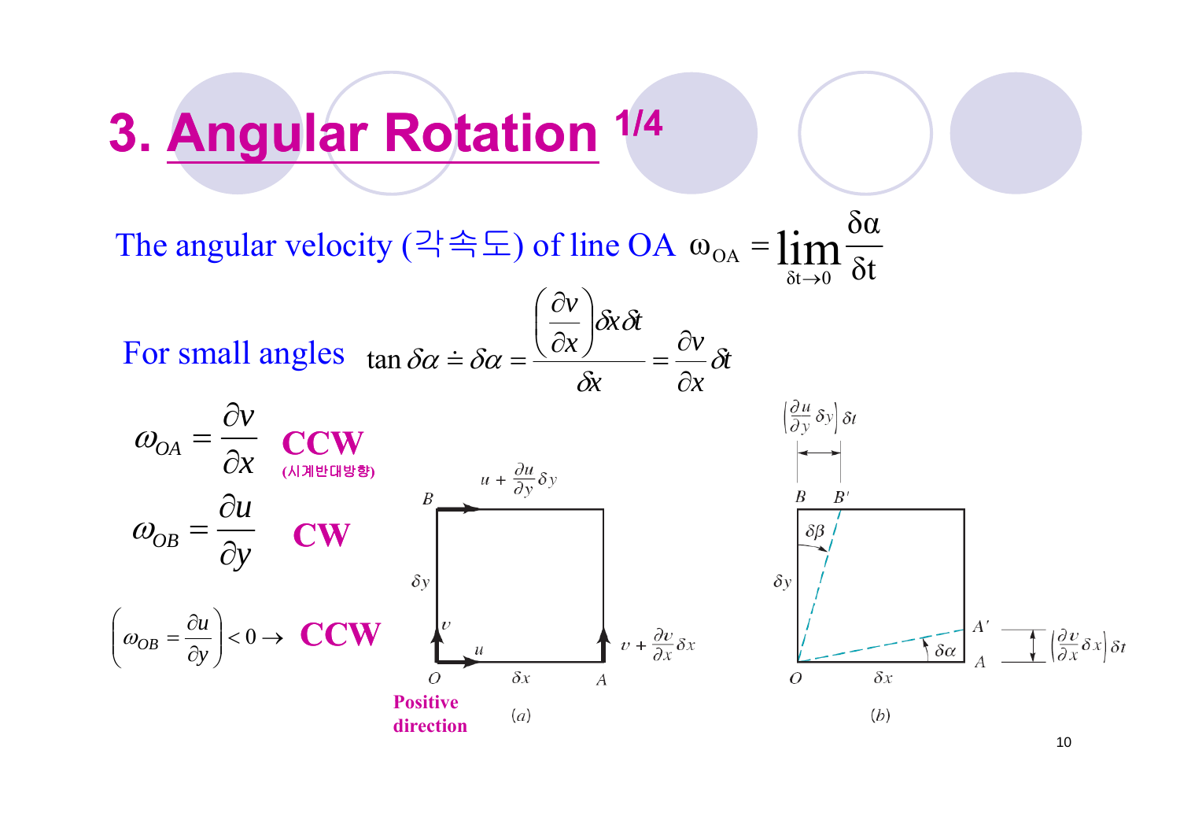# 3. Angular Rotation 1/4

The angular velocity (각속도) of line OA $\omega_{OA} = \lim_{\delta t \to 0} \frac{\delta \alpha}{\delta t}$

For small angles $\tan \delta\alpha \doteq \delta\alpha = \dfrac{\left(\frac{\partial v}{\partial x}\right)\delta x \delta t}{\delta x} = \dfrac{\partial v}{\partial x}\delta t$

$$\omega_{OA} = \frac{\partial v}{\partial x}$$ **CCW** **(시계반대방향)**

$$\omega_{OB} = \frac{\partial u}{\partial y}$$ **CW**

$$\left(\omega_{OB} = \frac{\partial u}{\partial y}\right) < 0 \rightarrow$$ **CCW**

(a) Labels: $u + \frac{\partial u}{\partial y}\delta y$, B, $\delta y$, $v$, $u$, O, $\delta x$, A, $v + \frac{\partial v}{\partial x}\delta x$. **Positive direction**

(b) Labels: $\left(\frac{\partial u}{\partial y}\delta y\right)\delta t$, B, B′, $\delta\beta$, $\delta y$, A′, A, $\delta\alpha$, O, $\delta x$, $\left(\frac{\partial v}{\partial x}\delta x\right)\delta t$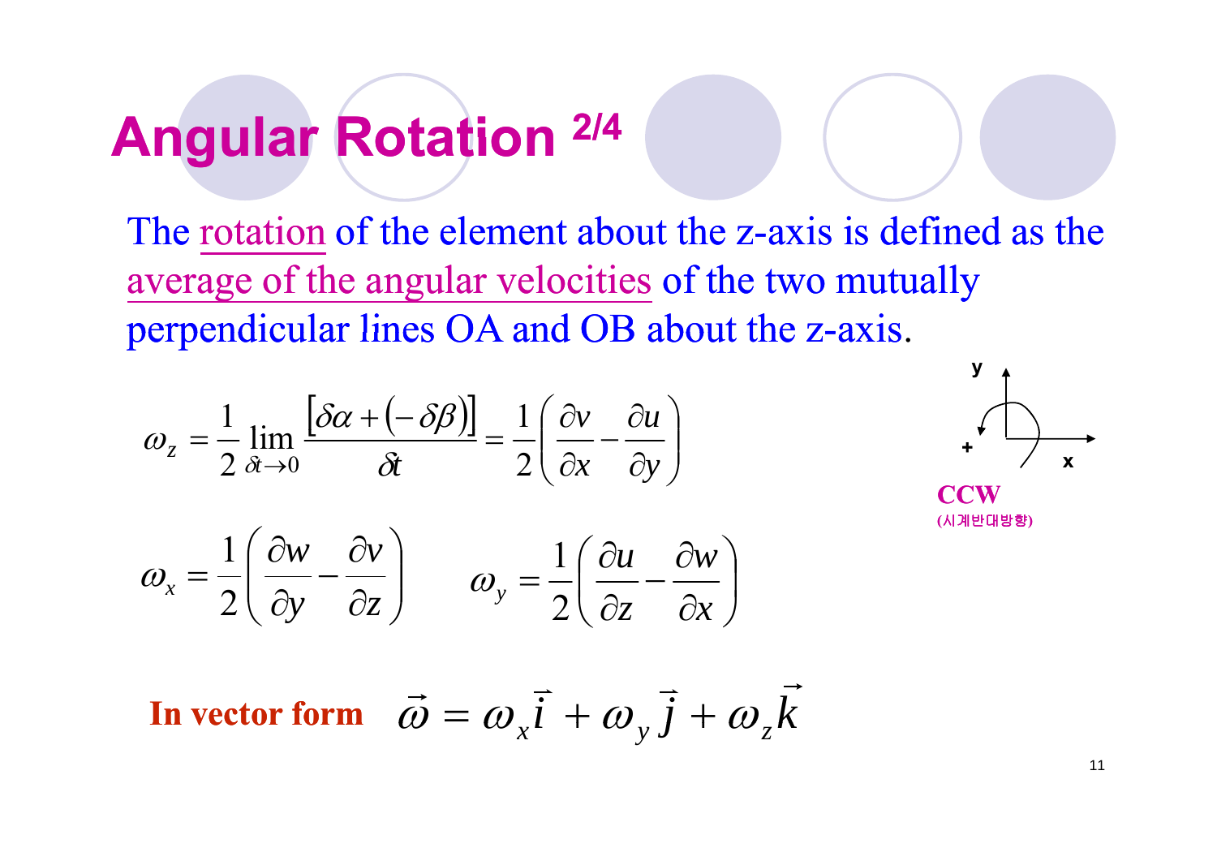# Angular Rotation 2/4

The rotation of the element about the z-axis is defined as the average of the angular velocities of the two mutually perpendicular lines OA and OB about the z-axis.

$$\omega_z = \frac{1}{2} \lim_{\delta t \to 0} \frac{\left[\delta\alpha + \left(-\delta\beta\right)\right]}{\delta t} = \frac{1}{2}\left(\frac{\partial v}{\partial x} - \frac{\partial u}{\partial y}\right)$$

y

\+ x

**CCW**

(시계반대방향)

$$\omega_x = \frac{1}{2}\left(\frac{\partial w}{\partial y} - \frac{\partial v}{\partial z}\right) \qquad \omega_y = \frac{1}{2}\left(\frac{\partial u}{\partial z} - \frac{\partial w}{\partial x}\right)$$

**In vector form** $\vec{\omega} = \omega_x \vec{i} + \omega_y \vec{j} + \omega_z \vec{k}$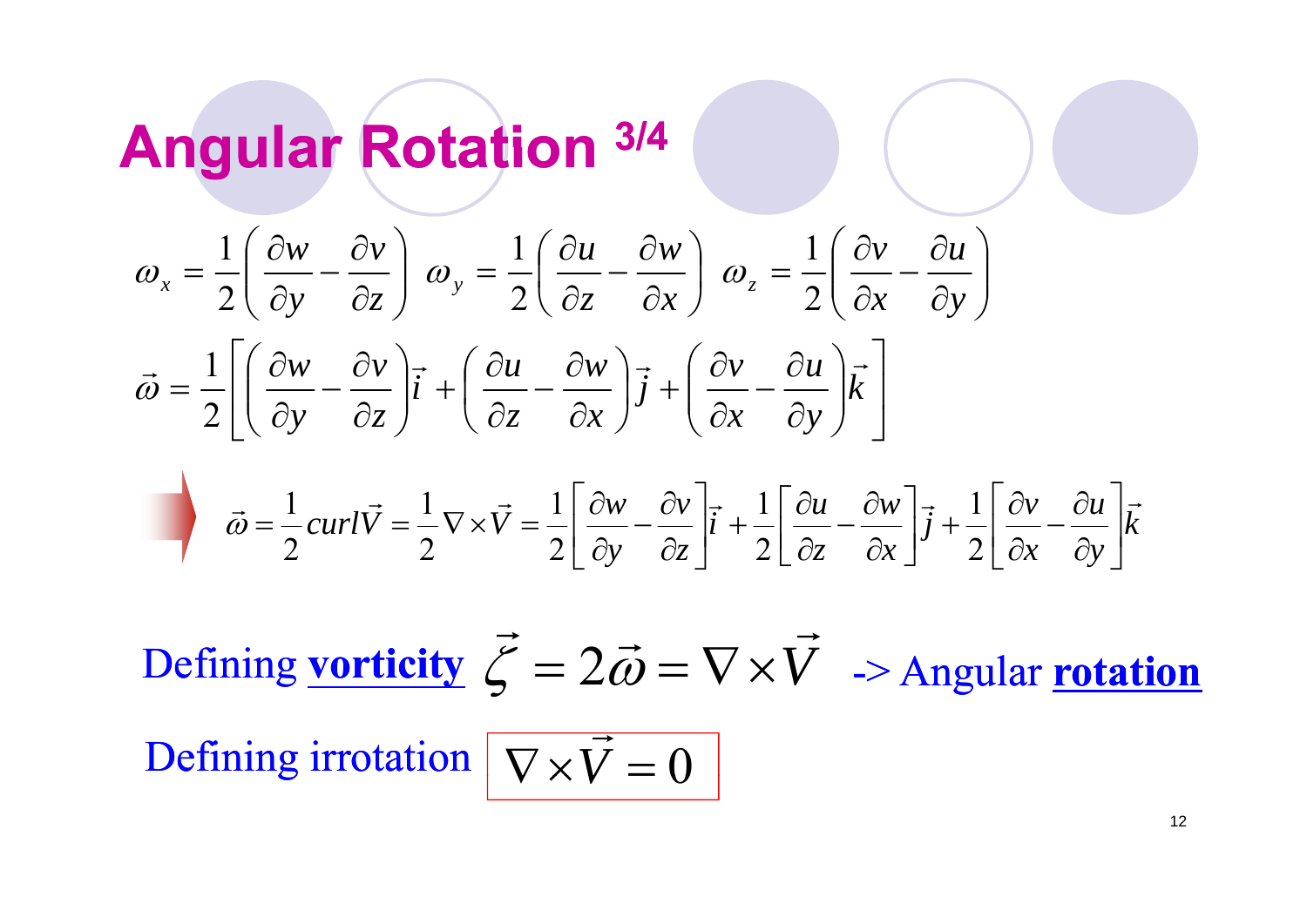# Angular Rotation 3/4

$$\omega_x = \frac{1}{2}\left(\frac{\partial w}{\partial y} - \frac{\partial v}{\partial z}\right) \quad \omega_y = \frac{1}{2}\left(\frac{\partial u}{\partial z} - \frac{\partial w}{\partial x}\right) \quad \omega_z = \frac{1}{2}\left(\frac{\partial v}{\partial x} - \frac{\partial u}{\partial y}\right)$$

$$\vec{\omega} = \frac{1}{2}\left[\left(\frac{\partial w}{\partial y} - \frac{\partial v}{\partial z}\right)\vec{i} + \left(\frac{\partial u}{\partial z} - \frac{\partial w}{\partial x}\right)\vec{j} + \left(\frac{\partial v}{\partial x} - \frac{\partial u}{\partial y}\right)\vec{k}\right]$$

$$\vec{\omega} = \frac{1}{2} curl\vec{V} = \frac{1}{2}\nabla \times \vec{V} = \frac{1}{2}\left[\frac{\partial w}{\partial y} - \frac{\partial v}{\partial z}\right]\vec{i} + \frac{1}{2}\left[\frac{\partial u}{\partial z} - \frac{\partial w}{\partial x}\right]\vec{j} + \frac{1}{2}\left[\frac{\partial v}{\partial x} - \frac{\partial u}{\partial y}\right]\vec{k}$$

Defining **vorticity** $\vec{\zeta} = 2\vec{\omega} = \nabla \times \vec{V}$ -> Angular **rotation**

Defining irrotation $\nabla \times \vec{V} = 0$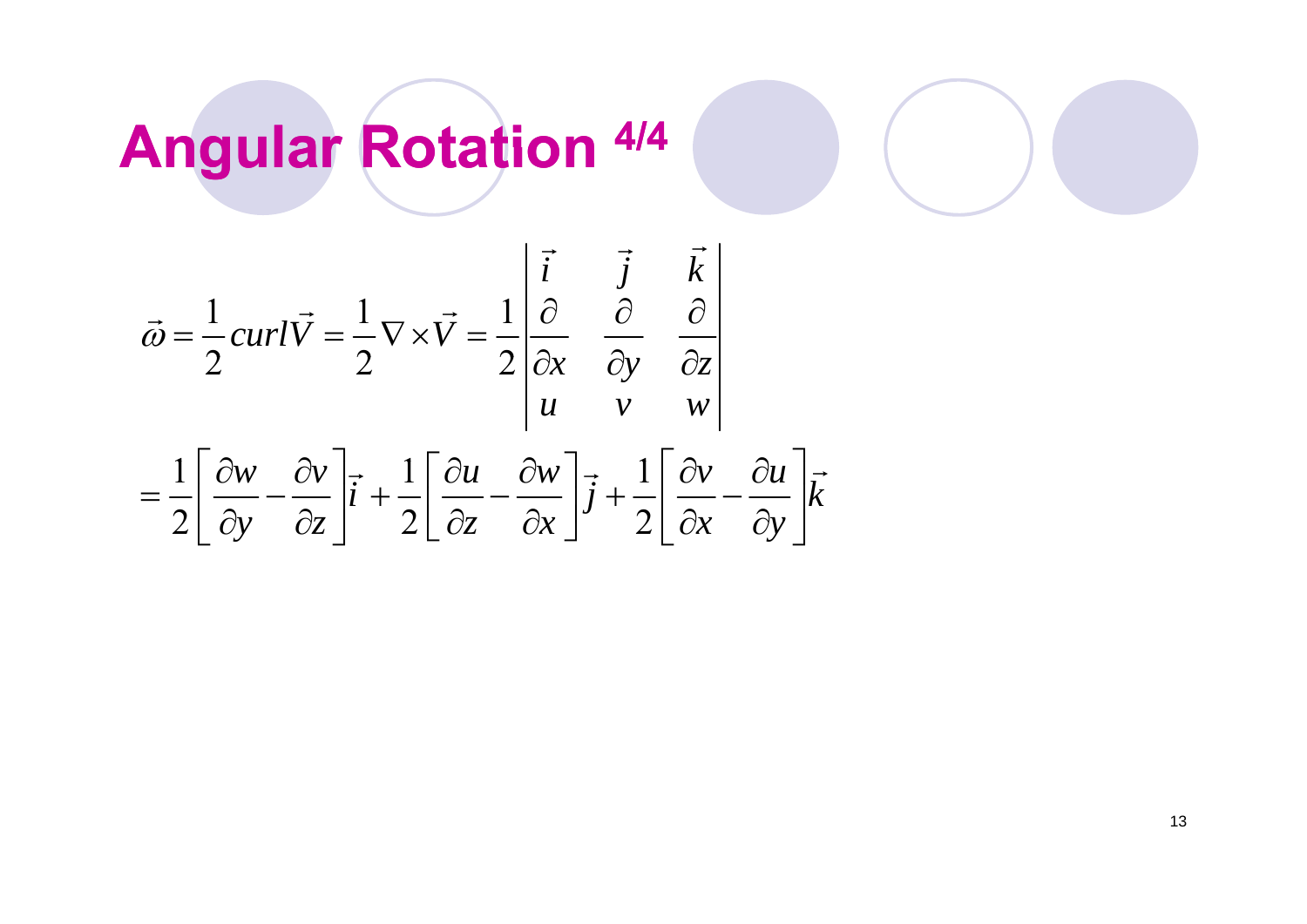# Angular Rotation 4/4

$$\vec{\omega} = \frac{1}{2} curl\vec{V} = \frac{1}{2}\nabla \times \vec{V} = \frac{1}{2}\begin{vmatrix} \vec{i} & \vec{j} & \vec{k} \\ \frac{\partial}{\partial x} & \frac{\partial}{\partial y} & \frac{\partial}{\partial z} \\ u & v & w \end{vmatrix}$$

$$= \frac{1}{2}\left[\frac{\partial w}{\partial y} - \frac{\partial v}{\partial z}\right]\vec{i} + \frac{1}{2}\left[\frac{\partial u}{\partial z} - \frac{\partial w}{\partial x}\right]\vec{j} + \frac{1}{2}\left[\frac{\partial v}{\partial x} - \frac{\partial u}{\partial y}\right]\vec{k}$$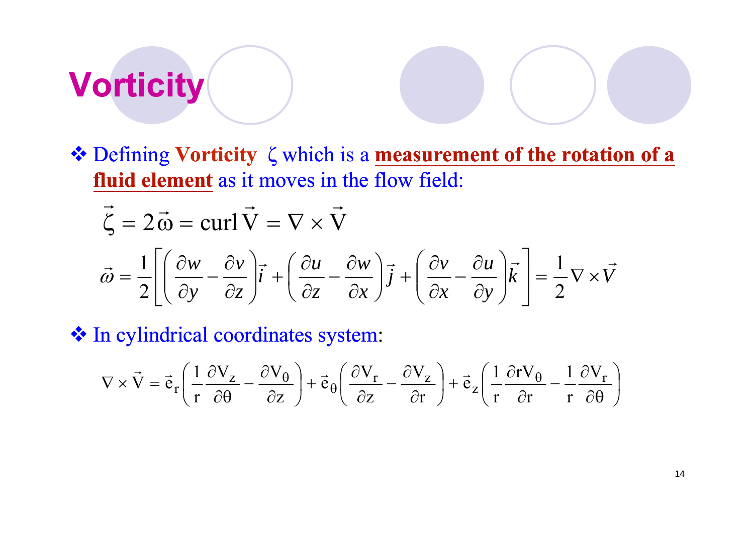# Vorticity

- Defining **Vorticity** $\zeta$ which is a **measurement of the rotation of a fluid element** as it moves in the flow field:

$$\vec{\zeta} = 2\vec{\omega} = \text{curl}\,\vec{V} = \nabla \times \vec{V}$$

$$\vec{\omega} = \frac{1}{2}\left[\left(\frac{\partial w}{\partial y} - \frac{\partial v}{\partial z}\right)\vec{i} + \left(\frac{\partial u}{\partial z} - \frac{\partial w}{\partial x}\right)\vec{j} + \left(\frac{\partial v}{\partial x} - \frac{\partial u}{\partial y}\right)\vec{k}\right] = \frac{1}{2}\nabla \times \vec{V}$$

- In cylindrical coordinates system:

$$\nabla \times \vec{V} = \vec{e}_r\left(\frac{1}{r}\frac{\partial V_z}{\partial \theta} - \frac{\partial V_\theta}{\partial z}\right) + \vec{e}_\theta\left(\frac{\partial V_r}{\partial z} - \frac{\partial V_z}{\partial r}\right) + \vec{e}_z\left(\frac{1}{r}\frac{\partial r V_\theta}{\partial r} - \frac{1}{r}\frac{\partial V_r}{\partial \theta}\right)$$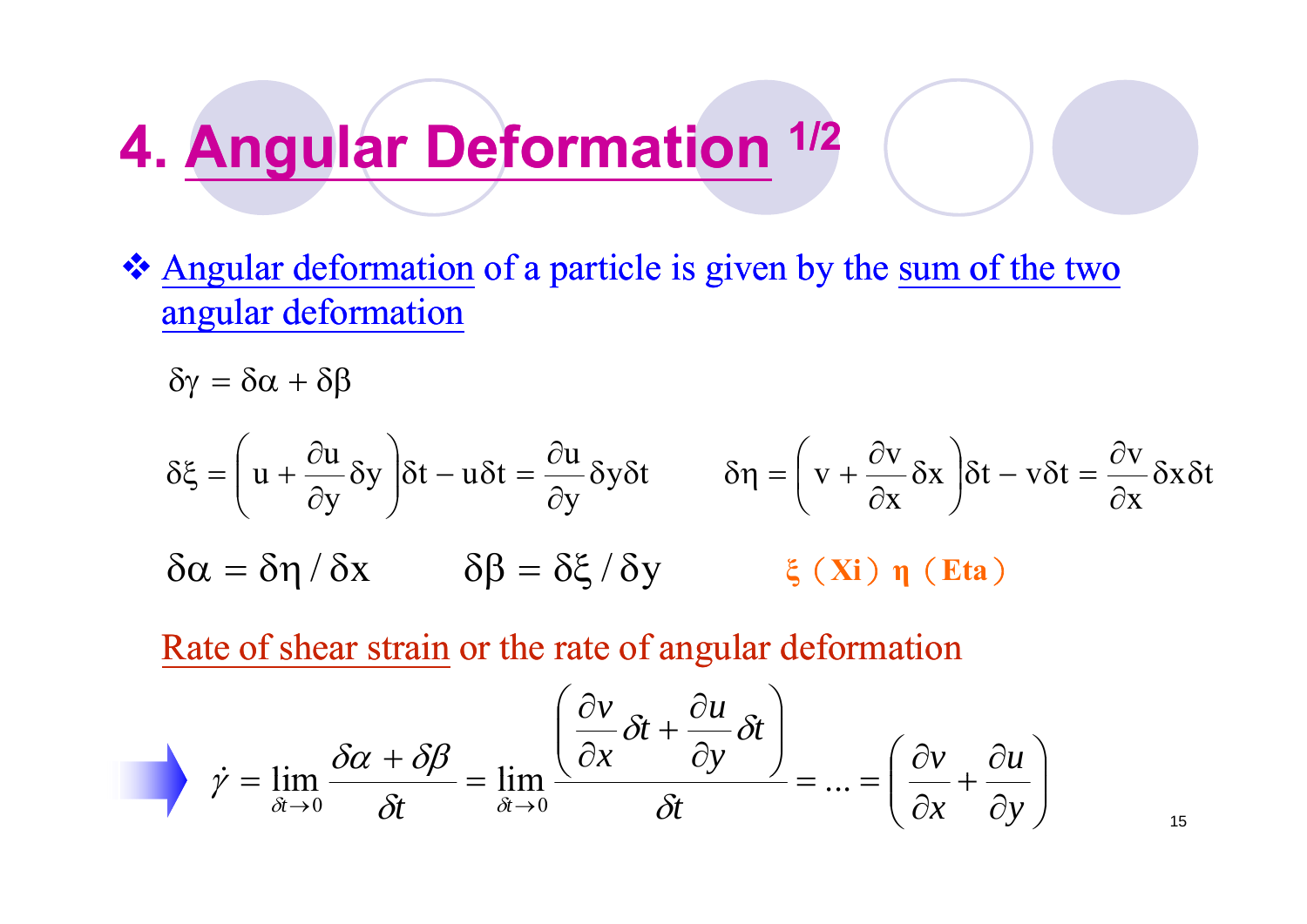# 4. Angular Deformation 1/2

- Angular deformation of a particle is given by the sum of the two angular deformation

$$\delta\gamma = \delta\alpha + \delta\beta$$

$$\delta\xi = \left( u + \frac{\partial u}{\partial y}\delta y \right)\delta t - u\delta t = \frac{\partial u}{\partial y}\delta y \delta t \qquad \delta\eta = \left( v + \frac{\partial v}{\partial x}\delta x \right)\delta t - v\delta t = \frac{\partial v}{\partial x}\delta x \delta t$$

$$\delta\alpha = \delta\eta / \delta x \qquad \delta\beta = \delta\xi / \delta y$$

**ξ（Xi）η（Eta）**

Rate of shear strain or the rate of angular deformation

$$\dot{\gamma} = \lim_{\delta t \to 0} \frac{\delta\alpha + \delta\beta}{\delta t} = \lim_{\delta t \to 0} \frac{\left( \frac{\partial v}{\partial x}\delta t + \frac{\partial u}{\partial y}\delta t \right)}{\delta t} = \ldots = \left( \frac{\partial v}{\partial x} + \frac{\partial u}{\partial y} \right)$$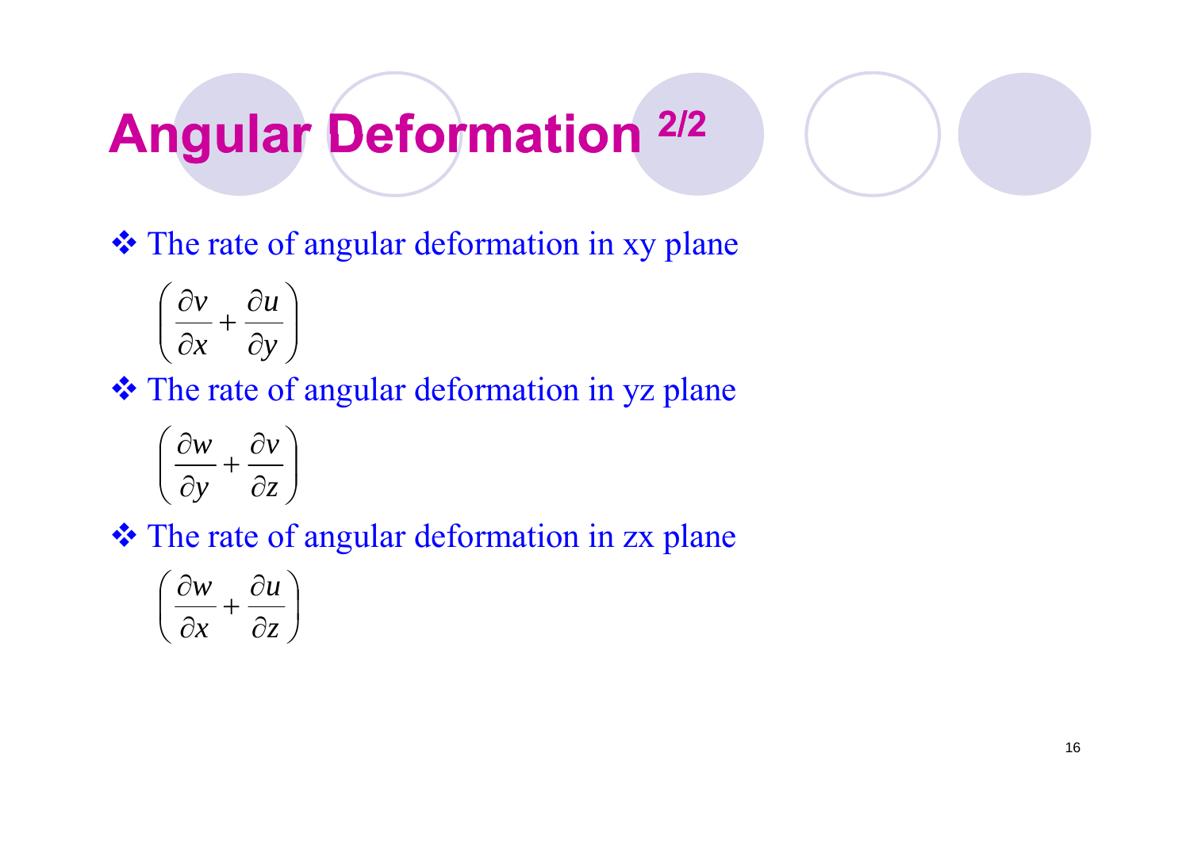# Angular Deformation 2/2

- The rate of angular deformation in xy plane

$$\left(\frac{\partial v}{\partial x} + \frac{\partial u}{\partial y}\right)$$

- The rate of angular deformation in yz plane

$$\left(\frac{\partial w}{\partial y} + \frac{\partial v}{\partial z}\right)$$

- The rate of angular deformation in zx plane

$$\left(\frac{\partial w}{\partial x} + \frac{\partial u}{\partial z}\right)$$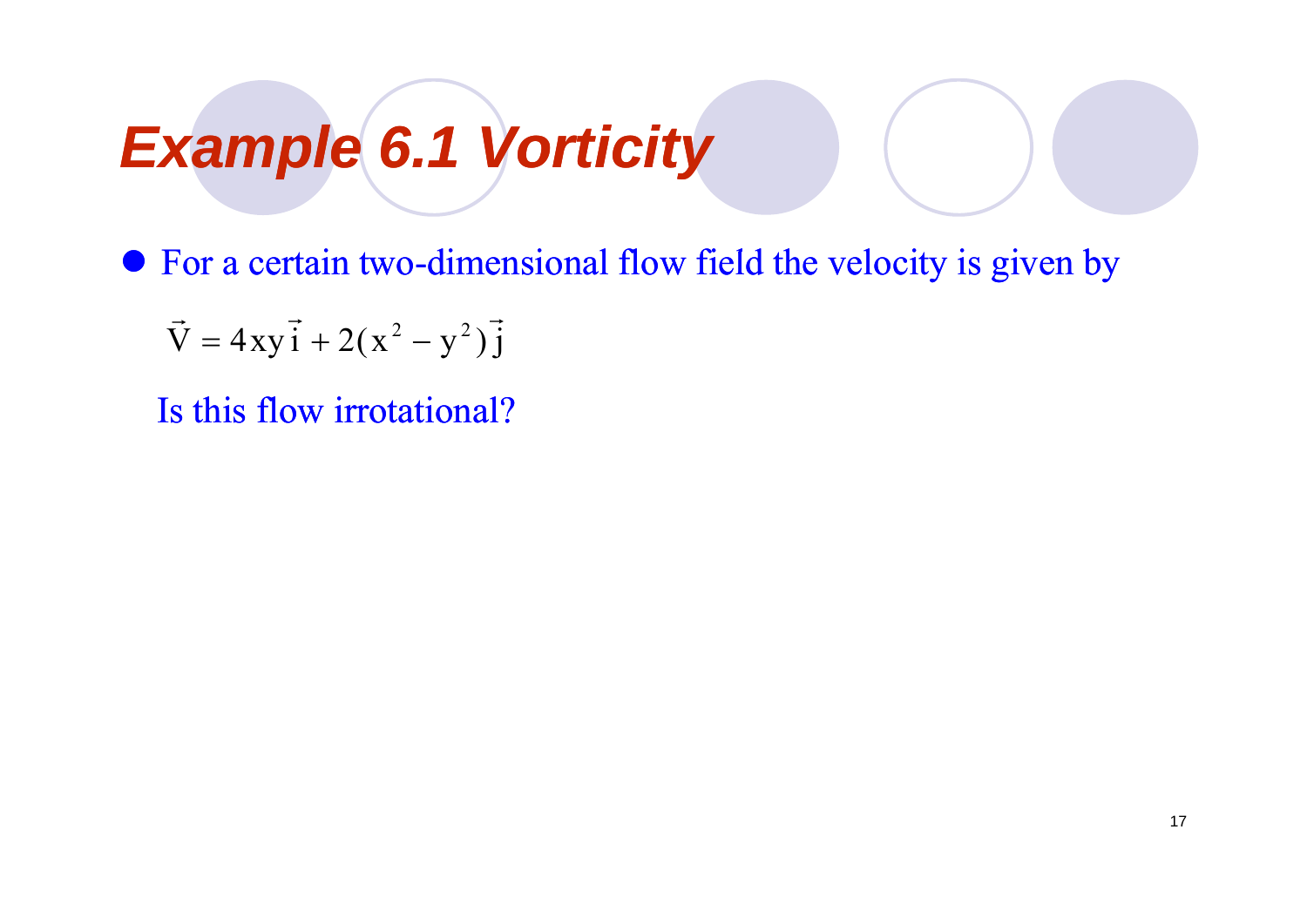# Example 6.1 Vorticity

- For a certain two-dimensional flow field the velocity is given by

$$\vec{V} = 4xy\,\vec{i} + 2(x^2 - y^2)\,\vec{j}$$

Is this flow irrotational?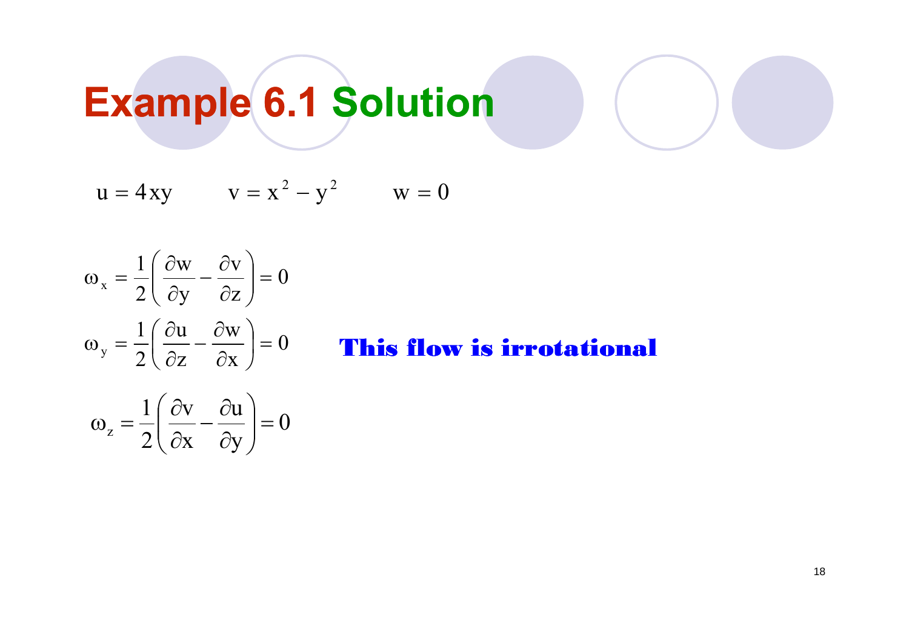# Example 6.1 Solution

$$u = 4xy \qquad v = x^2 - y^2 \qquad w = 0$$

$$\omega_x = \frac{1}{2}\left(\frac{\partial w}{\partial y} - \frac{\partial v}{\partial z}\right) = 0$$

$$\omega_y = \frac{1}{2}\left(\frac{\partial u}{\partial z} - \frac{\partial w}{\partial x}\right) = 0$$

**This flow is irrotational**

$$\omega_z = \frac{1}{2}\left(\frac{\partial v}{\partial x} - \frac{\partial u}{\partial y}\right) = 0$$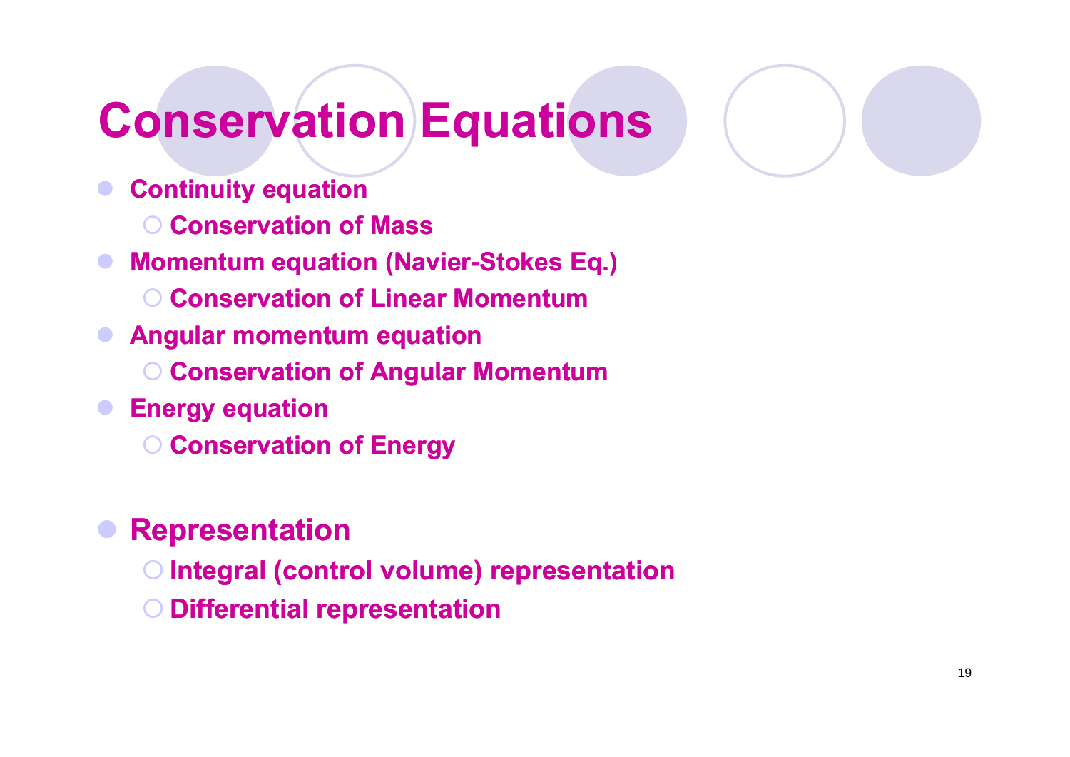# Conservation Equations

- **Continuity equation**
  - **Conservation of Mass**
- **Momentum equation (Navier-Stokes Eq.)**
  - **Conservation of Linear Momentum**
- **Angular momentum equation**
  - **Conservation of Angular Momentum**
- **Energy equation**
  - **Conservation of Energy**

- **Representation**
  - **Integral (control volume) representation**
  - **Differential representation**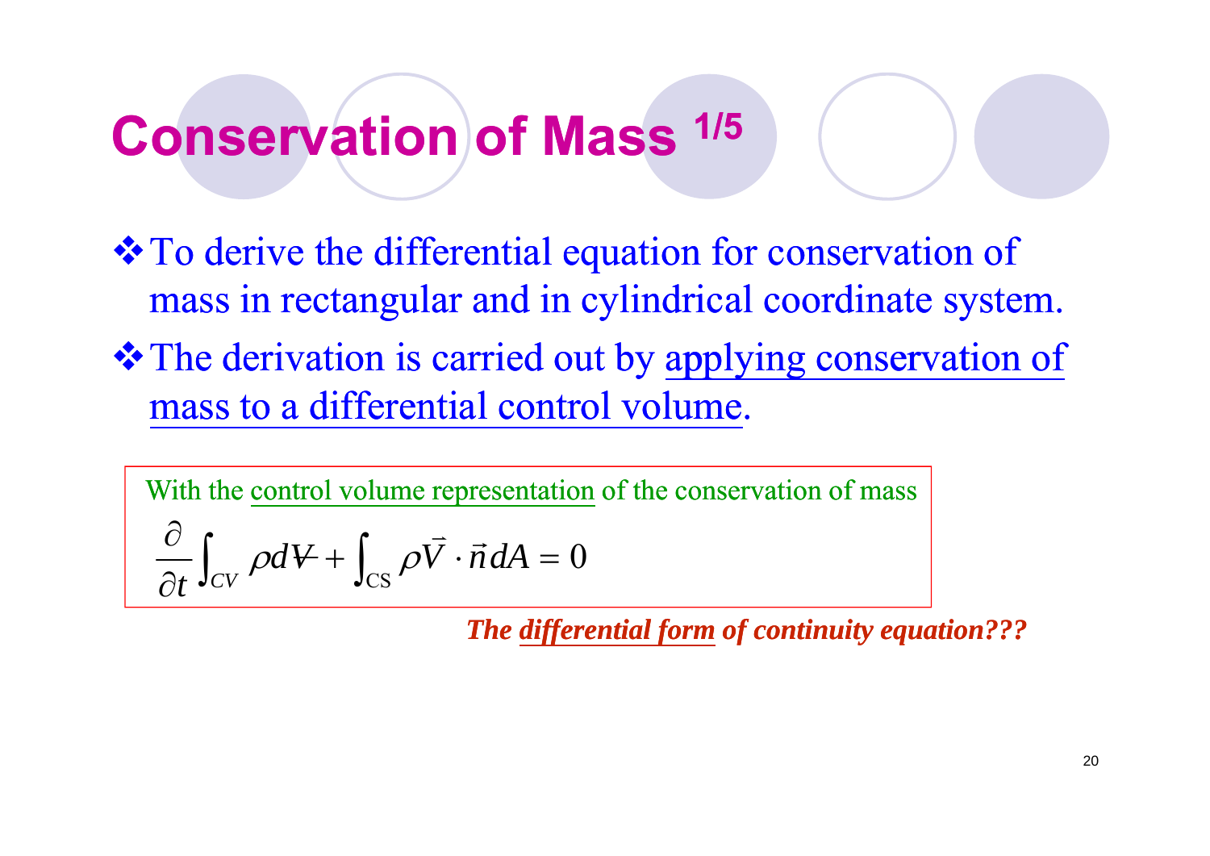# Conservation of Mass 1/5

- To derive the differential equation for conservation of mass in rectangular and in cylindrical coordinate system.
- The derivation is carried out by applying conservation of mass to a differential control volume.

With the control volume representation of the conservation of mass

$$\frac{\partial}{\partial t}\int_{CV} \rho d\forall + \int_{\text{CS}} \rho \vec{V} \cdot \vec{n}\, dA = 0$$

***The differential form of continuity equation???***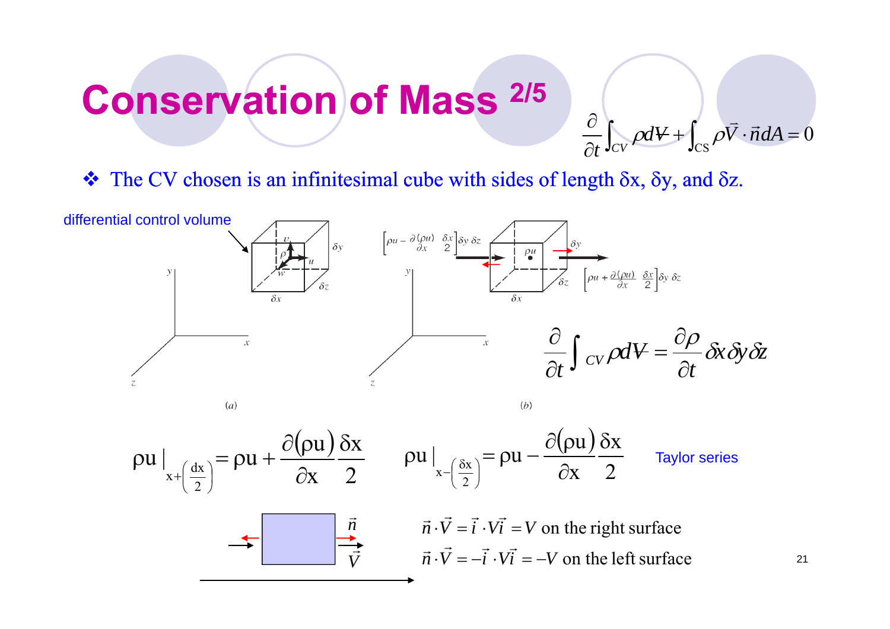# Conservation of Mass [2/5]

$$\frac{\partial}{\partial t}\int_{CV} \rho d\forall + \int_{CS} \rho \vec{V} \cdot \vec{n} dA = 0$$

❖ The CV chosen is an infinitesimal cube with sides of length $\delta x$, $\delta y$, and $\delta z$.

differential control volume

$\left[\rho u - \frac{\partial(\rho u)}{\partial x}\frac{\delta x}{2}\right]\delta y\,\delta z$ $\qquad$ $\left[\rho u + \frac{\partial(\rho u)}{\partial x}\frac{\delta x}{2}\right]\delta y\,\delta z$

(a) $\qquad$ (b)

$$\frac{\partial}{\partial t}\int_{CV} \rho d\forall = \frac{\partial \rho}{\partial t}\delta x \delta y \delta z$$

$$\rho u \big|_{x+\left(\frac{dx}{2}\right)} = \rho u + \frac{\partial(\rho u)}{\partial x}\frac{\delta x}{2} \qquad \rho u \big|_{x-\left(\frac{\delta x}{2}\right)} = \rho u - \frac{\partial(\rho u)}{\partial x}\frac{\delta x}{2}$$

Taylor series

$\vec{n} \cdot \vec{V} = \vec{i} \cdot V\vec{i} = V$ on the right surface

$\vec{n} \cdot \vec{V} = -\vec{i} \cdot V\vec{i} = -V$ on the left surface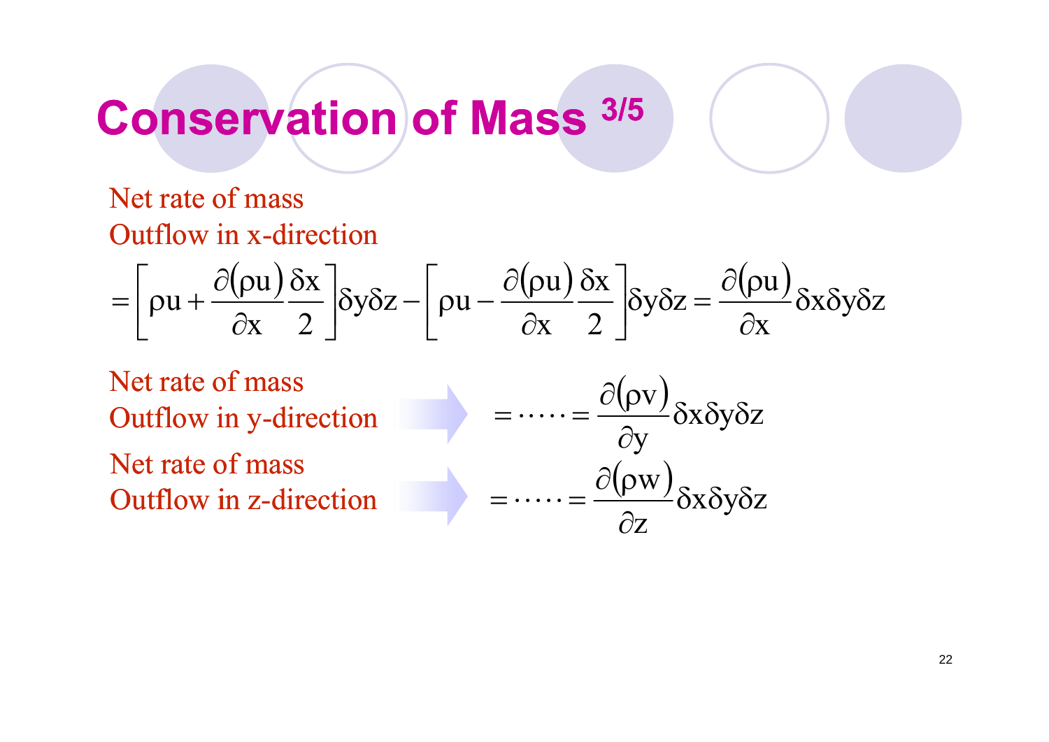# Conservation of Mass 3/5

Net rate of mass
Outflow in x-direction

$$=\left[\rho u+\frac{\partial(\rho u)}{\partial x}\frac{\delta x}{2}\right]\delta y\delta z-\left[\rho u-\frac{\partial(\rho u)}{\partial x}\frac{\delta x}{2}\right]\delta y\delta z=\frac{\partial(\rho u)}{\partial x}\delta x\delta y\delta z$$

Net rate of mass
Outflow in y-direction

$$=\cdots\cdots=\frac{\partial(\rho v)}{\partial y}\delta x\delta y\delta z$$

Net rate of mass
Outflow in z-direction

$$=\cdots\cdots=\frac{\partial(\rho w)}{\partial z}\delta x\delta y\delta z$$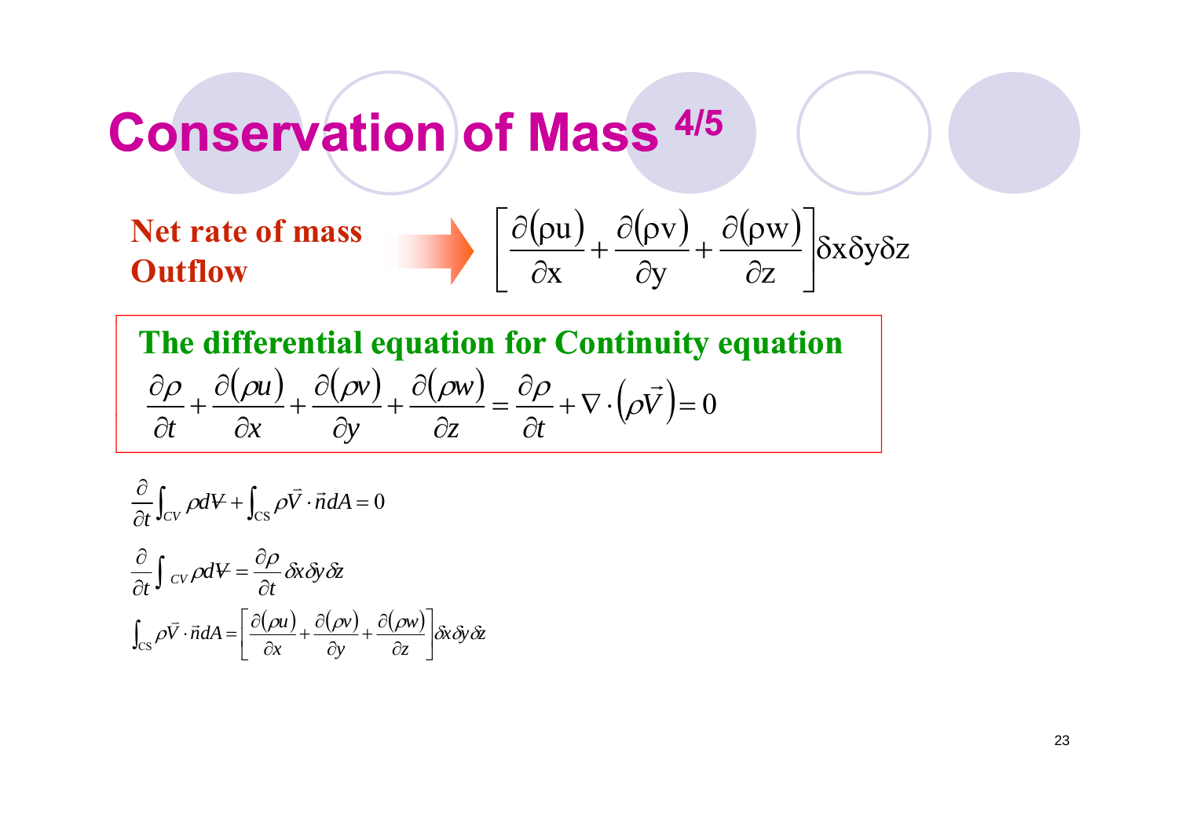# Conservation of Mass 4/5

**Net rate of mass Outflow** →

$$\left[\frac{\partial(\rho u)}{\partial x}+\frac{\partial(\rho v)}{\partial y}+\frac{\partial(\rho w)}{\partial z}\right]\delta x\delta y\delta z$$

**The differential equation for Continuity equation**

$$\frac{\partial \rho}{\partial t}+\frac{\partial(\rho u)}{\partial x}+\frac{\partial(\rho v)}{\partial y}+\frac{\partial(\rho w)}{\partial z}=\frac{\partial \rho}{\partial t}+\nabla\cdot\left(\rho\vec{V}\right)=0$$

$$\frac{\partial}{\partial t}\int_{CV}\rho d\forall+\int_{CS}\rho\vec{V}\cdot\vec{n}dA=0$$

$$\frac{\partial}{\partial t}\int_{CV}\rho d\forall=\frac{\partial \rho}{\partial t}\delta x\delta y\delta z$$

$$\int_{CS}\rho\vec{V}\cdot\vec{n}dA=\left[\frac{\partial(\rho u)}{\partial x}+\frac{\partial(\rho v)}{\partial y}+\frac{\partial(\rho w)}{\partial z}\right]\delta x\delta y\delta z$$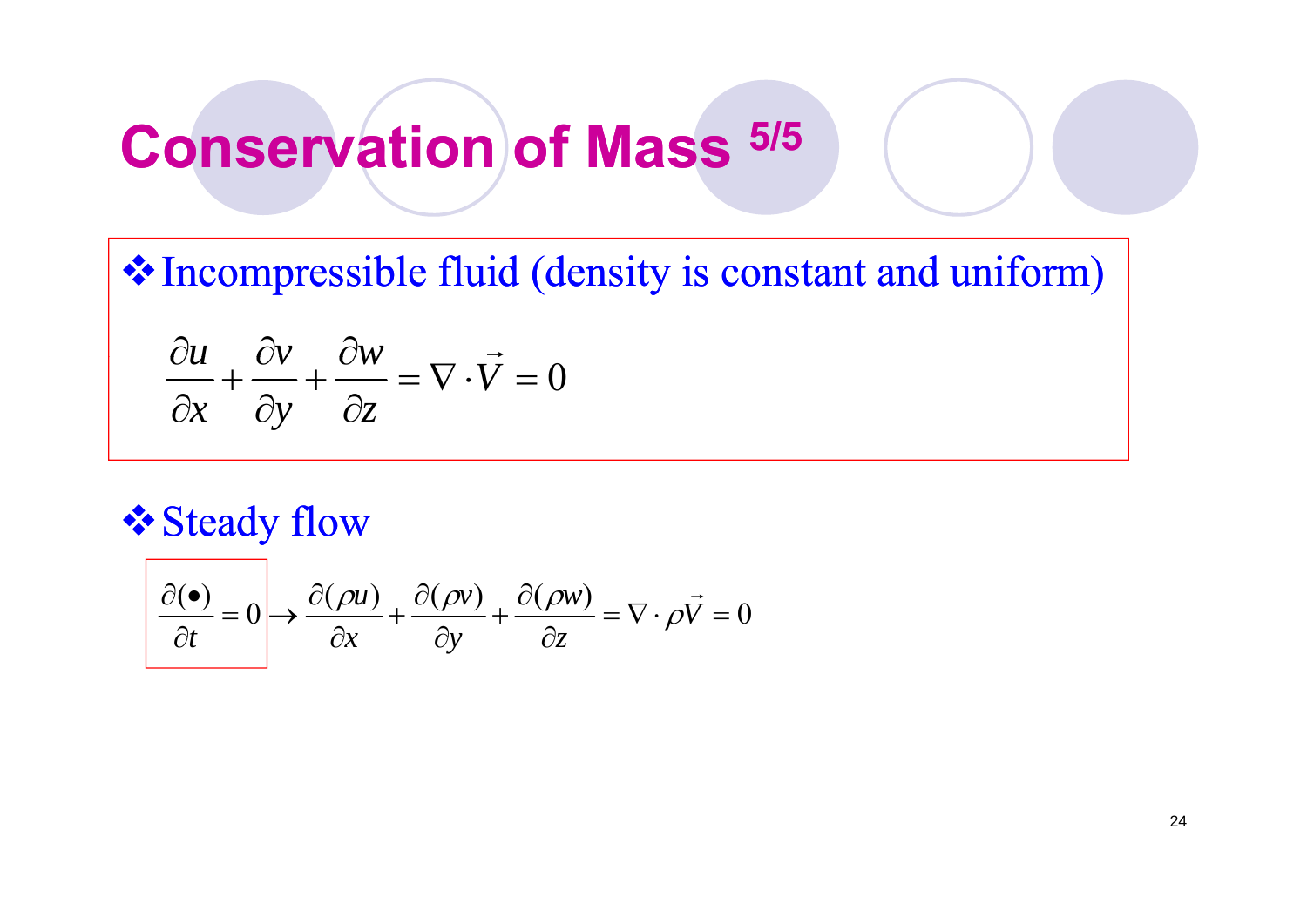# Conservation of Mass 5/5

❖ Incompressible fluid (density is constant and uniform)

$$\frac{\partial u}{\partial x} + \frac{\partial v}{\partial y} + \frac{\partial w}{\partial z} = \nabla \cdot \vec{V} = 0$$

❖ Steady flow

$$\frac{\partial (\bullet)}{\partial t} = 0 \rightarrow \frac{\partial (\rho u)}{\partial x} + \frac{\partial (\rho v)}{\partial y} + \frac{\partial (\rho w)}{\partial z} = \nabla \cdot \rho \vec{V} = 0$$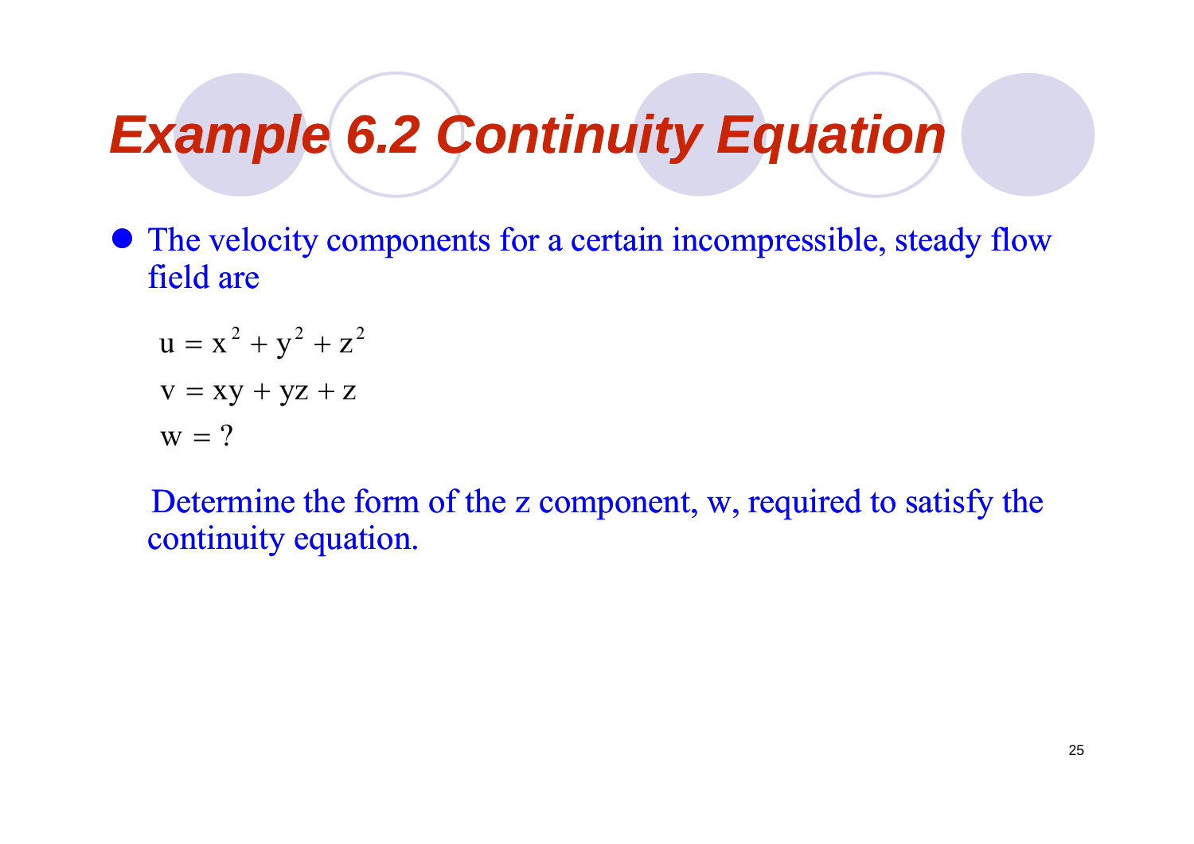# Example 6.2 Continuity Equation

- The velocity components for a certain incompressible, steady flow field are

$$u = x^2 + y^2 + z^2$$

$$v = xy + yz + z$$

$$w = ?$$

Determine the form of the z component, w, required to satisfy the continuity equation.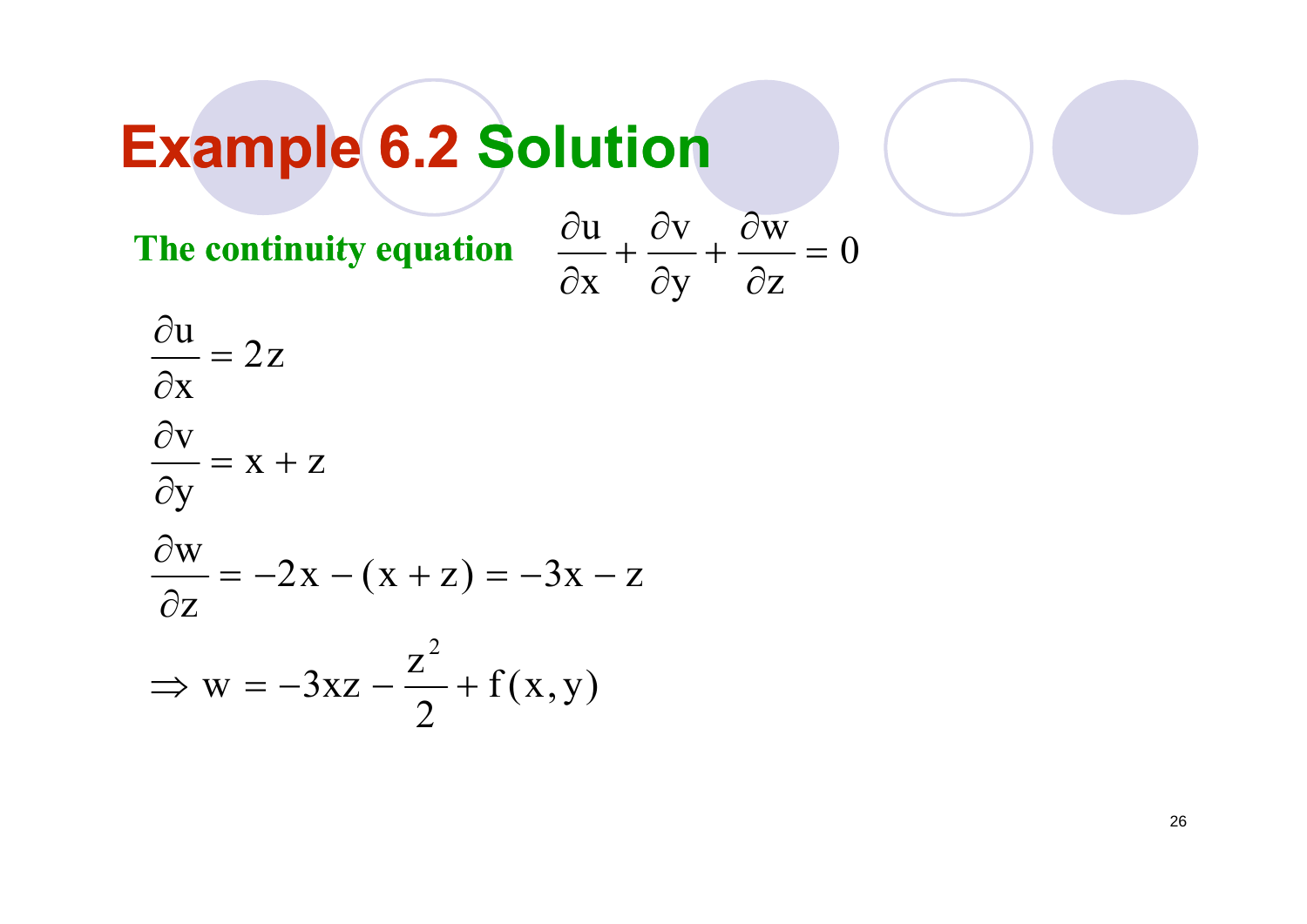# Example 6.2 Solution

**The continuity equation** $\frac{\partial u}{\partial x}+\frac{\partial v}{\partial y}+\frac{\partial w}{\partial z}=0$

$$\frac{\partial u}{\partial x}=2z$$

$$\frac{\partial v}{\partial y}=x+z$$

$$\frac{\partial w}{\partial z}=-2x-(x+z)=-3x-z$$

$$\Rightarrow w=-3xz-\frac{z^2}{2}+f(x,y)$$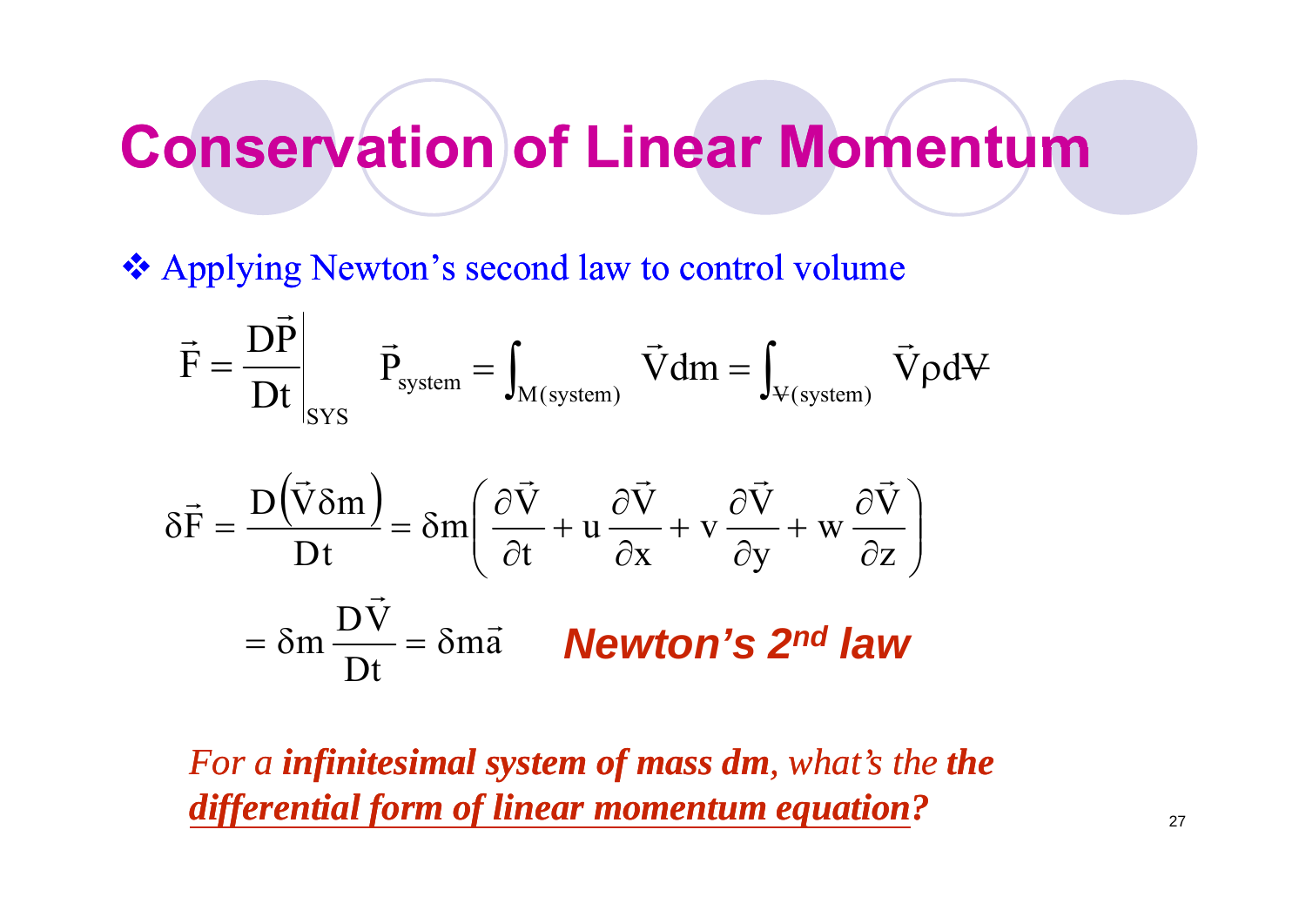# Conservation of Linear Momentum

❖ Applying Newton's second law to control volume

$$\vec{F} = \left.\frac{D\vec{P}}{Dt}\right|_{SYS} \qquad \vec{P}_{system} = \int_{M(system)} \vec{V} dm = \int_{\forall(system)} \vec{V} \rho d\forall$$

$$\delta\vec{F} = \frac{D\left(\vec{V}\delta m\right)}{Dt} = \delta m\left(\frac{\partial \vec{V}}{\partial t} + u\frac{\partial \vec{V}}{\partial x} + v\frac{\partial \vec{V}}{\partial y} + w\frac{\partial \vec{V}}{\partial z}\right)$$

$$= \delta m\frac{D\vec{V}}{Dt} = \delta m\vec{a}$$

***Newton's 2nd law***

*For a **infinitesimal system of mass dm**, what's the **the <u>differential form of linear momentum equation</u>?***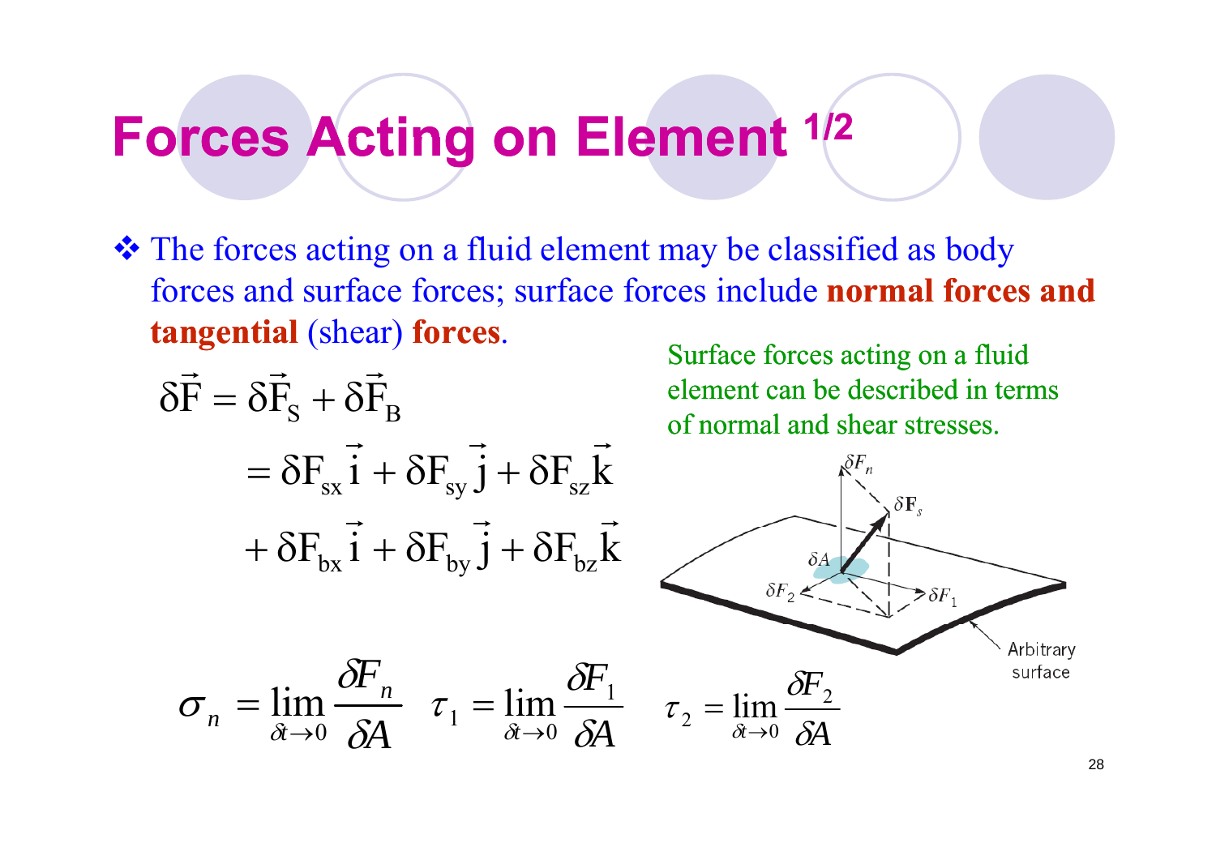# Forces Acting on Element 1/2

- The forces acting on a fluid element may be classified as body forces and surface forces; surface forces include **normal forces and tangential** (shear) **forces**.

$$
\begin{aligned}
\delta\vec{F} &= \delta\vec{F}_S + \delta\vec{F}_B \\
&= \delta F_{sx}\vec{i} + \delta F_{sy}\vec{j} + \delta F_{sz}\vec{k} \\
&\quad + \delta F_{bx}\vec{i} + \delta F_{by}\vec{j} + \delta F_{bz}\vec{k}
\end{aligned}
$$

Surface forces acting on a fluid element can be described in terms of normal and shear stresses.

$$
\sigma_n = \lim_{\delta t \to 0} \frac{\delta F_n}{\delta A} \quad \tau_1 = \lim_{\delta t \to 0} \frac{\delta F_1}{\delta A} \quad \tau_2 = \lim_{\delta t \to 0} \frac{\delta F_2}{\delta A}
$$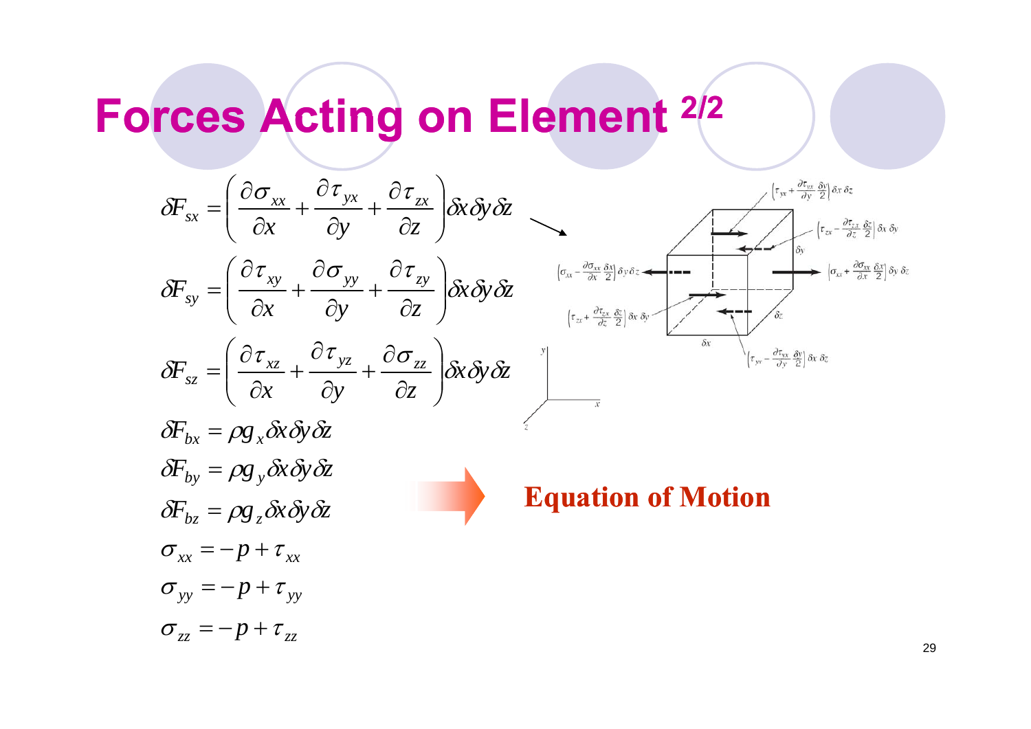# Forces Acting on Element 2/2

$$\delta F_{sx} = \left( \frac{\partial \sigma_{xx}}{\partial x} + \frac{\partial \tau_{yx}}{\partial y} + \frac{\partial \tau_{zx}}{\partial z} \right) \delta x \delta y \delta z$$

$$\delta F_{sy} = \left( \frac{\partial \tau_{xy}}{\partial x} + \frac{\partial \sigma_{yy}}{\partial y} + \frac{\partial \tau_{zy}}{\partial z} \right) \delta x \delta y \delta z$$

$$\delta F_{sz} = \left( \frac{\partial \tau_{xz}}{\partial x} + \frac{\partial \tau_{yz}}{\partial y} + \frac{\partial \sigma_{zz}}{\partial z} \right) \delta x \delta y \delta z$$

$$\delta F_{bx} = \rho g_x \delta x \delta y \delta z$$

$$\delta F_{by} = \rho g_y \delta x \delta y \delta z$$

$$\delta F_{bz} = \rho g_z \delta x \delta y \delta z$$

$$\sigma_{xx} = -p + \tau_{xx}$$

$$\sigma_{yy} = -p + \tau_{yy}$$

$$\sigma_{zz} = -p + \tau_{zz}$$

$\left(\tau_{yx} + \frac{\partial \tau_{yx}}{\partial y}\frac{\delta y}{2}\right)\delta x\, \delta z$

$\left(\tau_{zx} - \frac{\partial \tau_{zx}}{\partial z}\frac{\delta z}{2}\right)\delta x\, \delta y$

$\left(\sigma_{xx} - \frac{\partial \sigma_{xx}}{\partial x}\frac{\delta x}{2}\right)\delta y\, \delta z$

$\left(\sigma_{xx} + \frac{\partial \sigma_{xx}}{\partial x}\frac{\delta x}{2}\right)\delta y\, \delta z$

$\left(\tau_{zx} + \frac{\partial \tau_{zx}}{\partial z}\frac{\delta z}{2}\right)\delta x\, \delta y$

$\left(\tau_{yx} - \frac{\partial \tau_{yx}}{\partial y}\frac{\delta y}{2}\right)\delta x\, \delta z$

→ **Equation of Motion**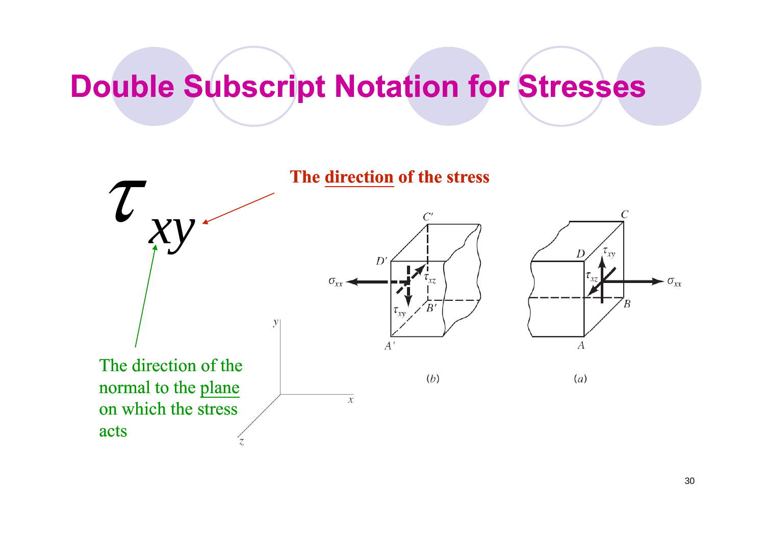# Double Subscript Notation for Stresses

$$\tau_{xy}$$

**The direction of the stress**

The direction of the normal to the plane on which the stress acts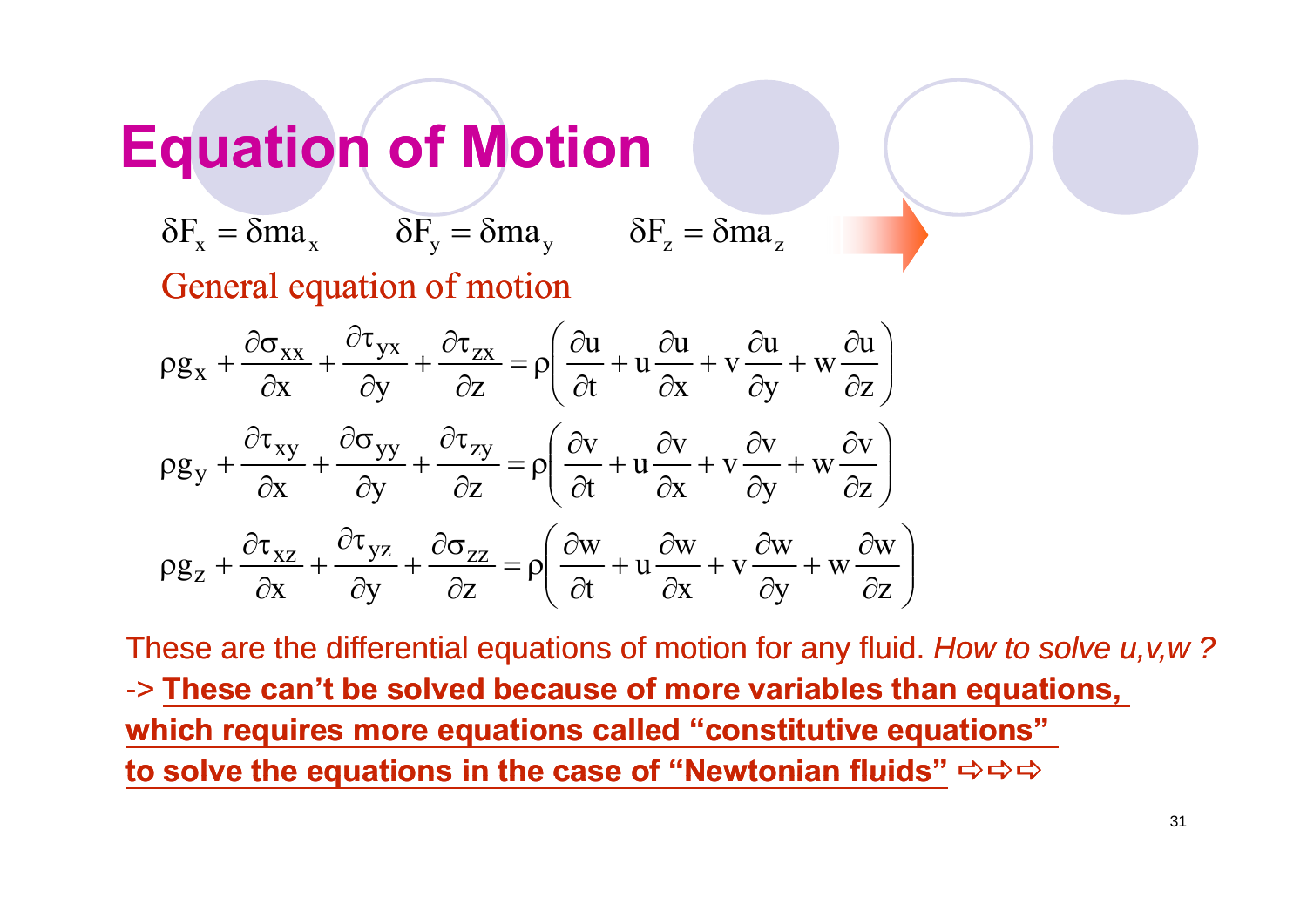# Equation of Motion

$$\delta F_x = \delta m a_x \qquad \delta F_y = \delta m a_y \qquad \delta F_z = \delta m a_z$$

General equation of motion

$$\rho g_x + \frac{\partial \sigma_{xx}}{\partial x} + \frac{\partial \tau_{yx}}{\partial y} + \frac{\partial \tau_{zx}}{\partial z} = \rho\left(\frac{\partial u}{\partial t} + u\frac{\partial u}{\partial x} + v\frac{\partial u}{\partial y} + w\frac{\partial u}{\partial z}\right)$$

$$\rho g_y + \frac{\partial \tau_{xy}}{\partial x} + \frac{\partial \sigma_{yy}}{\partial y} + \frac{\partial \tau_{zy}}{\partial z} = \rho\left(\frac{\partial v}{\partial t} + u\frac{\partial v}{\partial x} + v\frac{\partial v}{\partial y} + w\frac{\partial v}{\partial z}\right)$$

$$\rho g_z + \frac{\partial \tau_{xz}}{\partial x} + \frac{\partial \tau_{yz}}{\partial y} + \frac{\partial \sigma_{zz}}{\partial z} = \rho\left(\frac{\partial w}{\partial t} + u\frac{\partial w}{\partial x} + v\frac{\partial w}{\partial y} + w\frac{\partial w}{\partial z}\right)$$

These are the differential equations of motion for any fluid. *How to solve u,v,w ?*

-> **These can't be solved because of more variables than equations, which requires more equations called "constitutive equations" to solve the equations in the case of "Newtonian fluids"** ⇨⇨⇨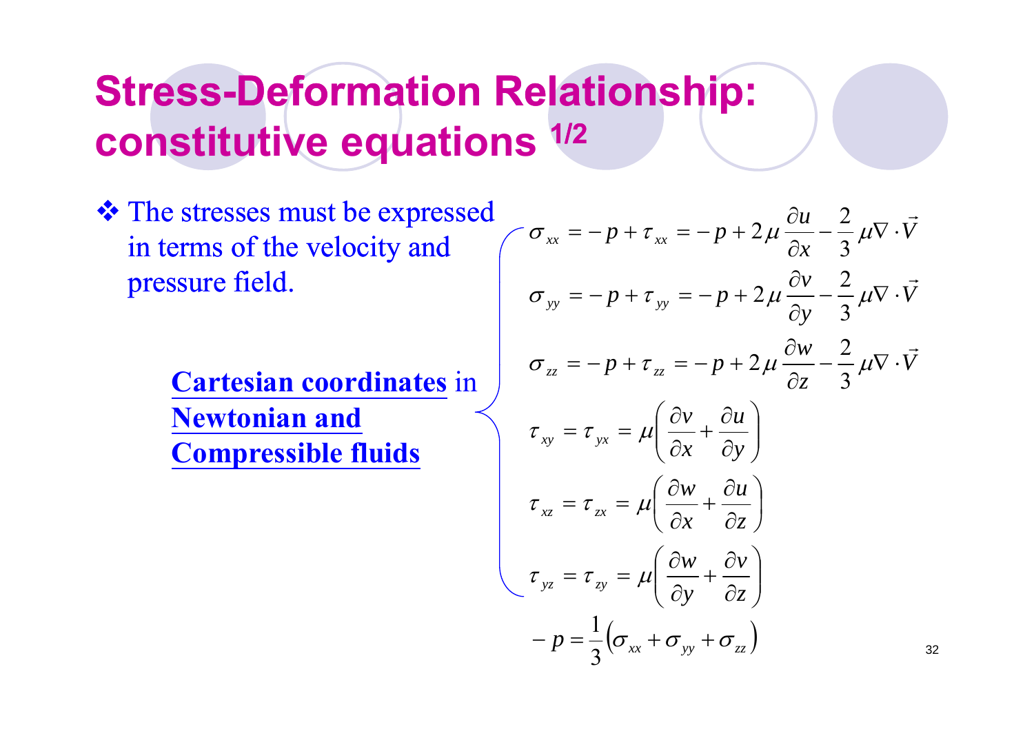# Stress-Deformation Relationship: constitutive equations 1/2

❖ The stresses must be expressed in terms of the velocity and pressure field.

**Cartesian coordinates** in **Newtonian and Compressible fluids**

$$\sigma_{xx} = -p + \tau_{xx} = -p + 2\mu \frac{\partial u}{\partial x} - \frac{2}{3}\mu \nabla \cdot \vec{V}$$

$$\sigma_{yy} = -p + \tau_{yy} = -p + 2\mu \frac{\partial v}{\partial y} - \frac{2}{3}\mu \nabla \cdot \vec{V}$$

$$\sigma_{zz} = -p + \tau_{zz} = -p + 2\mu \frac{\partial w}{\partial z} - \frac{2}{3}\mu \nabla \cdot \vec{V}$$

$$\tau_{xy} = \tau_{yx} = \mu \left( \frac{\partial v}{\partial x} + \frac{\partial u}{\partial y} \right)$$

$$\tau_{xz} = \tau_{zx} = \mu \left( \frac{\partial w}{\partial x} + \frac{\partial u}{\partial z} \right)$$

$$\tau_{yz} = \tau_{zy} = \mu \left( \frac{\partial w}{\partial y} + \frac{\partial v}{\partial z} \right)$$

$$-p = \frac{1}{3}\left( \sigma_{xx} + \sigma_{yy} + \sigma_{zz} \right)$$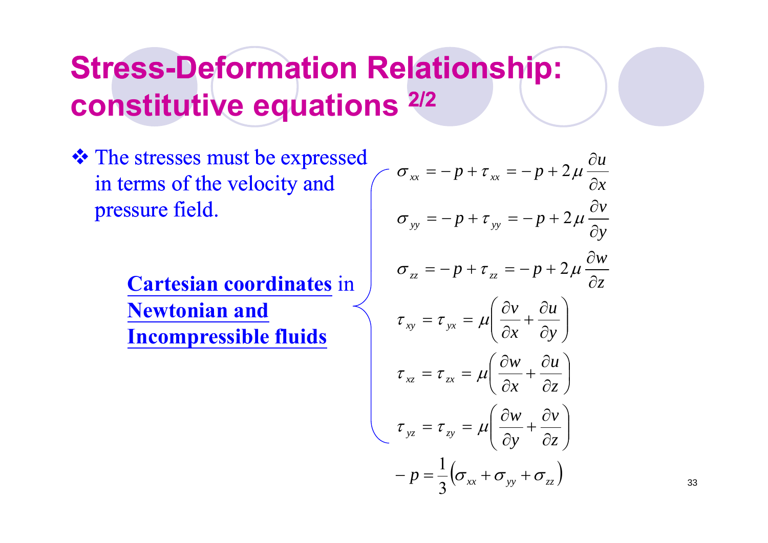# Stress-Deformation Relationship: constitutive equations 2/2

❖ The stresses must be expressed in terms of the velocity and pressure field.

**Cartesian coordinates** in **Newtonian and Incompressible fluids**

$$\sigma_{xx} = -p + \tau_{xx} = -p + 2\mu \frac{\partial u}{\partial x}$$

$$\sigma_{yy} = -p + \tau_{yy} = -p + 2\mu \frac{\partial v}{\partial y}$$

$$\sigma_{zz} = -p + \tau_{zz} = -p + 2\mu \frac{\partial w}{\partial z}$$

$$\tau_{xy} = \tau_{yx} = \mu \left( \frac{\partial v}{\partial x} + \frac{\partial u}{\partial y} \right)$$

$$\tau_{xz} = \tau_{zx} = \mu \left( \frac{\partial w}{\partial x} + \frac{\partial u}{\partial z} \right)$$

$$\tau_{yz} = \tau_{zy} = \mu \left( \frac{\partial w}{\partial y} + \frac{\partial v}{\partial z} \right)$$

$$-p = \frac{1}{3}\left( \sigma_{xx} + \sigma_{yy} + \sigma_{zz} \right)$$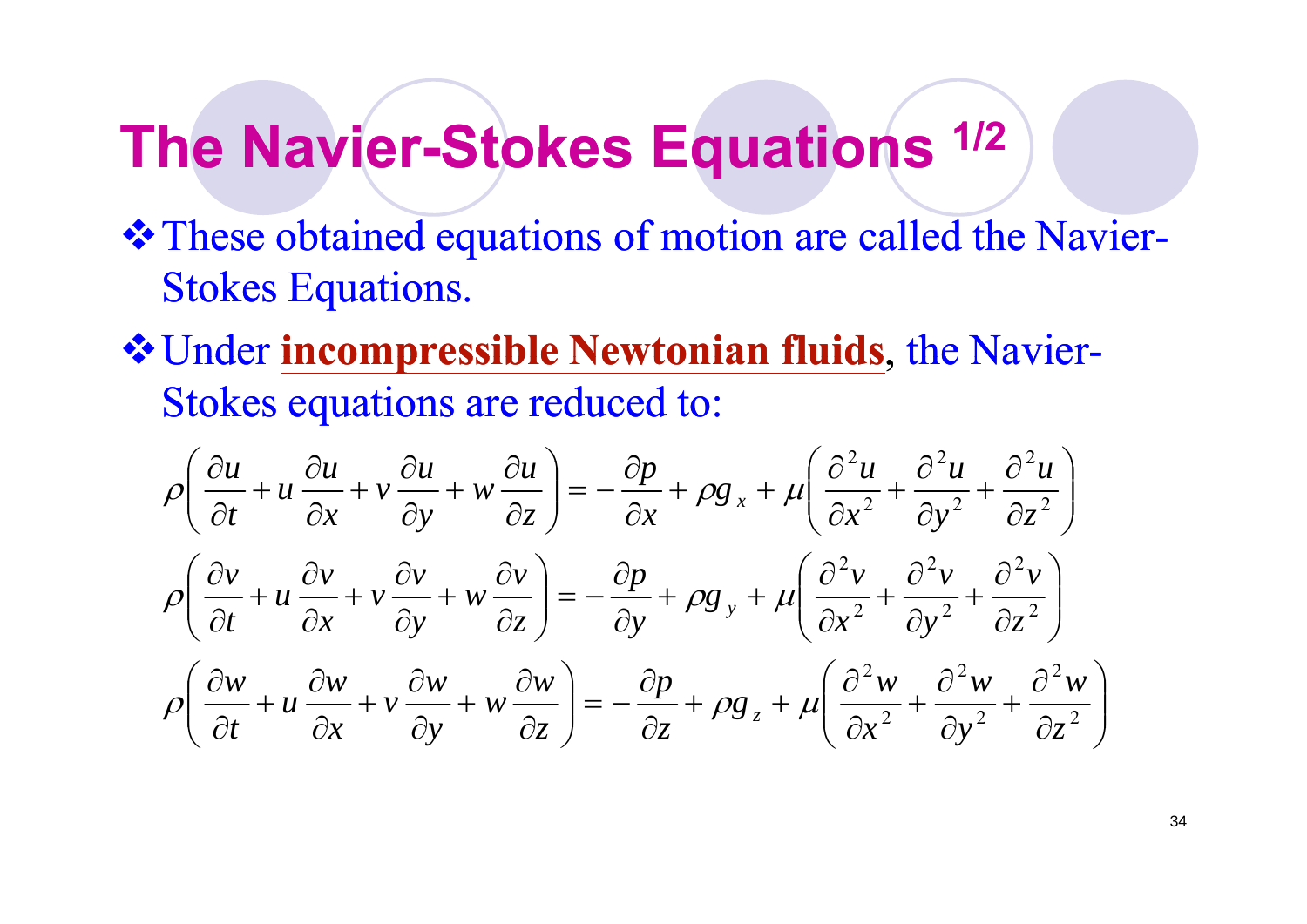# The Navier-Stokes Equations [1/2]

- These obtained equations of motion are called the Navier-Stokes Equations.
- Under **incompressible Newtonian fluids**, the Navier-Stokes equations are reduced to:

$$\rho\left(\frac{\partial u}{\partial t}+u\frac{\partial u}{\partial x}+v\frac{\partial u}{\partial y}+w\frac{\partial u}{\partial z}\right)=-\frac{\partial p}{\partial x}+\rho g_x+\mu\left(\frac{\partial^2 u}{\partial x^2}+\frac{\partial^2 u}{\partial y^2}+\frac{\partial^2 u}{\partial z^2}\right)$$

$$\rho\left(\frac{\partial v}{\partial t}+u\frac{\partial v}{\partial x}+v\frac{\partial v}{\partial y}+w\frac{\partial v}{\partial z}\right)=-\frac{\partial p}{\partial y}+\rho g_y+\mu\left(\frac{\partial^2 v}{\partial x^2}+\frac{\partial^2 v}{\partial y^2}+\frac{\partial^2 v}{\partial z^2}\right)$$

$$\rho\left(\frac{\partial w}{\partial t}+u\frac{\partial w}{\partial x}+v\frac{\partial w}{\partial y}+w\frac{\partial w}{\partial z}\right)=-\frac{\partial p}{\partial z}+\rho g_z+\mu\left(\frac{\partial^2 w}{\partial x^2}+\frac{\partial^2 w}{\partial y^2}+\frac{\partial^2 w}{\partial z^2}\right)$$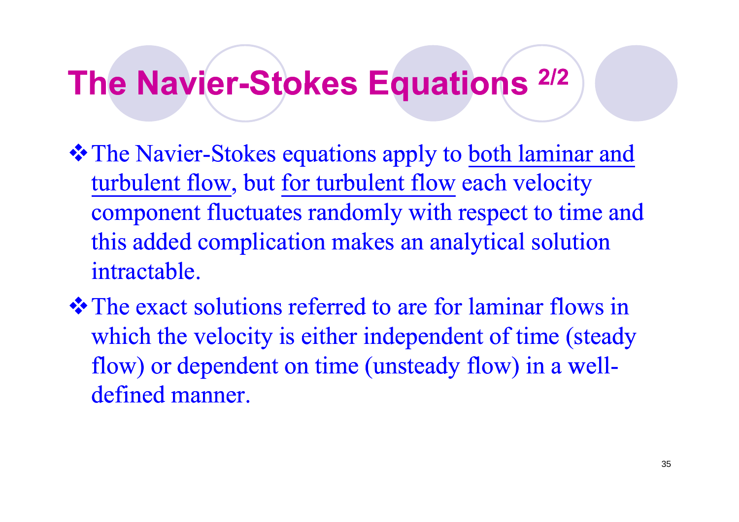# The Navier-Stokes Equations 2/2

- The Navier-Stokes equations apply to <u>both laminar and turbulent flow</u>, but <u>for turbulent flow</u> each velocity component fluctuates randomly with respect to time and this added complication makes an analytical solution intractable.
- The exact solutions referred to are for laminar flows in which the velocity is either independent of time (steady flow) or dependent on time (unsteady flow) in a well-defined manner.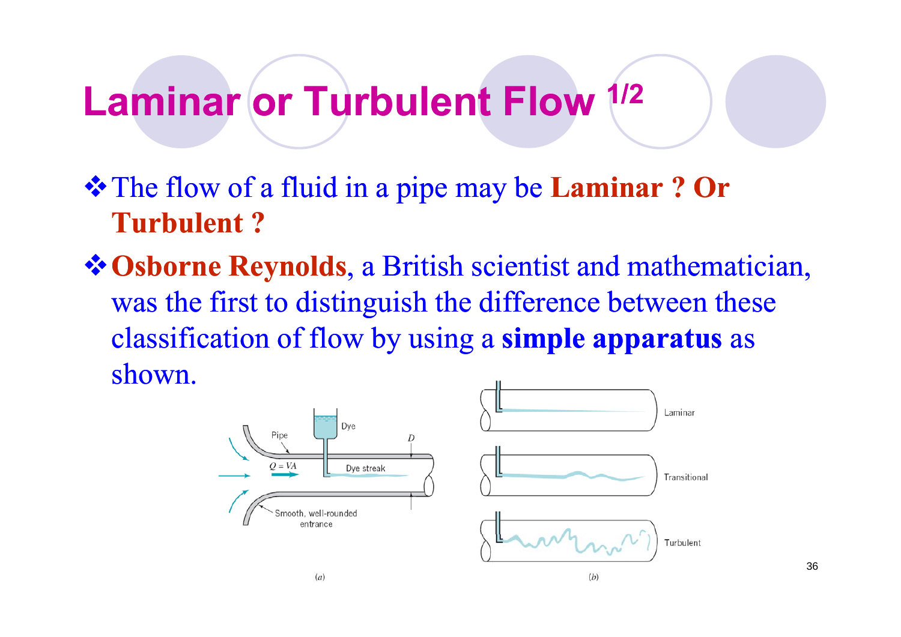# Laminar or Turbulent Flow 1/2

- The flow of a fluid in a pipe may be **Laminar ? Or Turbulent ?**
- **Osborne Reynolds**, a British scientist and mathematician, was the first to distinguish the difference between these classification of flow by using a **simple apparatus** as shown.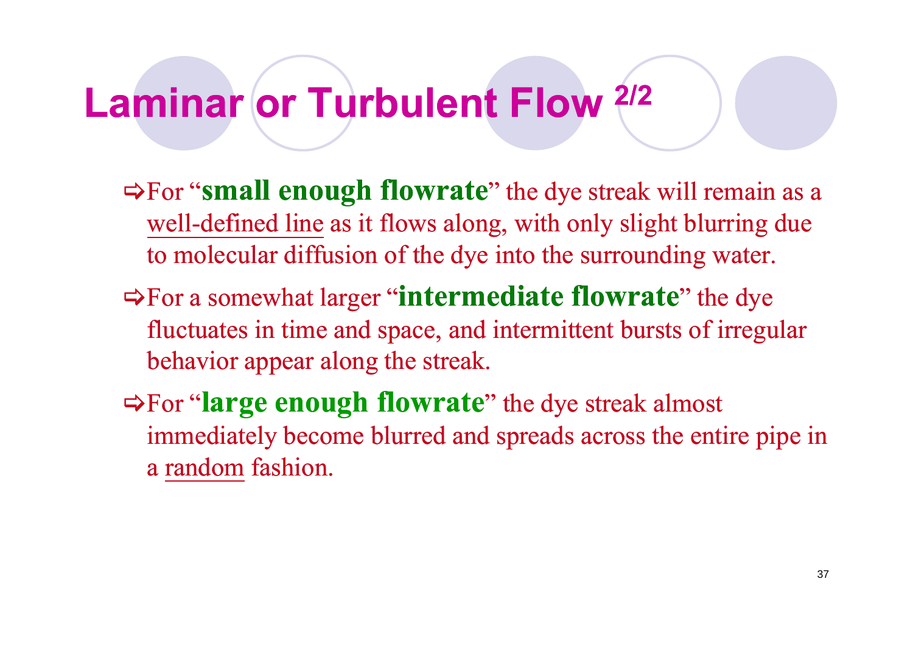# Laminar or Turbulent Flow [2/2]

- ⇨For "**small enough flowrate**" the dye streak will remain as a well-defined line as it flows along, with only slight blurring due to molecular diffusion of the dye into the surrounding water.
- ⇨For a somewhat larger "**intermediate flowrate**" the dye fluctuates in time and space, and intermittent bursts of irregular behavior appear along the streak.
- ⇨For "**large enough flowrate**" the dye streak almost immediately become blurred and spreads across the entire pipe in a random fashion.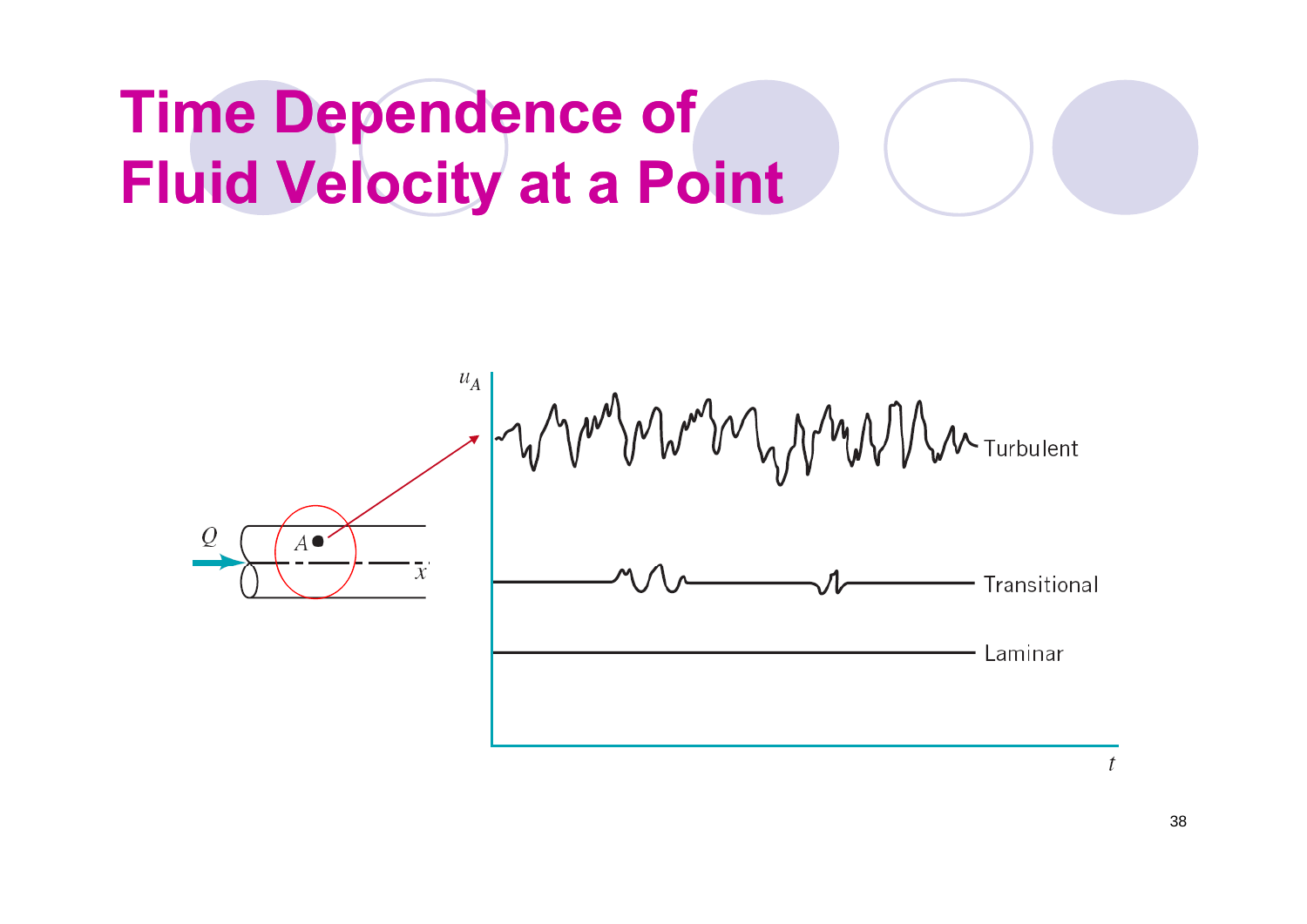# Time Dependence of Fluid Velocity at a Point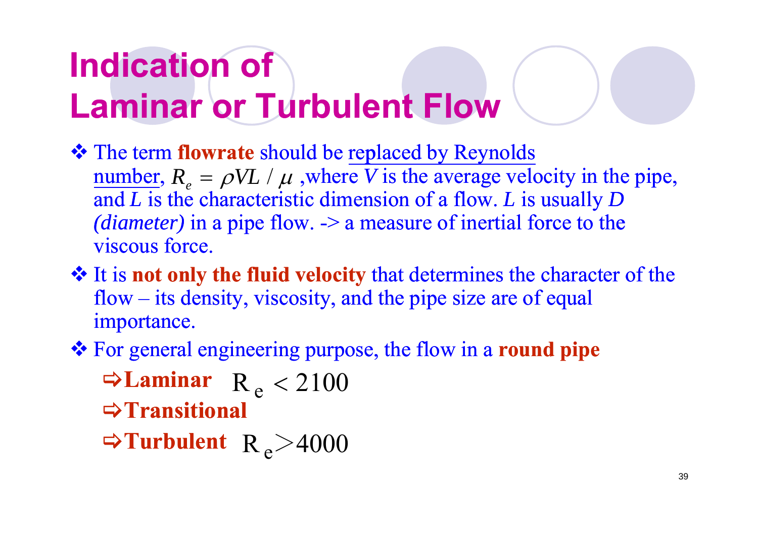# Indication of Laminar or Turbulent Flow

- The term **flowrate** should be replaced by Reynolds number, $R_e = \rho VL / \mu$ ,where $V$ is the average velocity in the pipe, and $L$ is the characteristic dimension of a flow. $L$ is usually $D$ *(diameter)* in a pipe flow. -> a measure of inertial force to the viscous force.
- It is **not only the fluid velocity** that determines the character of the flow – its density, viscosity, and the pipe size are of equal importance.
- For general engineering purpose, the flow in a **round pipe**
  - ⇨**Laminar** $R_e < 2100$
  - ⇨**Transitional**
  - ⇨**Turbulent** $R_e > 4000$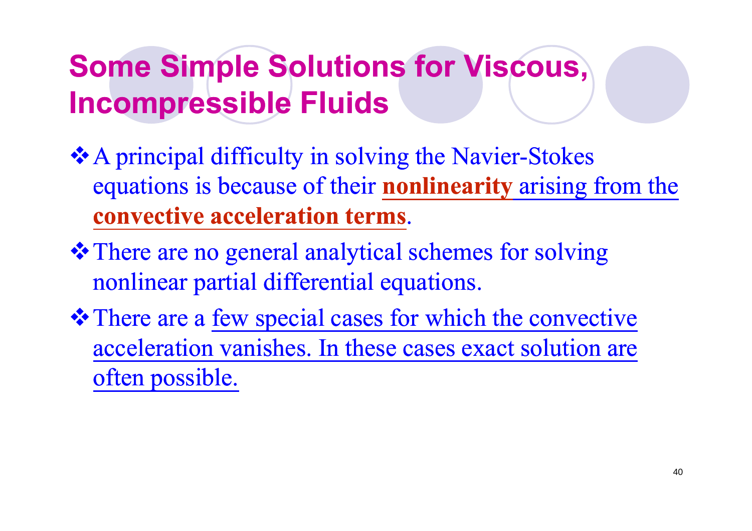# Some Simple Solutions for Viscous, Incompressible Fluids

- A principal difficulty in solving the Navier-Stokes equations is because of their **nonlinearity** arising from the **convective acceleration terms**.
- There are no general analytical schemes for solving nonlinear partial differential equations.
- There are a few special cases for which the convective acceleration vanishes. In these cases exact solution are often possible.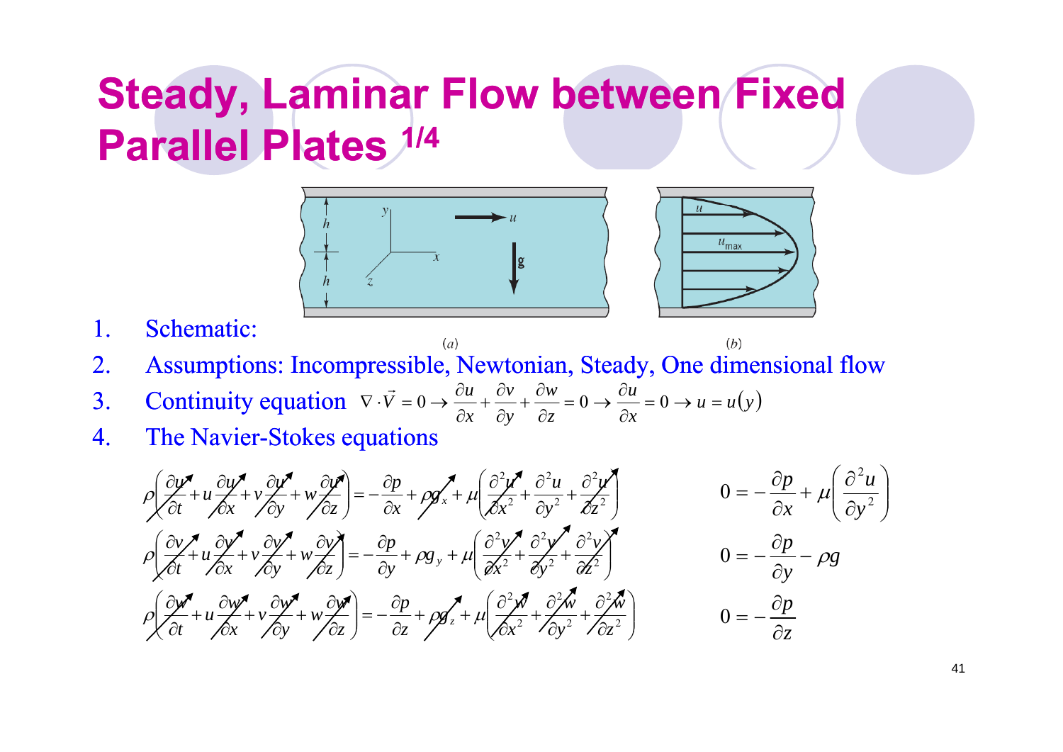# Steady, Laminar Flow between Fixed Parallel Plates 1/4

1. Schematic:

(a) (b)

2. Assumptions: Incompressible, Newtonian, Steady, One dimensional flow
3. Continuity equation $\nabla \cdot \vec{V} = 0 \rightarrow \frac{\partial u}{\partial x} + \frac{\partial v}{\partial y} + \frac{\partial w}{\partial z} = 0 \rightarrow \frac{\partial u}{\partial x} = 0 \rightarrow u = u(y)$
4. The Navier-Stokes equations

$$\rho\left(\frac{\partial u}{\partial t} + u\frac{\partial u}{\partial x} + v\frac{\partial u}{\partial y} + w\frac{\partial u}{\partial z}\right) = -\frac{\partial p}{\partial x} + \rho g_x + \mu\left(\frac{\partial^2 u}{\partial x^2} + \frac{\partial^2 u}{\partial y^2} + \frac{\partial^2 u}{\partial z^2}\right) \qquad 0 = -\frac{\partial p}{\partial x} + \mu\left(\frac{\partial^2 u}{\partial y^2}\right)$$

$$\rho\left(\frac{\partial v}{\partial t} + u\frac{\partial v}{\partial x} + v\frac{\partial v}{\partial y} + w\frac{\partial v}{\partial z}\right) = -\frac{\partial p}{\partial y} + \rho g_y + \mu\left(\frac{\partial^2 v}{\partial x^2} + \frac{\partial^2 v}{\partial y^2} + \frac{\partial^2 v}{\partial z^2}\right) \qquad 0 = -\frac{\partial p}{\partial y} - \rho g$$

$$\rho\left(\frac{\partial w}{\partial t} + u\frac{\partial w}{\partial x} + v\frac{\partial w}{\partial y} + w\frac{\partial w}{\partial z}\right) = -\frac{\partial p}{\partial z} + \rho g_z + \mu\left(\frac{\partial^2 w}{\partial x^2} + \frac{\partial^2 w}{\partial y^2} + \frac{\partial^2 w}{\partial z^2}\right) \qquad 0 = -\frac{\partial p}{\partial z}$$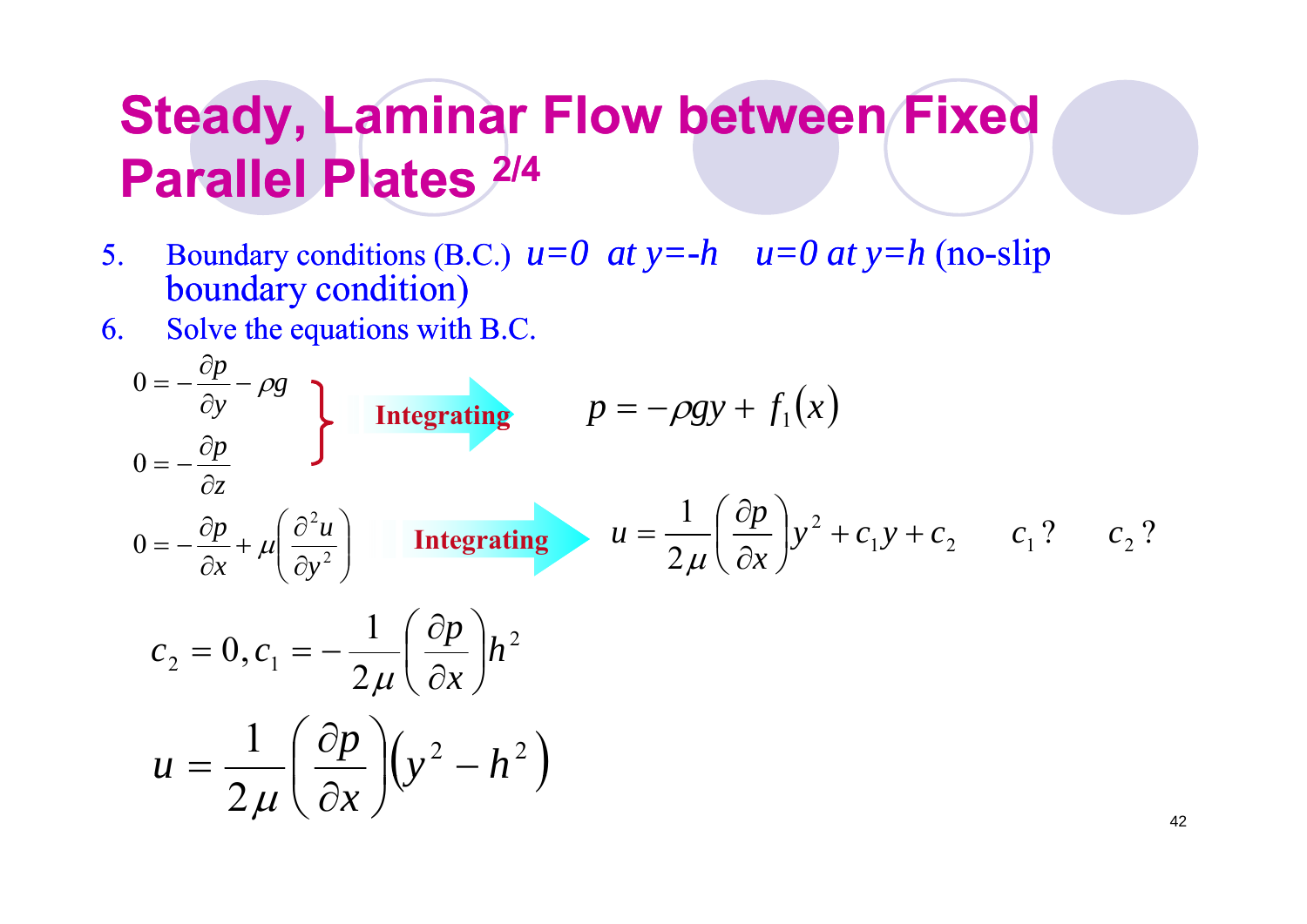# Steady, Laminar Flow between Fixed Parallel Plates 2/4

5. Boundary conditions (B.C.) $u=0$ *at* $y=-h$ $u=0$ *at* $y=h$ (no-slip boundary condition)
6. Solve the equations with B.C.

$$0 = -\frac{\partial p}{\partial y} - \rho g$$

$$0 = -\frac{\partial p}{\partial z}$$

**Integrating** →

$$p = -\rho g y + f_1(x)$$

$$0 = -\frac{\partial p}{\partial x} + \mu\left(\frac{\partial^2 u}{\partial y^2}\right)$$

**Integrating** →

$$u = \frac{1}{2\mu}\left(\frac{\partial p}{\partial x}\right)y^2 + c_1 y + c_2 \qquad c_1\,? \qquad c_2\,?$$

$$c_2 = 0, c_1 = -\frac{1}{2\mu}\left(\frac{\partial p}{\partial x}\right)h^2$$

$$u = \frac{1}{2\mu}\left(\frac{\partial p}{\partial x}\right)\left(y^2 - h^2\right)$$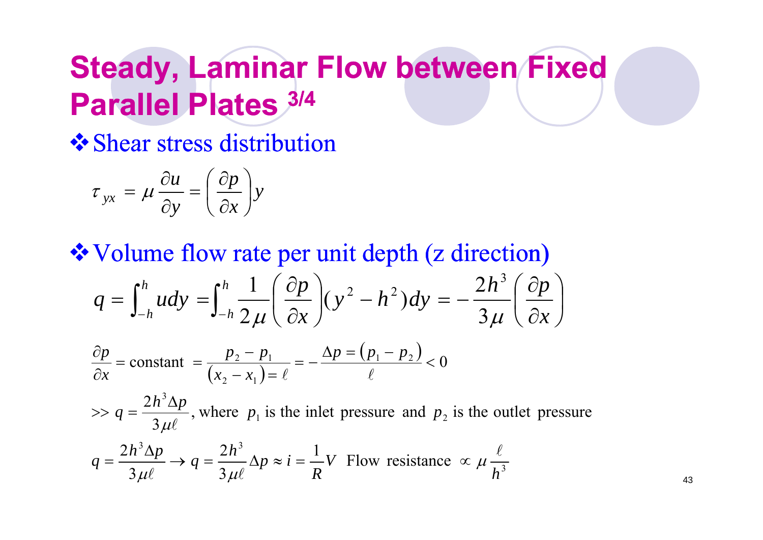# Steady, Laminar Flow between Fixed Parallel Plates 3/4

❖ Shear stress distribution

$$\tau_{yx} = \mu \frac{\partial u}{\partial y} = \left( \frac{\partial p}{\partial x} \right) y$$

❖ Volume flow rate per unit depth (z direction)

$$q = \int_{-h}^{h} u dy = \int_{-h}^{h} \frac{1}{2\mu} \left( \frac{\partial p}{\partial x} \right) (y^2 - h^2) dy = -\frac{2h^3}{3\mu} \left( \frac{\partial p}{\partial x} \right)$$

$$\frac{\partial p}{\partial x} = \text{constant } = \frac{p_2 - p_1}{(x_2 - x_1) = \ell} = -\frac{\Delta p = (p_1 - p_2)}{\ell} < 0$$

$$>> q = \frac{2h^3 \Delta p}{3\mu\ell}, \text{ where } p_1 \text{ is the inlet pressure and } p_2 \text{ is the outlet pressure}$$

$$q = \frac{2h^3 \Delta p}{3\mu\ell} \rightarrow q = \frac{2h^3}{3\mu\ell} \Delta p \approx i = \frac{1}{R} V \text{ Flow resistance } \propto \mu \frac{\ell}{h^3}$$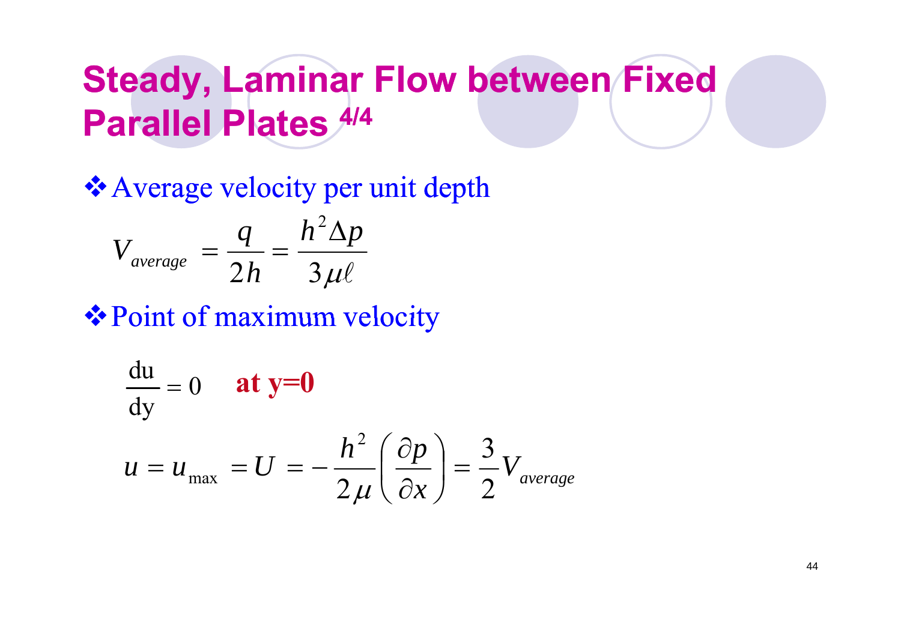# Steady, Laminar Flow between Fixed Parallel Plates 4/4

❖ Average velocity per unit depth

$$V_{average} = \frac{q}{2h} = \frac{h^2 \Delta p}{3\mu\ell}$$

❖ Point of maximum velocity

$$\frac{\mathrm{du}}{\mathrm{dy}} = 0 \quad \textbf{at y=0}$$

$$u = u_{\max} = U = -\frac{h^2}{2\mu}\left(\frac{\partial p}{\partial x}\right) = \frac{3}{2} V_{average}$$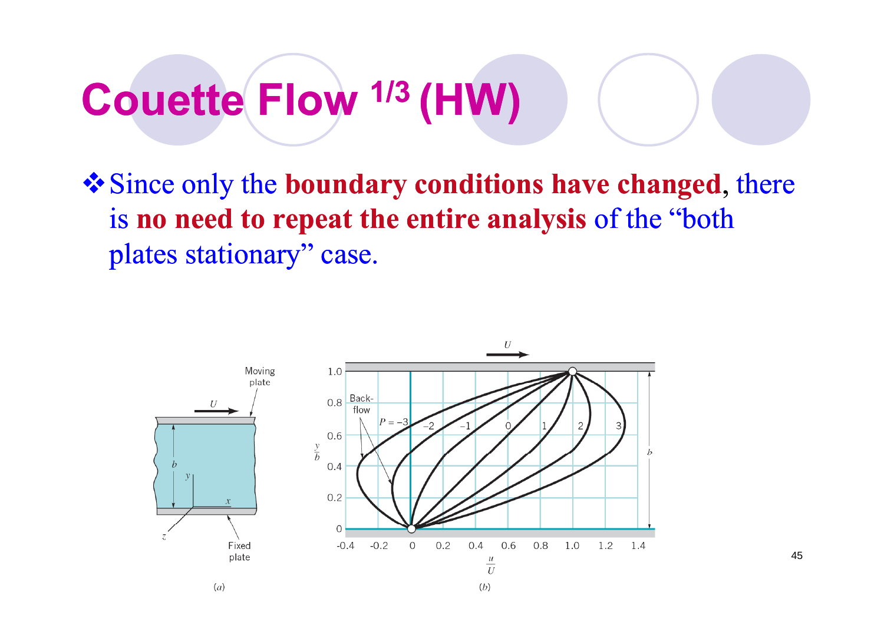# Couette Flow 1/3 (HW)

❖ Since only the **boundary conditions have changed**, there is **no need to repeat the entire analysis** of the "both plates stationary" case.

(a)

(b)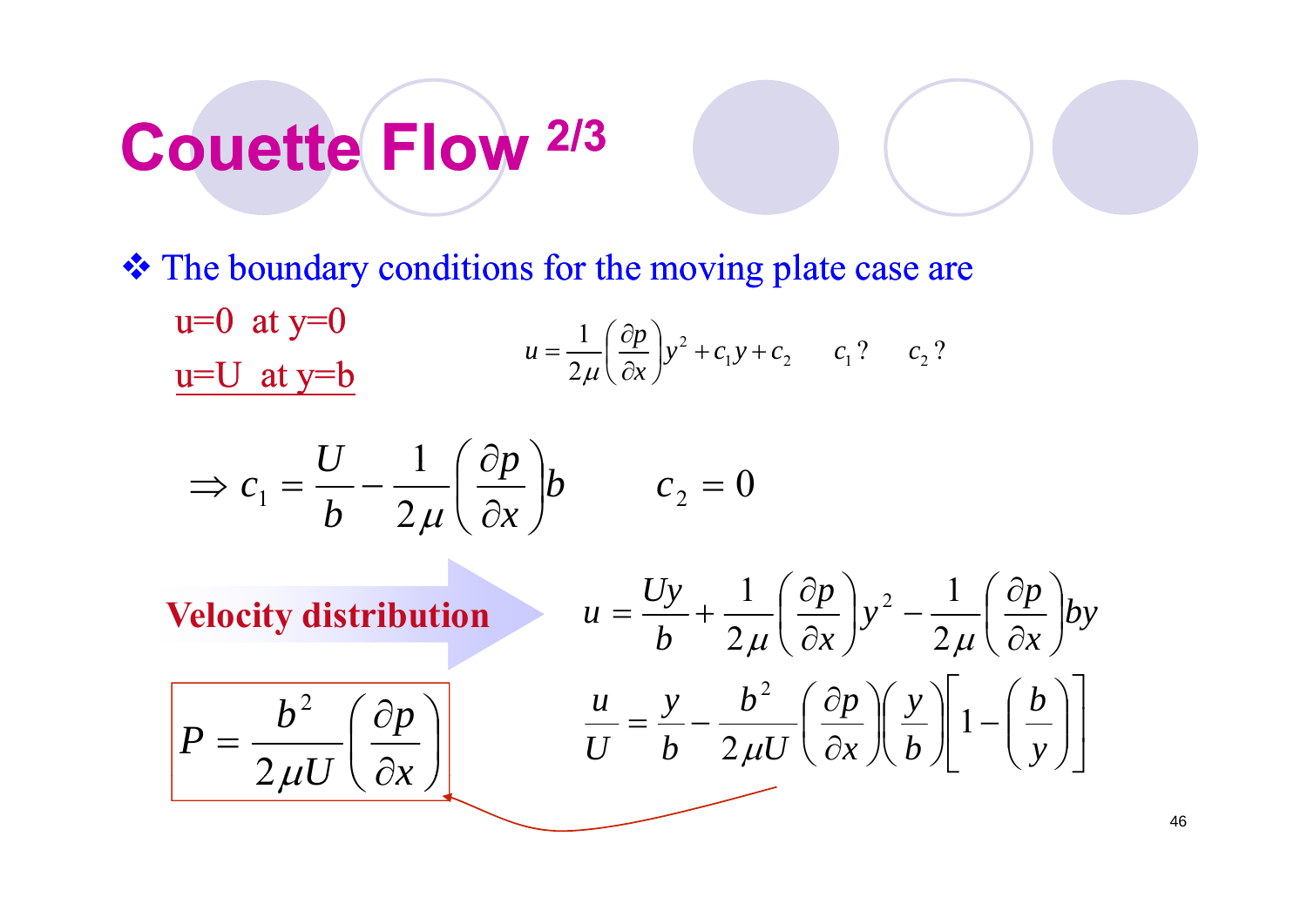# Couette Flow 2/3

❖ The boundary conditions for the moving plate case are

u=0 at y=0

u=U at y=b

$$u = \frac{1}{2\mu}\left(\frac{\partial p}{\partial x}\right)y^2 + c_1 y + c_2 \qquad c_1\,? \qquad c_2\,?$$

$$\Rightarrow c_1 = \frac{U}{b} - \frac{1}{2\mu}\left(\frac{\partial p}{\partial x}\right)b \qquad c_2 = 0$$

**Velocity distribution**

$$u = \frac{Uy}{b} + \frac{1}{2\mu}\left(\frac{\partial p}{\partial x}\right)y^2 - \frac{1}{2\mu}\left(\frac{\partial p}{\partial x}\right)by$$

$$\frac{u}{U} = \frac{y}{b} - \frac{b^2}{2\mu U}\left(\frac{\partial p}{\partial x}\right)\left(\frac{y}{b}\right)\left[1 - \left(\frac{b}{y}\right)\right]$$

$$P = \frac{b^2}{2\mu U}\left(\frac{\partial p}{\partial x}\right)$$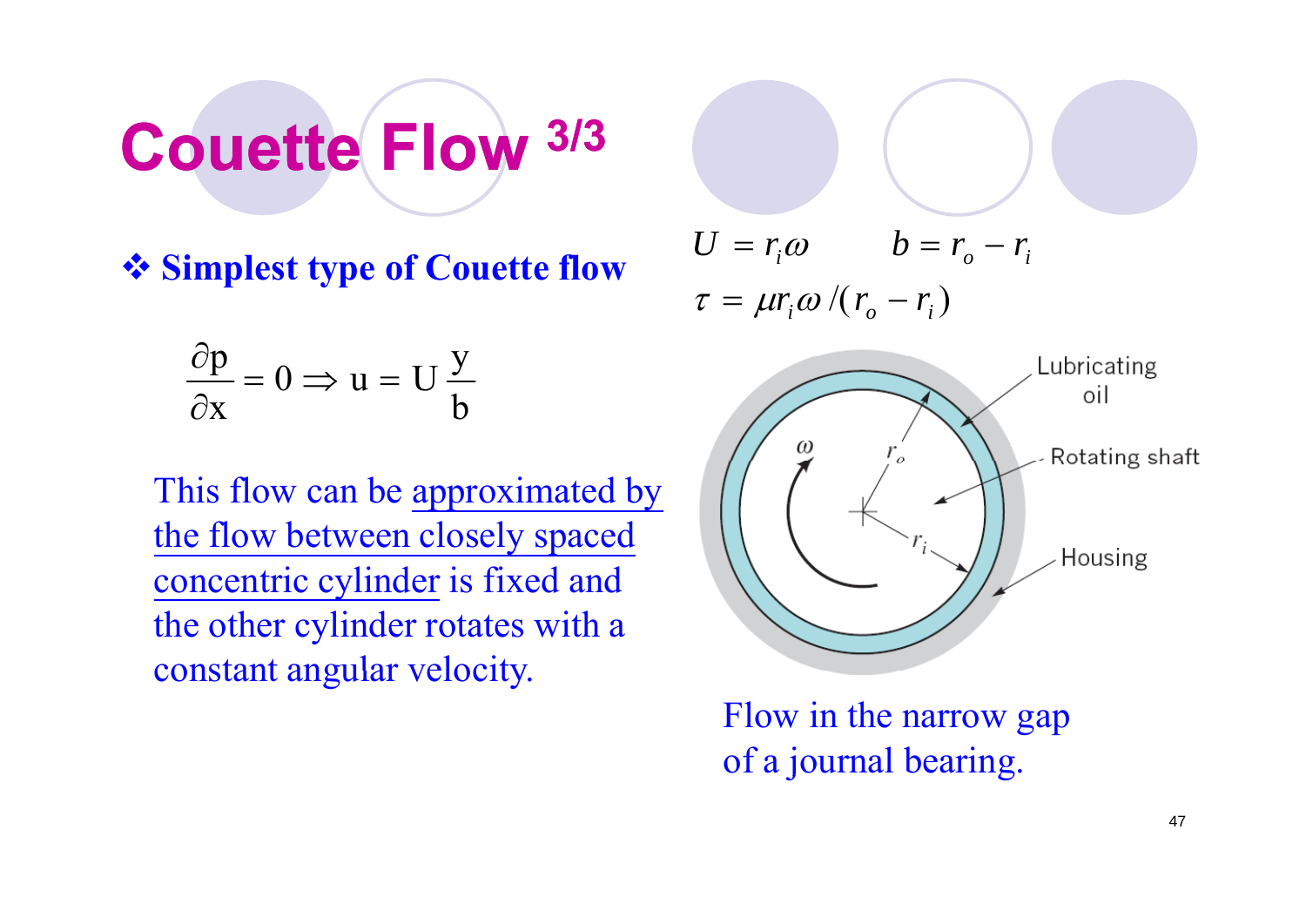# Couette Flow 3/3

❖ **Simplest type of Couette flow**

$$\frac{\partial p}{\partial x} = 0 \Rightarrow u = U\frac{y}{b}$$

This flow can be approximated by the flow between closely spaced concentric cylinder is fixed and the other cylinder rotates with a constant angular velocity.

$U = r_i\omega \qquad b = r_o - r_i$

$\tau = \mu r_i \omega / (r_o - r_i)$

Lubricating oil

Rotating shaft

Housing

Flow in the narrow gap of a journal bearing.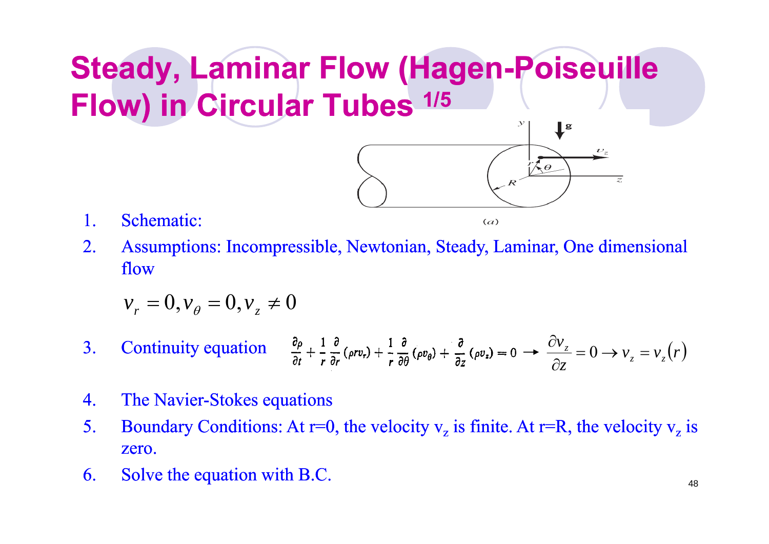# Steady, Laminar Flow (Hagen-Poiseuille Flow) in Circular Tubes 1/5

1. Schematic:

(a)

2. Assumptions: Incompressible, Newtonian, Steady, Laminar, One dimensional flow

$$v_r = 0, v_\theta = 0, v_z \neq 0$$

3. Continuity equation $\frac{\partial \rho}{\partial t} + \frac{1}{r}\frac{\partial}{\partial r}(\rho r v_r) + \frac{1}{r}\frac{\partial}{\partial \theta}(\rho v_\theta) + \frac{\partial}{\partial z}(\rho v_z) = 0 \rightarrow \frac{\partial v_z}{\partial z} = 0 \rightarrow v_z = v_z(r)$

4. The Navier-Stokes equations
5. Boundary Conditions: At r=0, the velocity $v_z$ is finite. At r=R, the velocity $v_z$ is zero.
6. Solve the equation with B.C.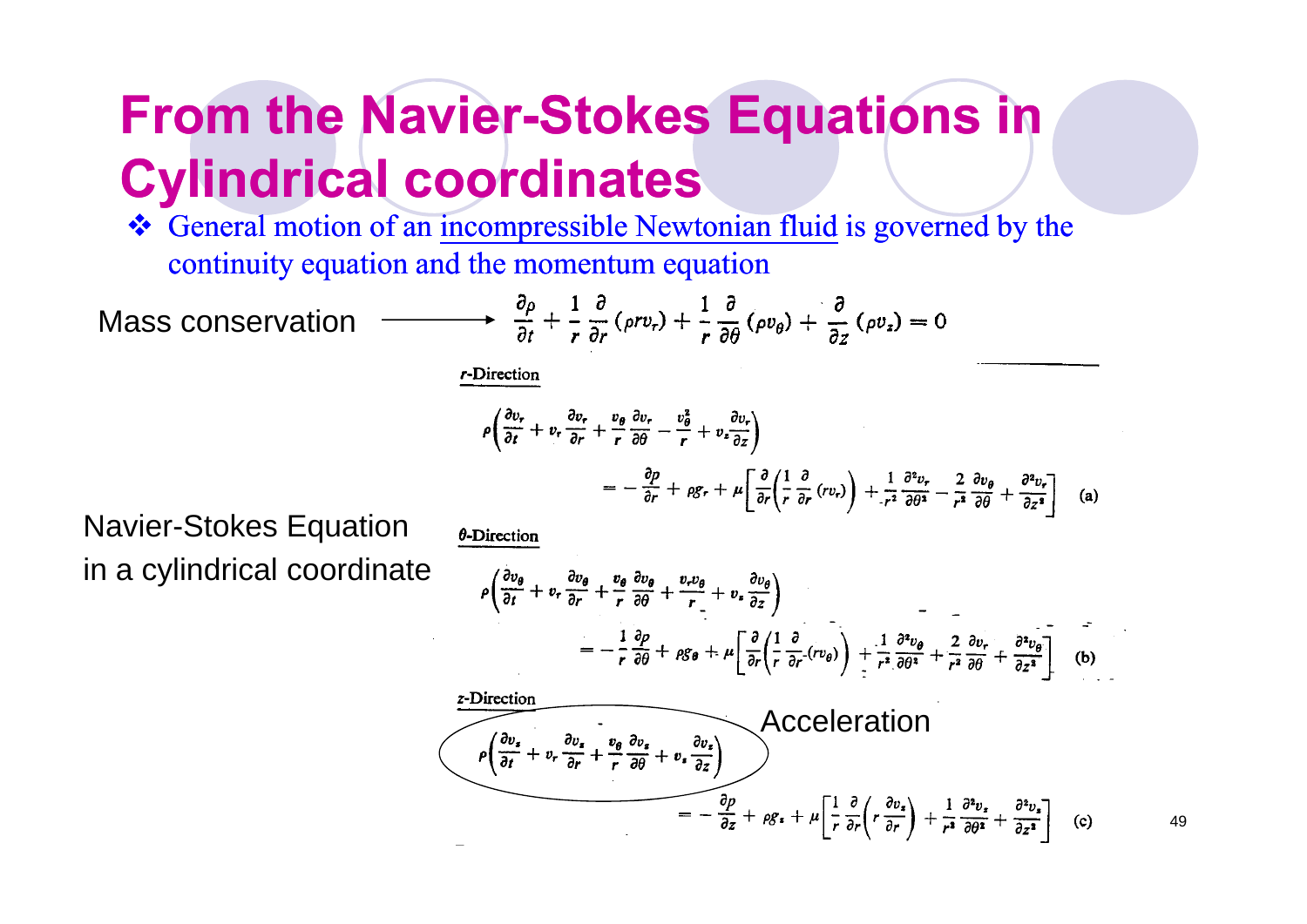# From the Navier-Stokes Equations in Cylindrical coordinates

- General motion of an incompressible Newtonian fluid is governed by the continuity equation and the momentum equation

Mass conservation ⟶

$$\frac{\partial \rho}{\partial t} + \frac{1}{r}\frac{\partial}{\partial r}(\rho r v_r) + \frac{1}{r}\frac{\partial}{\partial \theta}(\rho v_\theta) + \frac{\partial}{\partial z}(\rho v_z) = 0$$

Navier-Stokes Equation in a cylindrical coordinate

*r*-Direction

$$\rho\left(\frac{\partial v_r}{\partial t} + v_r\frac{\partial v_r}{\partial r} + \frac{v_\theta}{r}\frac{\partial v_r}{\partial \theta} - \frac{v_\theta^2}{r} + v_z\frac{\partial v_r}{\partial z}\right) = -\frac{\partial p}{\partial r} + \rho g_r + \mu\left[\frac{\partial}{\partial r}\left(\frac{1}{r}\frac{\partial}{\partial r}(r v_r)\right) + \frac{1}{r^2}\frac{\partial^2 v_r}{\partial \theta^2} - \frac{2}{r^2}\frac{\partial v_\theta}{\partial \theta} + \frac{\partial^2 v_r}{\partial z^2}\right] \quad \text{(a)}$$

*θ*-Direction

$$\rho\left(\frac{\partial v_\theta}{\partial t} + v_r\frac{\partial v_\theta}{\partial r} + \frac{v_\theta}{r}\frac{\partial v_\theta}{\partial \theta} + \frac{v_r v_\theta}{r} + v_z\frac{\partial v_\theta}{\partial z}\right) = -\frac{1}{r}\frac{\partial p}{\partial \theta} + \rho g_\theta + \mu\left[\frac{\partial}{\partial r}\left(\frac{1}{r}\frac{\partial}{\partial r}(r v_\theta)\right) + \frac{1}{r^2}\frac{\partial^2 v_\theta}{\partial \theta^2} + \frac{2}{r^2}\frac{\partial v_r}{\partial \theta} + \frac{\partial^2 v_\theta}{\partial z^2}\right] \quad \text{(b)}$$

*z*-Direction

Acceleration

$$\rho\left(\frac{\partial v_z}{\partial t} + v_r\frac{\partial v_z}{\partial r} + \frac{v_\theta}{r}\frac{\partial v_z}{\partial \theta} + v_z\frac{\partial v_z}{\partial z}\right) = -\frac{\partial p}{\partial z} + \rho g_z + \mu\left[\frac{1}{r}\frac{\partial}{\partial r}\left(r\frac{\partial v_z}{\partial r}\right) + \frac{1}{r^2}\frac{\partial^2 v_z}{\partial \theta^2} + \frac{\partial^2 v_z}{\partial z^2}\right] \quad \text{(c)}$$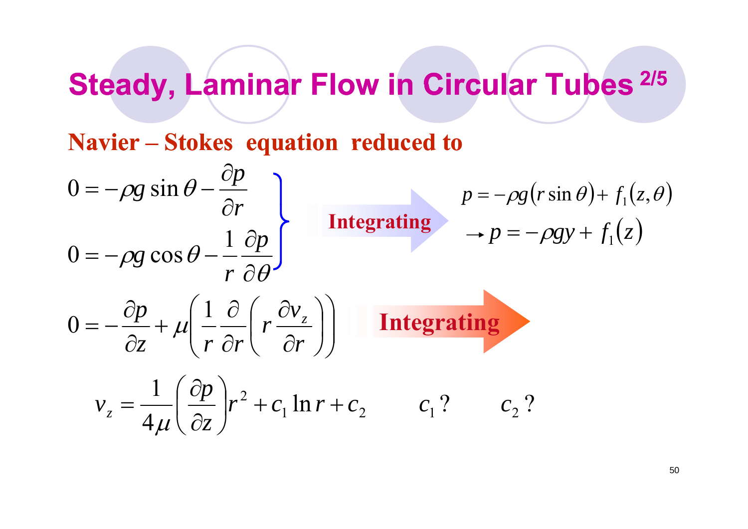# Steady, Laminar Flow in Circular Tubes 2/5

**Navier – Stokes equation reduced to**

$$0 = -\rho g \sin\theta - \frac{\partial p}{\partial r}$$

$$0 = -\rho g \cos\theta - \frac{1}{r}\frac{\partial p}{\partial \theta}$$

**Integrating**

$$p = -\rho g (r \sin\theta) + f_1(z,\theta)$$

$$\rightarrow p = -\rho g y + f_1(z)$$

$$0 = -\frac{\partial p}{\partial z} + \mu\left(\frac{1}{r}\frac{\partial}{\partial r}\left(r\frac{\partial v_z}{\partial r}\right)\right)$$

**Integrating**

$$v_z = \frac{1}{4\mu}\left(\frac{\partial p}{\partial z}\right) r^2 + c_1 \ln r + c_2 \qquad c_1\,? \qquad c_2\,?$$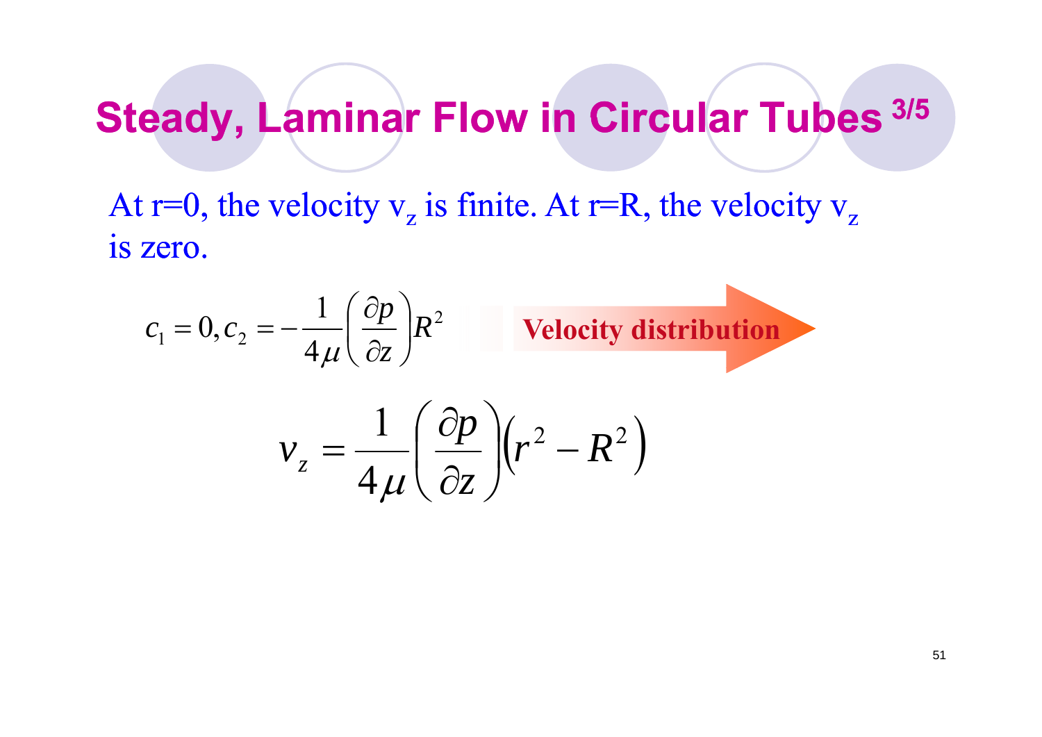# Steady, Laminar Flow in Circular Tubes 3/5

At r=0, the velocity $v_z$ is finite. At r=R, the velocity $v_z$ is zero.

$$c_1 = 0, c_2 = -\frac{1}{4\mu}\left(\frac{\partial p}{\partial z}\right)R^2$$

**Velocity distribution**

$$v_z = \frac{1}{4\mu}\left(\frac{\partial p}{\partial z}\right)\left(r^2 - R^2\right)$$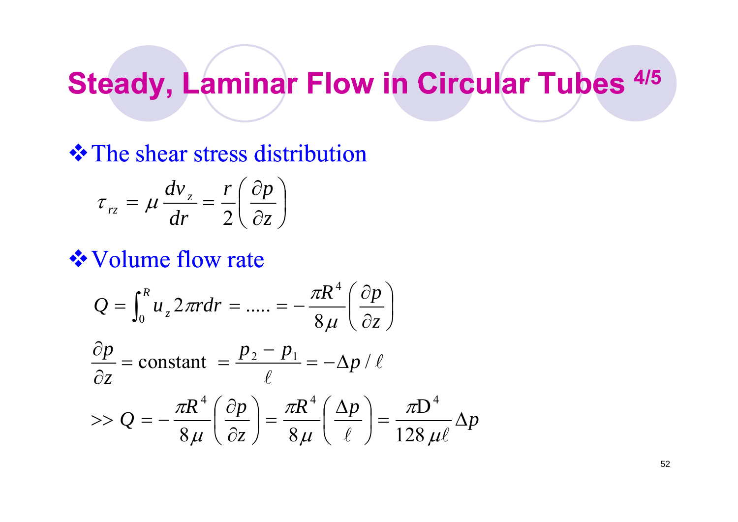# Steady, Laminar Flow in Circular Tubes 4/5

- The shear stress distribution

$$\tau_{rz} = \mu \frac{dv_z}{dr} = \frac{r}{2}\left(\frac{\partial p}{\partial z}\right)$$

- Volume flow rate

$$Q = \int_0^R u_z 2\pi r dr = ..... = -\frac{\pi R^4}{8\mu}\left(\frac{\partial p}{\partial z}\right)$$

$$\frac{\partial p}{\partial z} = \text{constant } = \frac{p_2 - p_1}{\ell} = -\Delta p / \ell$$

$$>> Q = -\frac{\pi R^4}{8\mu}\left(\frac{\partial p}{\partial z}\right) = \frac{\pi R^4}{8\mu}\left(\frac{\Delta p}{\ell}\right) = \frac{\pi \mathrm{D}^4}{128\,\mu\ell}\Delta p$$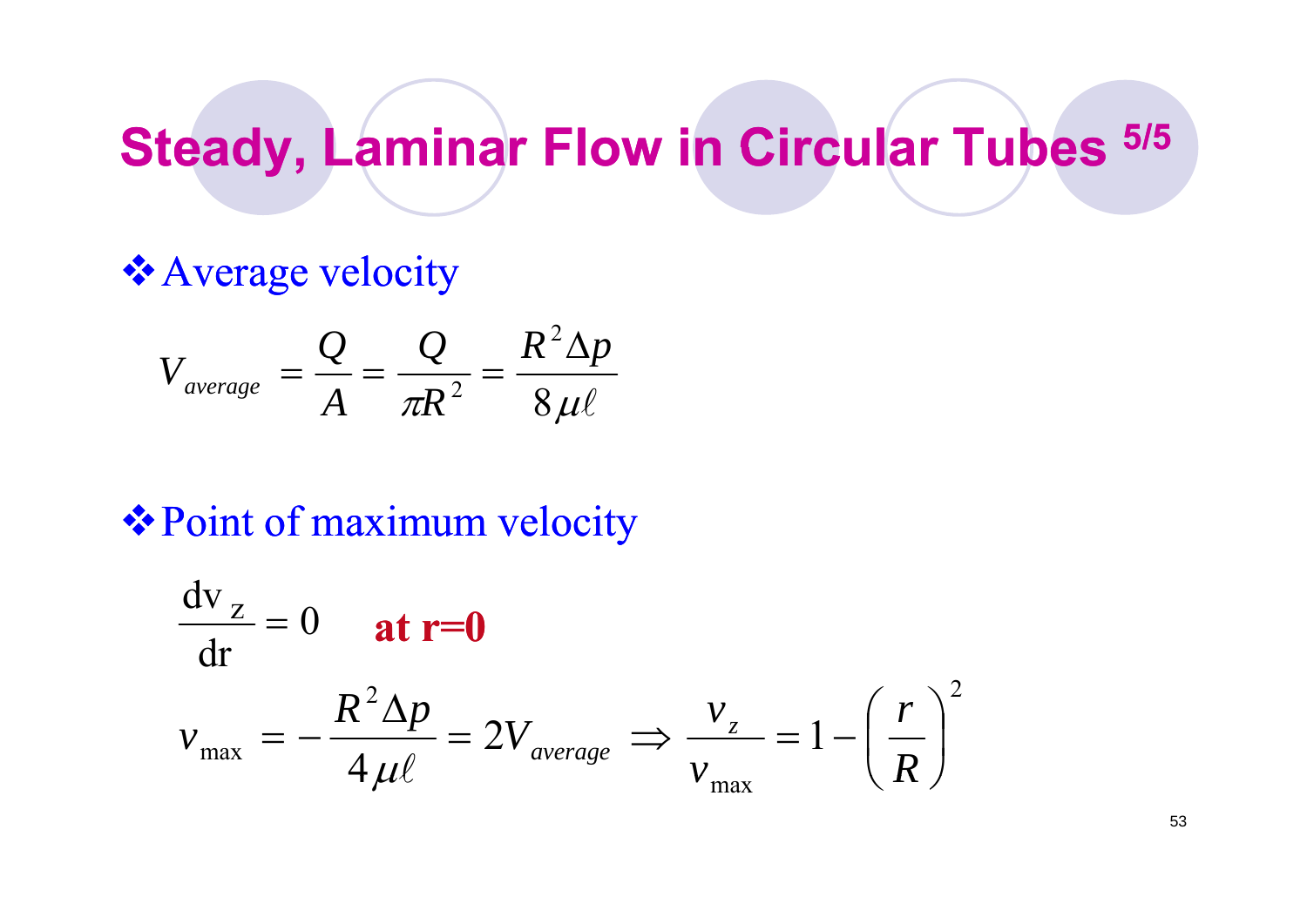# Steady, Laminar Flow in Circular Tubes 5/5

- Average velocity

$$V_{average} = \frac{Q}{A} = \frac{Q}{\pi R^2} = \frac{R^2 \Delta p}{8 \mu \ell}$$

- Point of maximum velocity

$$\frac{\mathrm{dv}_z}{\mathrm{dr}} = 0 \quad \textbf{at r=0}$$

$$v_{\max} = -\frac{R^2 \Delta p}{4 \mu \ell} = 2V_{average} \Rightarrow \frac{v_z}{v_{\max}} = 1 - \left( \frac{r}{R} \right)^2$$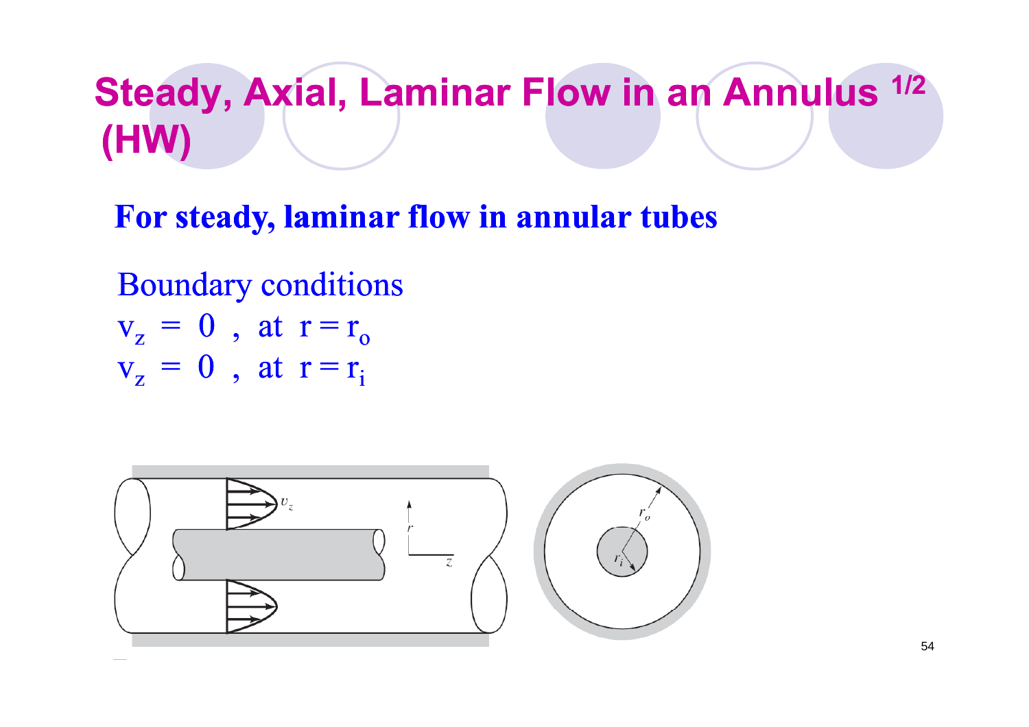# Steady, Axial, Laminar Flow in an Annulus 1/2 (HW)

**For steady, laminar flow in annular tubes**

Boundary conditions

$v_z = 0$ , at $r = r_o$

$v_z = 0$ , at $r = r_i$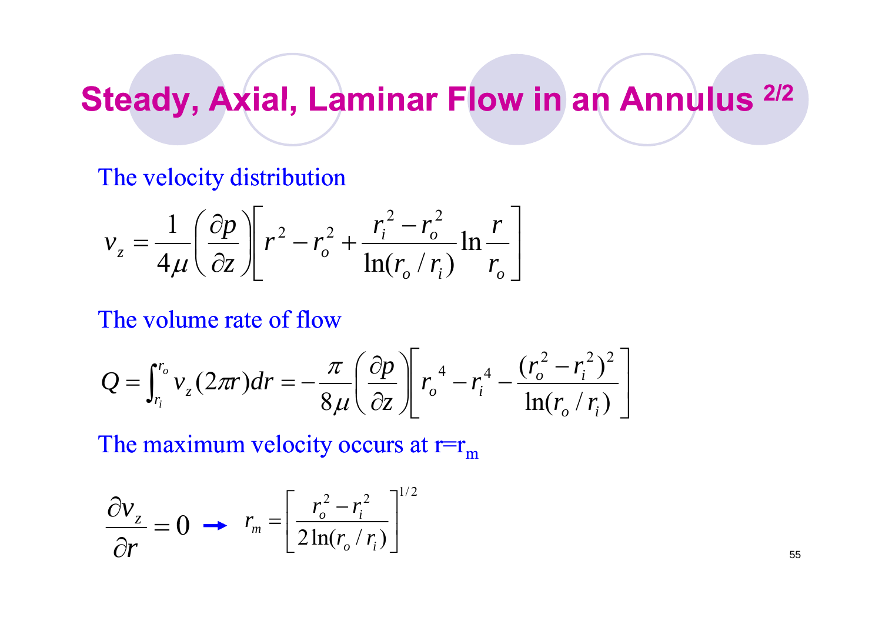# Steady, Axial, Laminar Flow in an Annulus 2/2

The velocity distribution

$$v_z = \frac{1}{4\mu}\left(\frac{\partial p}{\partial z}\right)\left[r^2 - r_o^2 + \frac{r_i^2 - r_o^2}{\ln(r_o / r_i)}\ln\frac{r}{r_o}\right]$$

The volume rate of flow

$$Q = \int_{r_i}^{r_o} v_z (2\pi r)dr = -\frac{\pi}{8\mu}\left(\frac{\partial p}{\partial z}\right)\left[r_o^{\,4} - r_i^4 - \frac{(r_o^2 - r_i^2)^2}{\ln(r_o / r_i)}\right]$$

The maximum velocity occurs at $r=r_m$

$$\frac{\partial v_z}{\partial r} = 0 \rightarrow r_m = \left[\frac{r_o^2 - r_i^2}{2\ln(r_o / r_i)}\right]^{1/2}$$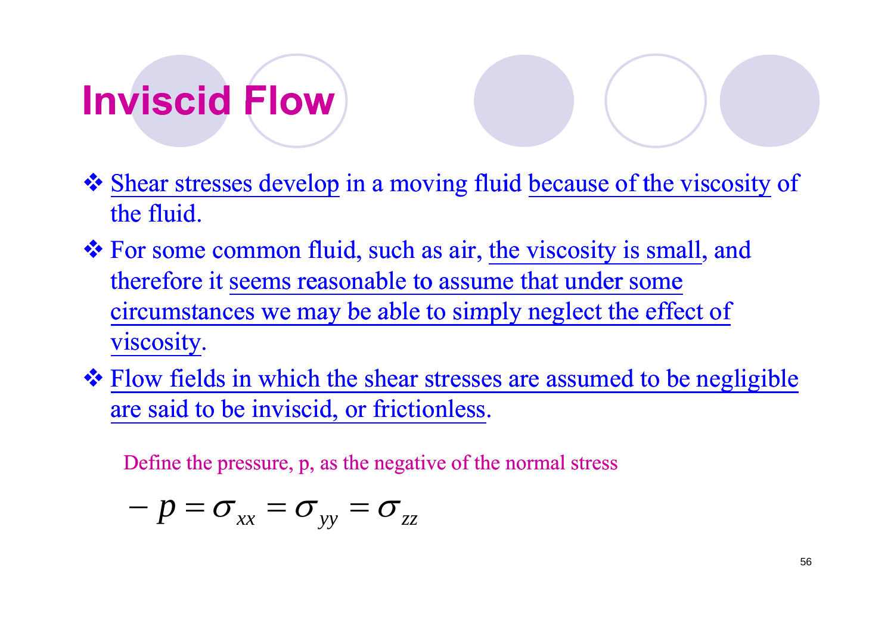# Inviscid Flow

- Shear stresses develop in a moving fluid because of the viscosity of the fluid.
- For some common fluid, such as air, the viscosity is small, and therefore it seems reasonable to assume that under some circumstances we may be able to simply neglect the effect of viscosity.
- Flow fields in which the shear stresses are assumed to be negligible are said to be inviscid, or frictionless.

Define the pressure, p, as the negative of the normal stress

$$-p = \sigma_{xx} = \sigma_{yy} = \sigma_{zz}$$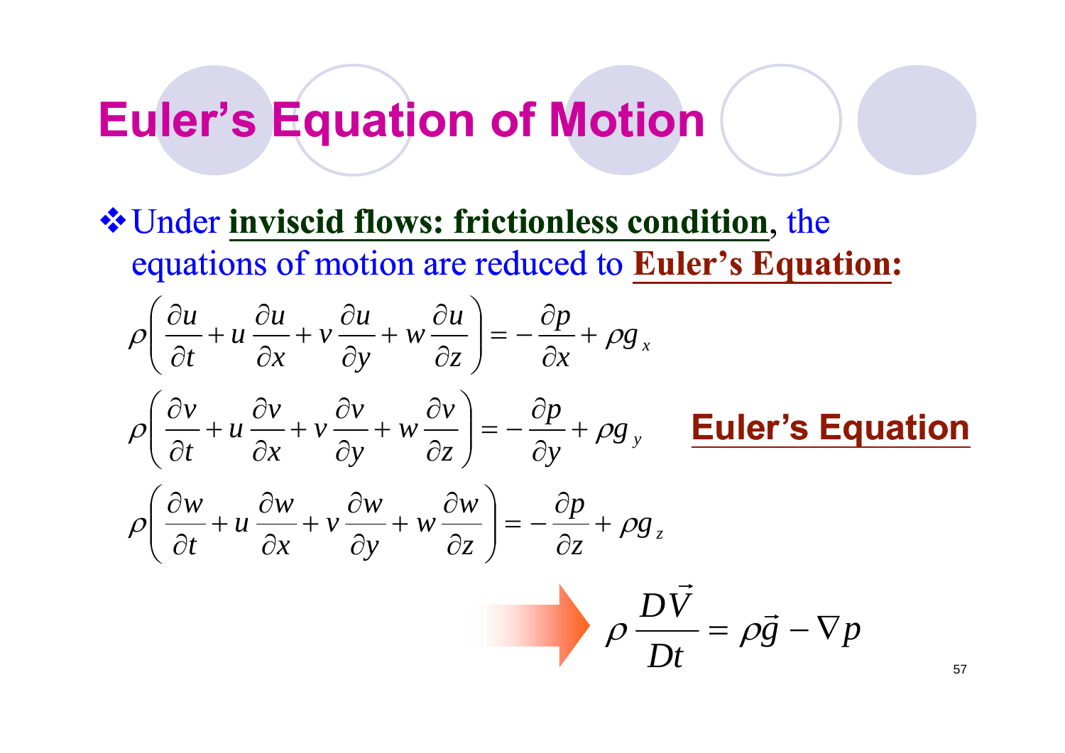# Euler's Equation of Motion

- Under **inviscid flows: frictionless condition**, the equations of motion are reduced to **Euler's Equation:**

$$\rho\left(\frac{\partial u}{\partial t}+u\frac{\partial u}{\partial x}+v\frac{\partial u}{\partial y}+w\frac{\partial u}{\partial z}\right)=-\frac{\partial p}{\partial x}+\rho g_x$$

$$\rho\left(\frac{\partial v}{\partial t}+u\frac{\partial v}{\partial x}+v\frac{\partial v}{\partial y}+w\frac{\partial v}{\partial z}\right)=-\frac{\partial p}{\partial y}+\rho g_y$$

**Euler's Equation**

$$\rho\left(\frac{\partial w}{\partial t}+u\frac{\partial w}{\partial x}+v\frac{\partial w}{\partial y}+w\frac{\partial w}{\partial z}\right)=-\frac{\partial p}{\partial z}+\rho g_z$$

$$\rho\frac{D\vec{V}}{Dt}=\rho\vec{g}-\nabla p$$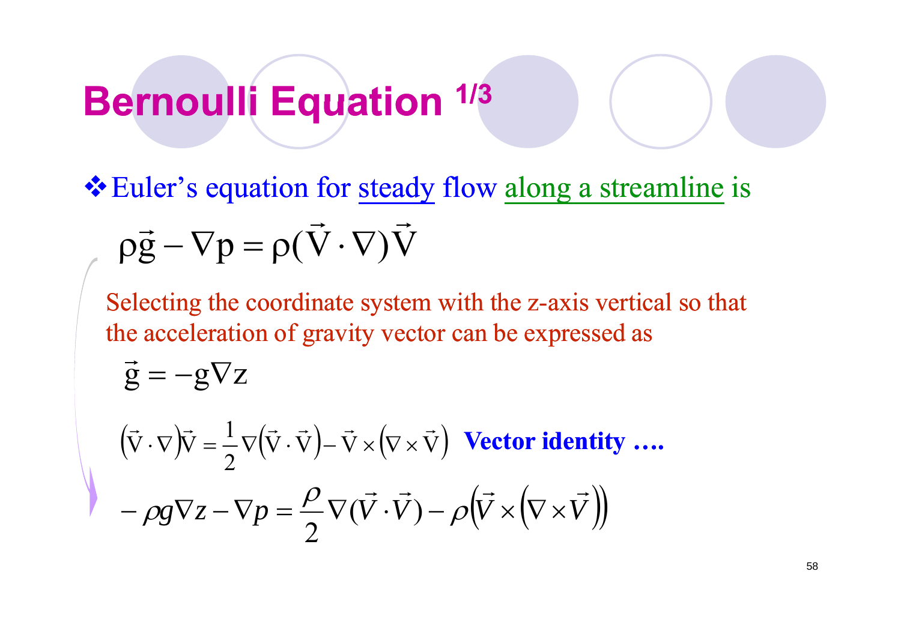# Bernoulli Equation 1/3

- Euler's equation for steady flow along a streamline is

$$\rho\vec{g} - \nabla p = \rho(\vec{V}\cdot\nabla)\vec{V}$$

Selecting the coordinate system with the z-axis vertical so that the acceleration of gravity vector can be expressed as

$$\vec{g} = -g\nabla z$$

$$\left(\vec{V}\cdot\nabla\right)\vec{V} = \frac{1}{2}\nabla\left(\vec{V}\cdot\vec{V}\right) - \vec{V}\times\left(\nabla\times\vec{V}\right)$$ **Vector identity ….**

$$-\rho g\nabla z - \nabla p = \frac{\rho}{2}\nabla(\vec{V}\cdot\vec{V}) - \rho\left(\vec{V}\times\left(\nabla\times\vec{V}\right)\right)$$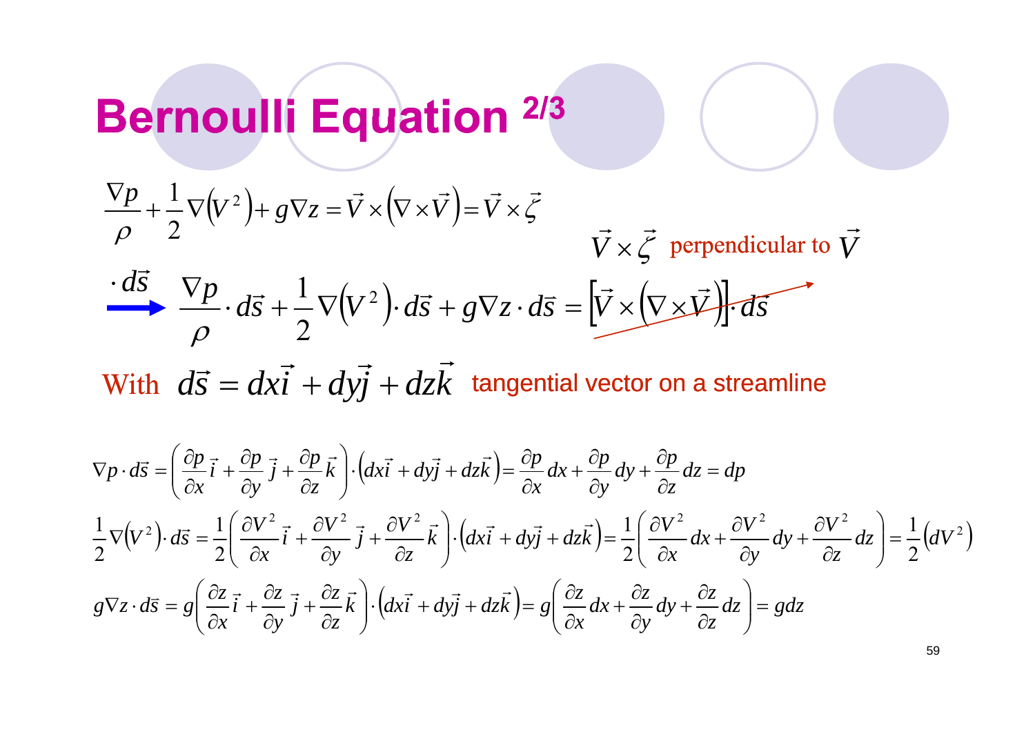# Bernoulli Equation 2/3

$$\frac{\nabla p}{\rho} + \frac{1}{2}\nabla\left(V^2\right) + g\nabla z = \vec{V} \times \left(\nabla \times \vec{V}\right) = \vec{V} \times \vec{\zeta}$$

$\vec{V} \times \vec{\zeta}$ perpendicular to $\vec{V}$

$\cdot d\vec{s}$ ⟶

$$\frac{\nabla p}{\rho} \cdot d\vec{s} + \frac{1}{2}\nabla\left(V^2\right) \cdot d\vec{s} + g\nabla z \cdot d\vec{s} = \left[\vec{V} \times \left(\nabla \times \vec{V}\right)\right] \cdot d\vec{s}$$

With $d\vec{s} = dx\vec{i} + dy\vec{j} + dz\vec{k}$ tangential vector on a streamline

$$\nabla p \cdot d\vec{s} = \left(\frac{\partial p}{\partial x}\vec{i} + \frac{\partial p}{\partial y}\vec{j} + \frac{\partial p}{\partial z}\vec{k}\right) \cdot \left(dx\vec{i} + dy\vec{j} + dz\vec{k}\right) = \frac{\partial p}{\partial x}dx + \frac{\partial p}{\partial y}dy + \frac{\partial p}{\partial z}dz = dp$$

$$\frac{1}{2}\nabla\left(V^2\right) \cdot d\vec{s} = \frac{1}{2}\left(\frac{\partial V^2}{\partial x}\vec{i} + \frac{\partial V^2}{\partial y}\vec{j} + \frac{\partial V^2}{\partial z}\vec{k}\right) \cdot \left(dx\vec{i} + dy\vec{j} + dz\vec{k}\right) = \frac{1}{2}\left(\frac{\partial V^2}{\partial x}dx + \frac{\partial V^2}{\partial y}dy + \frac{\partial V^2}{\partial z}dz\right) = \frac{1}{2}\left(dV^2\right)$$

$$g\nabla z \cdot d\vec{s} = g\left(\frac{\partial z}{\partial x}\vec{i} + \frac{\partial z}{\partial y}\vec{j} + \frac{\partial z}{\partial z}\vec{k}\right) \cdot \left(dx\vec{i} + dy\vec{j} + dz\vec{k}\right) = g\left(\frac{\partial z}{\partial x}dx + \frac{\partial z}{\partial y}dy + \frac{\partial z}{\partial z}dz\right) = gdz$$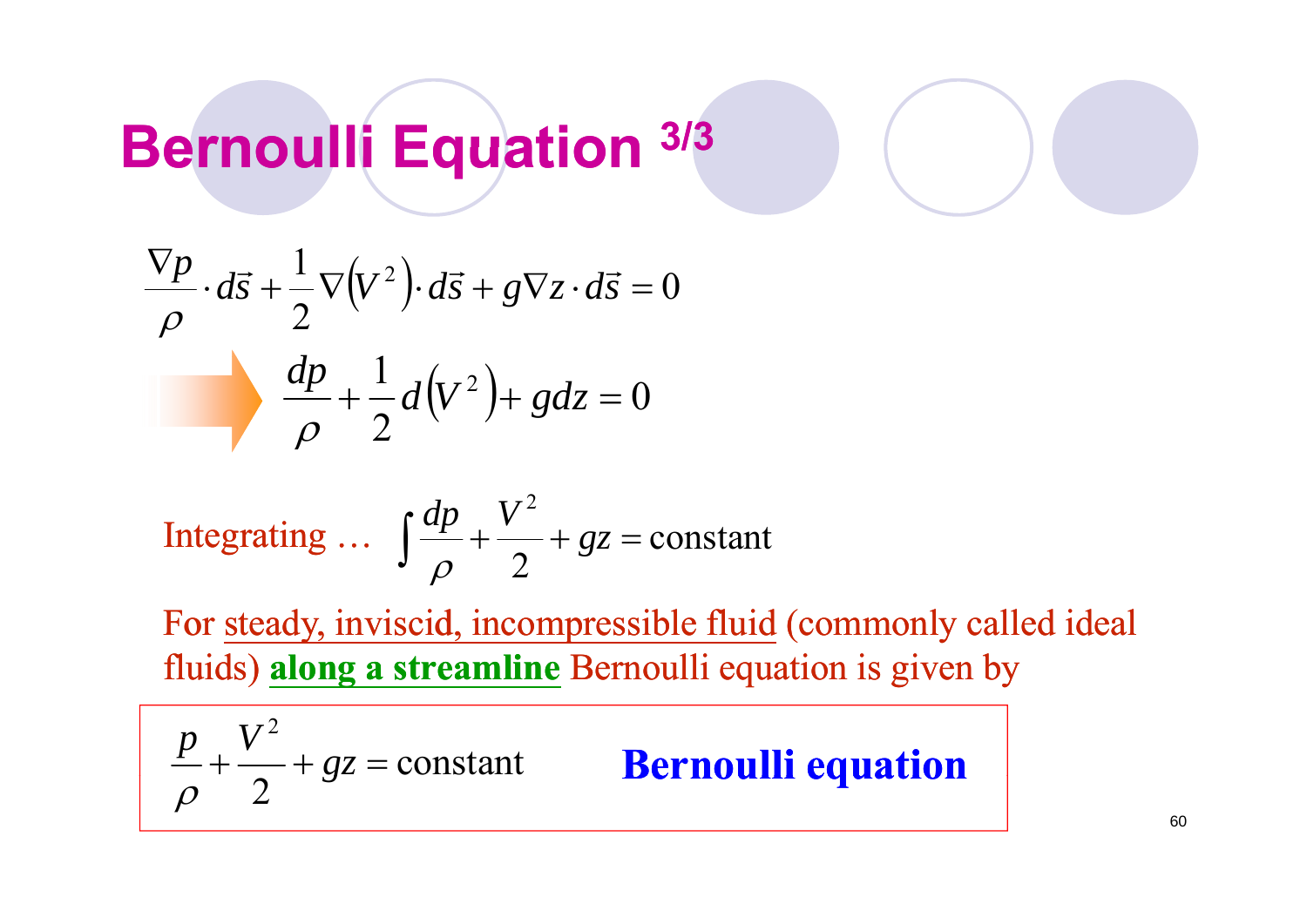# Bernoulli Equation 3/3

$$\frac{\nabla p}{\rho} \cdot d\vec{s} + \frac{1}{2}\nabla\left(V^2\right) \cdot d\vec{s} + g\nabla z \cdot d\vec{s} = 0$$

$$\Rightarrow \quad \frac{dp}{\rho} + \frac{1}{2}d\left(V^2\right) + g dz = 0$$

Integrating … $\displaystyle\int \frac{dp}{\rho} + \frac{V^2}{2} + gz = \text{constant}$

For steady, inviscid, incompressible fluid (commonly called ideal fluids) **along a streamline** Bernoulli equation is given by

$$\frac{p}{\rho} + \frac{V^2}{2} + gz = \text{constant}$$

**Bernoulli equation**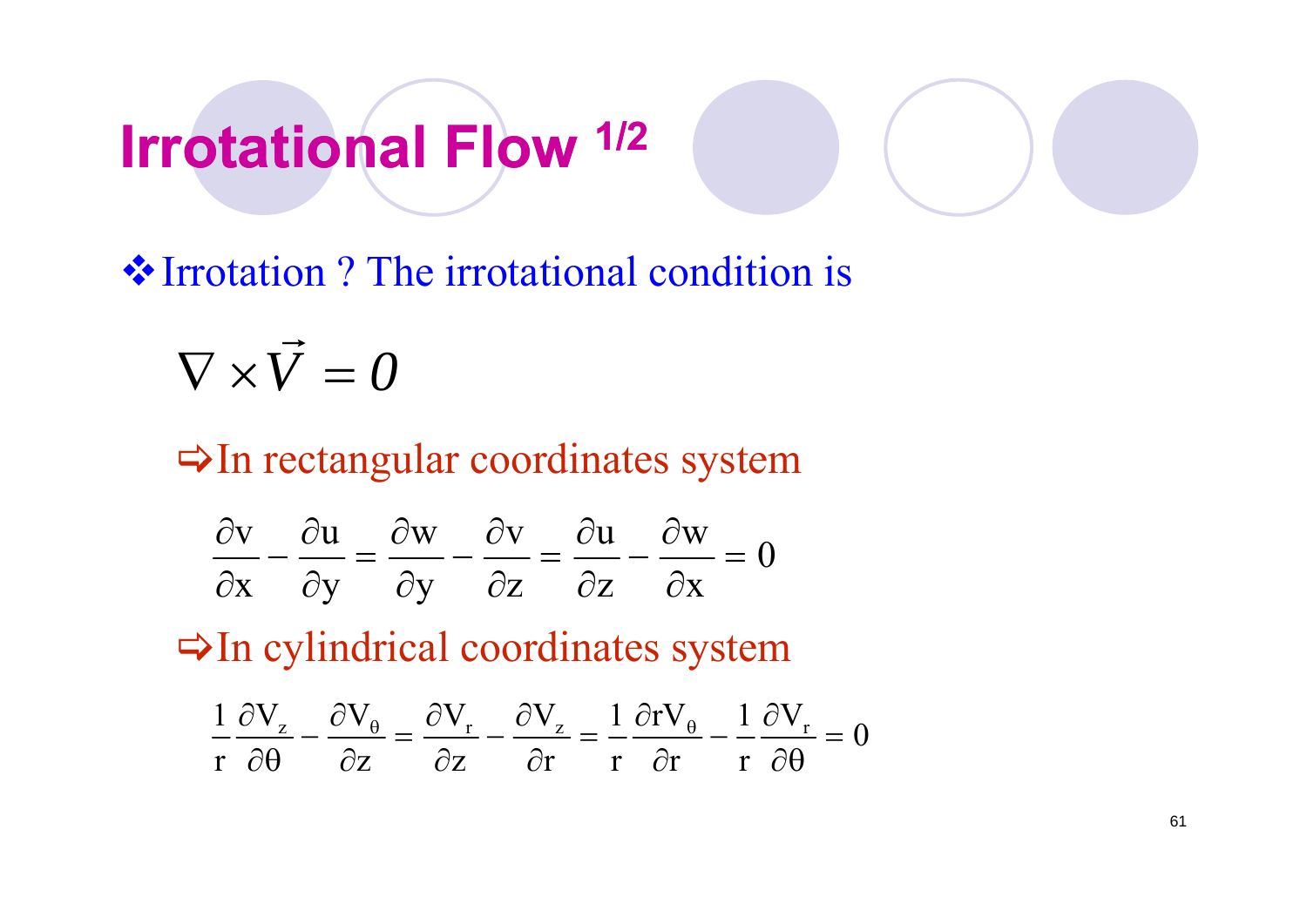# Irrotational Flow 1/2

❖ Irrotation ? The irrotational condition is

$$\nabla \times \vec{V} = 0$$

⇨ In rectangular coordinates system

$$\frac{\partial v}{\partial x} - \frac{\partial u}{\partial y} = \frac{\partial w}{\partial y} - \frac{\partial v}{\partial z} = \frac{\partial u}{\partial z} - \frac{\partial w}{\partial x} = 0$$

⇨ In cylindrical coordinates system

$$\frac{1}{r}\frac{\partial V_z}{\partial \theta} - \frac{\partial V_\theta}{\partial z} = \frac{\partial V_r}{\partial z} - \frac{\partial V_z}{\partial r} = \frac{1}{r}\frac{\partial r V_\theta}{\partial r} - \frac{1}{r}\frac{\partial V_r}{\partial \theta} = 0$$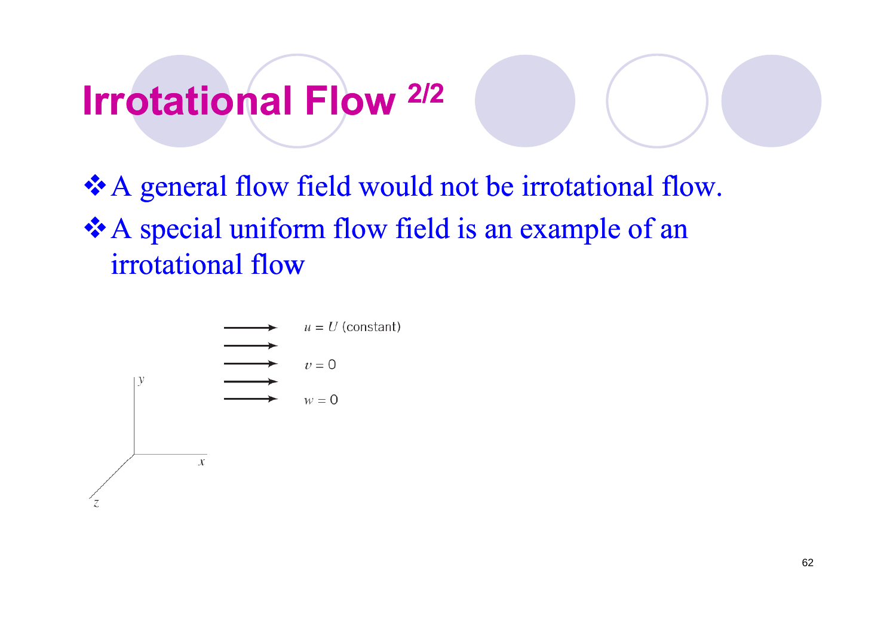# Irrotational Flow 2/2

- A general flow field would not be irrotational flow.
- A special uniform flow field is an example of an irrotational flow

$u = U$ (constant)

$v = 0$

$w = 0$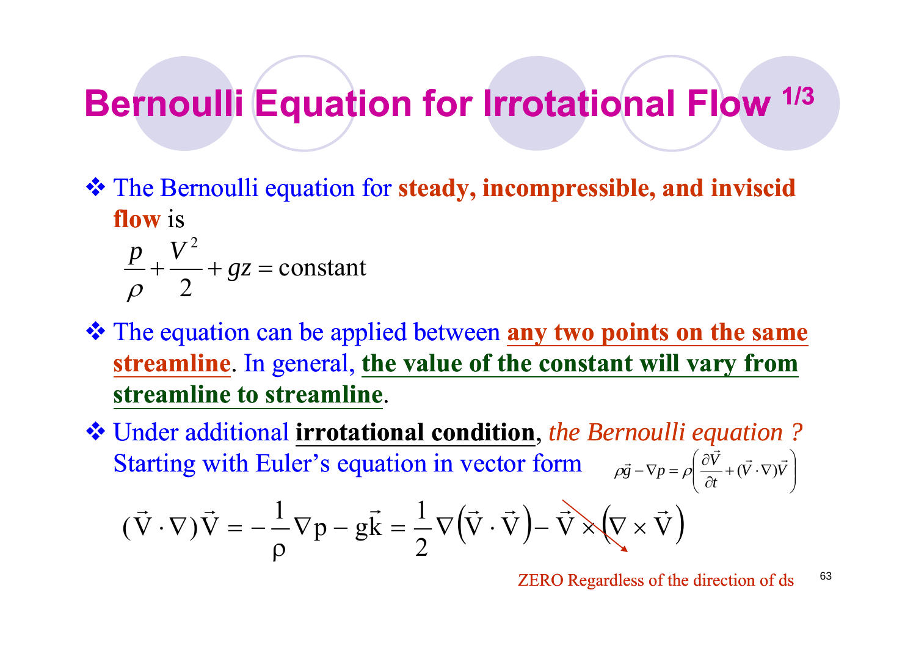# Bernoulli Equation for Irrotational Flow 1/3

- The Bernoulli equation for **steady, incompressible, and inviscid flow** is

$$\frac{p}{\rho} + \frac{V^2}{2} + gz = \text{constant}$$

- The equation can be applied between **any two points on the same streamline**. In general, **the value of the constant will vary from streamline to streamline**.
- Under additional **irrotational condition**, *the Bernoulli equation ?* Starting with Euler's equation in vector form $\rho \vec{g} - \nabla p = \rho\left(\frac{\partial \vec{V}}{\partial t} + (\vec{V} \cdot \nabla)\vec{V}\right)$

$$(\vec{V} \cdot \nabla)\vec{V} = -\frac{1}{\rho}\nabla p - g\vec{k} = \frac{1}{2}\nabla\left(\vec{V} \cdot \vec{V}\right) - \vec{V} \times \left(\nabla \times \vec{V}\right)$$

ZERO Regardless of the direction of ds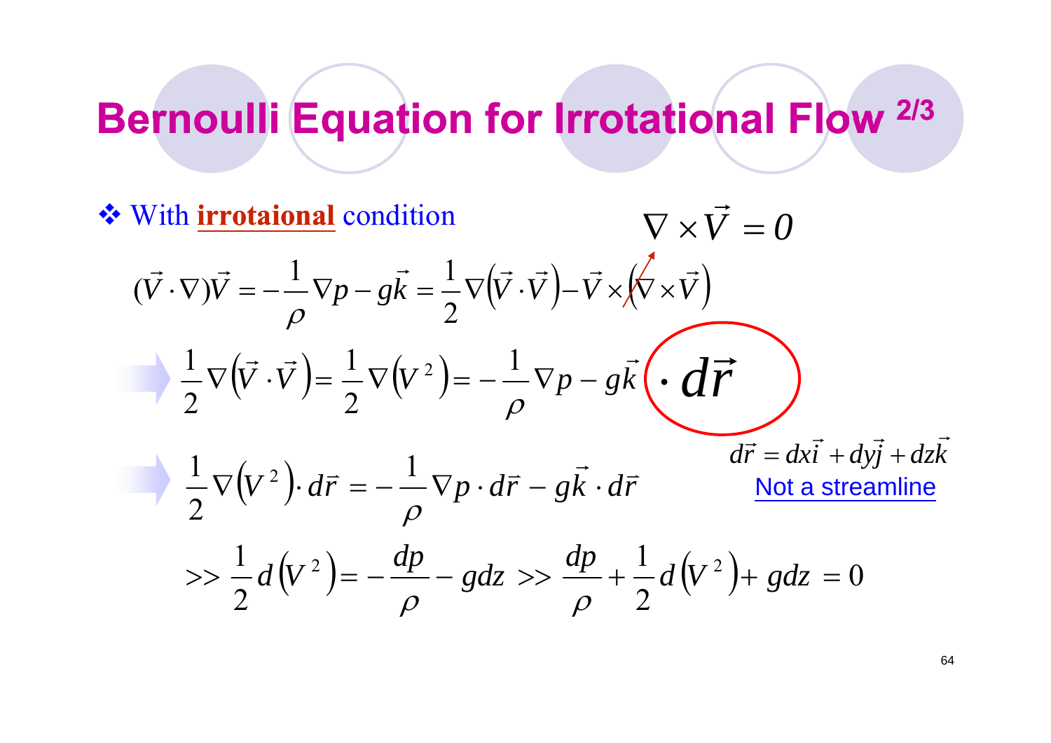# Bernoulli Equation for Irrotational Flow 2/3

❖ With **irrotaional** condition $\nabla \times \vec{V} = 0$

$$(\vec{V} \cdot \nabla)\vec{V} = -\frac{1}{\rho}\nabla p - g\vec{k} = \frac{1}{2}\nabla\left(\vec{V} \cdot \vec{V}\right) - \vec{V} \times \left(\nabla \times \vec{V}\right)$$

$$\Rightarrow \frac{1}{2}\nabla\left(\vec{V} \cdot \vec{V}\right) = \frac{1}{2}\nabla\left(V^2\right) = -\frac{1}{\rho}\nabla p - g\vec{k} \quad \cdot d\vec{r}$$

$$\Rightarrow \frac{1}{2}\nabla\left(V^2\right) \cdot d\vec{r} = -\frac{1}{\rho}\nabla p \cdot d\vec{r} - g\vec{k} \cdot d\vec{r}$$

$d\vec{r} = dx\vec{i} + dy\vec{j} + dz\vec{k}$

Not a streamline

$$>> \frac{1}{2}d\left(V^2\right) = -\frac{dp}{\rho} - gdz \;>> \frac{dp}{\rho} + \frac{1}{2}d\left(V^2\right) + gdz = 0$$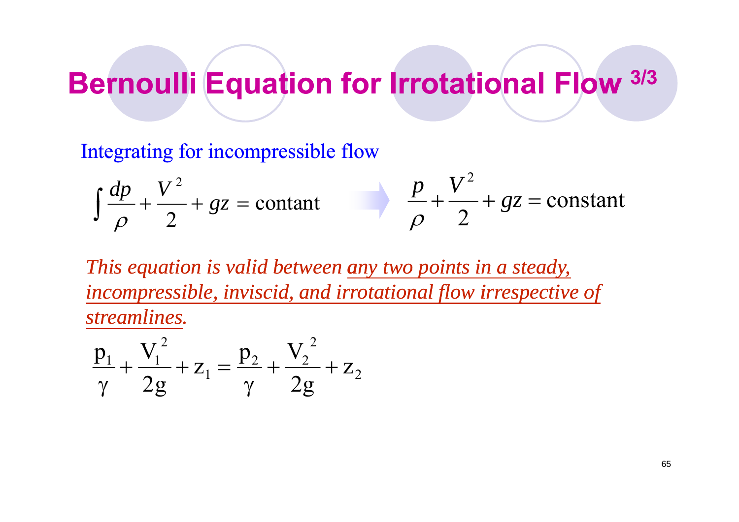# Bernoulli Equation for Irrotational Flow 3/3

Integrating for incompressible flow

$$\int \frac{dp}{\rho} + \frac{V^2}{2} + gz = \text{contant} \quad \Rightarrow \quad \frac{p}{\rho} + \frac{V^2}{2} + gz = \text{constant}$$

*This equation is valid between any two points in a steady, incompressible, inviscid, and irrotational flow irrespective of streamlines.*

$$\frac{p_1}{\gamma} + \frac{V_1^2}{2g} + z_1 = \frac{p_2}{\gamma} + \frac{V_2^2}{2g} + z_2$$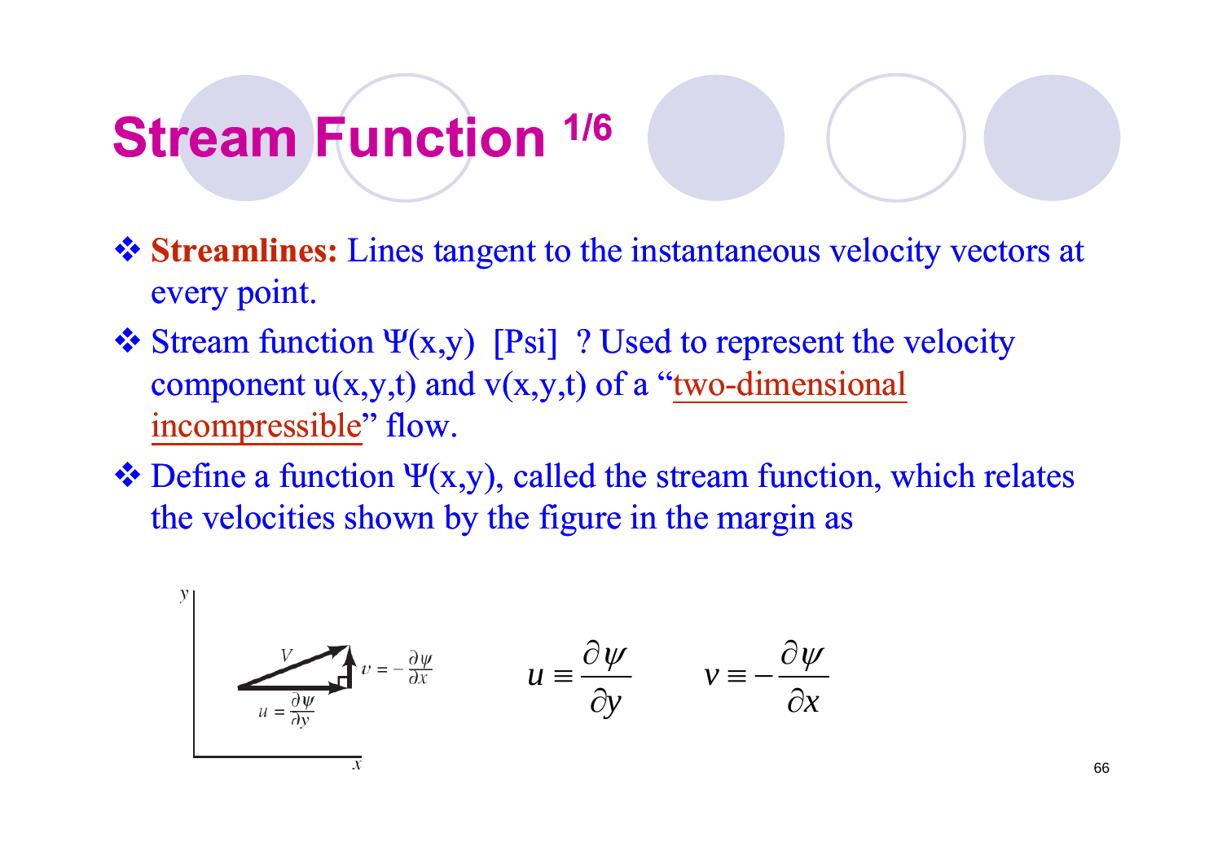# Stream Function [1/6]

- **Streamlines:** Lines tangent to the instantaneous velocity vectors at every point.
- Stream function $\Psi(x,y)$ [Psi] ? Used to represent the velocity component $u(x,y,t)$ and $v(x,y,t)$ of a "two-dimensional incompressible" flow.
- Define a function $\Psi(x,y)$, called the stream function, which relates the velocities shown by the figure in the margin as

$$u \equiv \frac{\partial \psi}{\partial y} \qquad v \equiv -\frac{\partial \psi}{\partial x}$$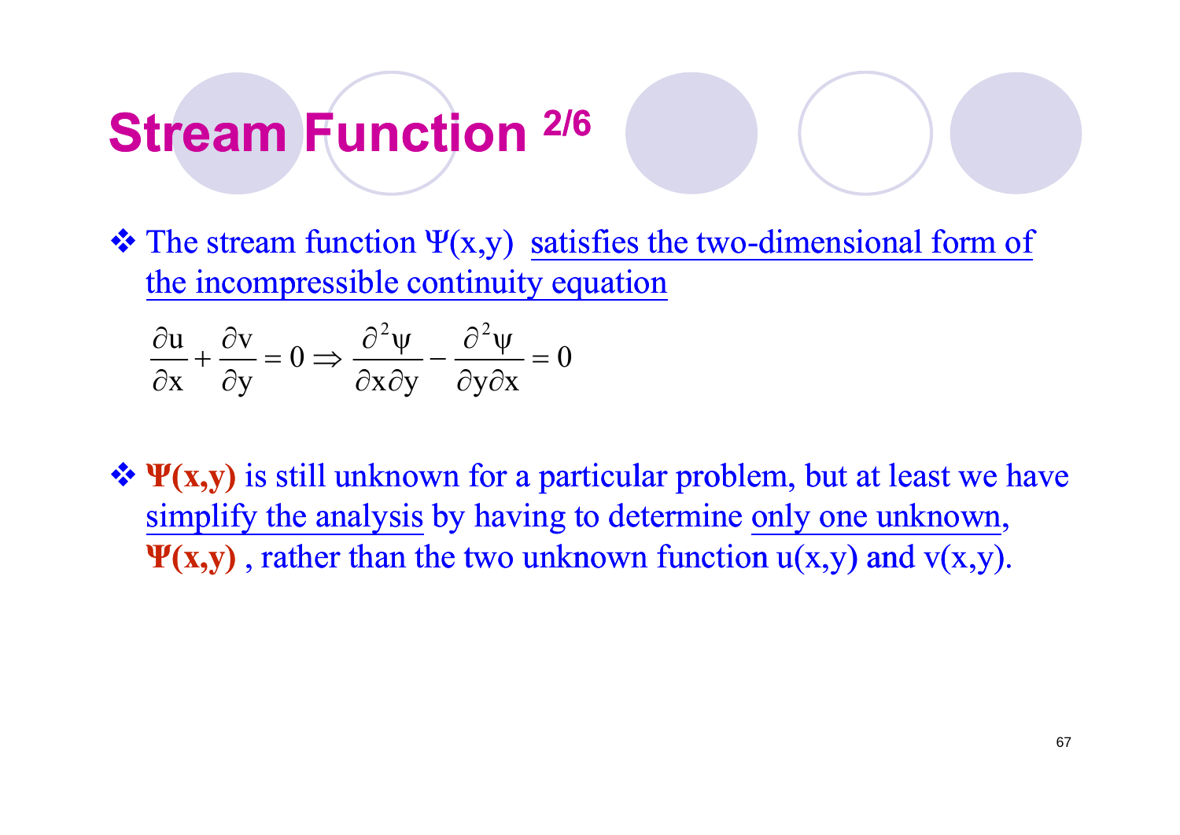# Stream Function 2/6

- The stream function Ψ(x,y) satisfies the two-dimensional form of the incompressible continuity equation

$$\frac{\partial u}{\partial x} + \frac{\partial v}{\partial y} = 0 \Rightarrow \frac{\partial^2 \psi}{\partial x \partial y} - \frac{\partial^2 \psi}{\partial y \partial x} = 0$$

- **Ψ(x,y)** is still unknown for a particular problem, but at least we have simplify the analysis by having to determine only one unknown, **Ψ(x,y)** , rather than the two unknown function u(x,y) and v(x,y).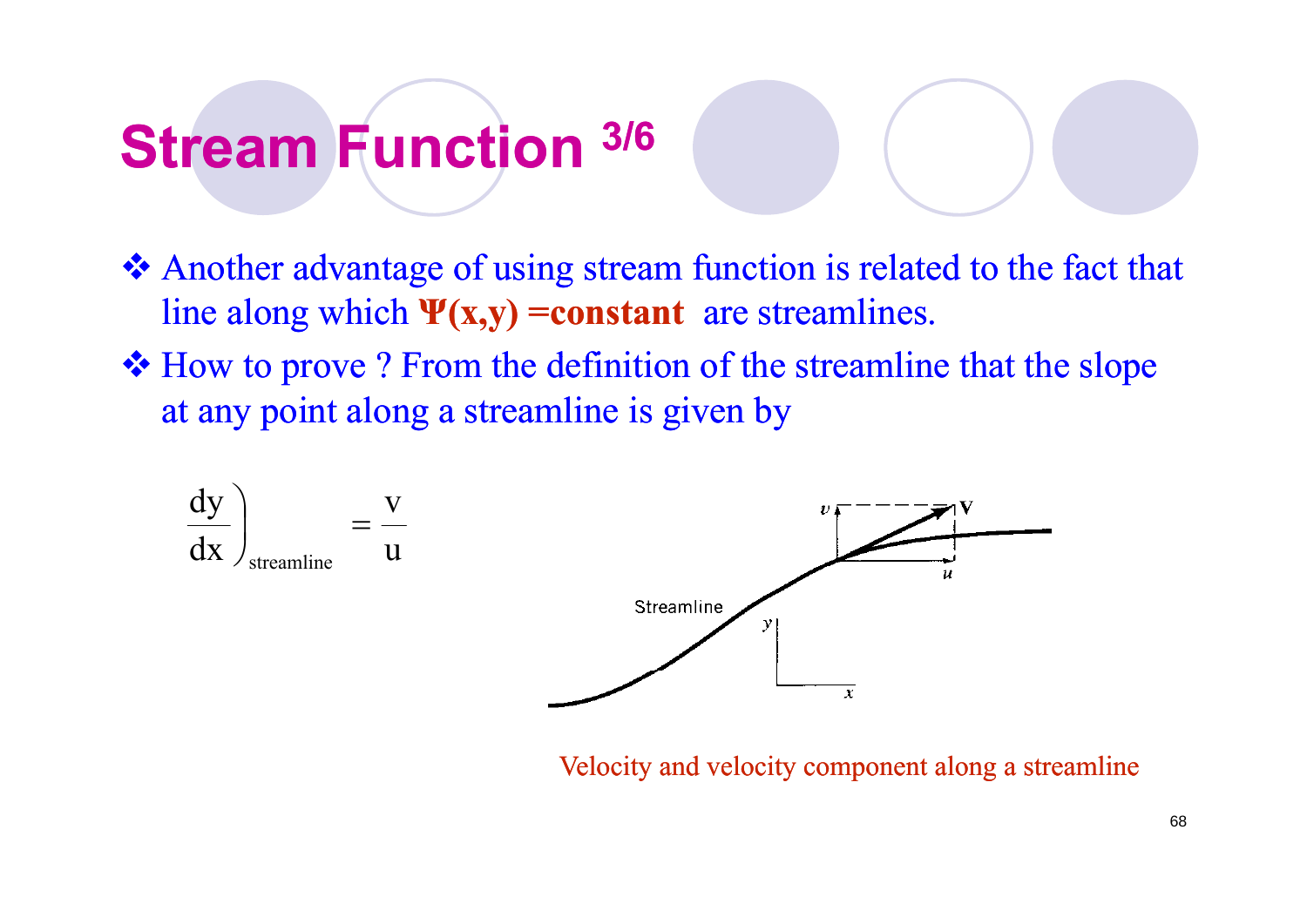# Stream Function 3/6

- Another advantage of using stream function is related to the fact that line along which **$\Psi(x,y)$ =constant** are streamlines.
- How to prove ? From the definition of the streamline that the slope at any point along a streamline is given by

$$\left.\frac{dy}{dx}\right)_{\text{streamline}} = \frac{v}{u}$$

Velocity and velocity component along a streamline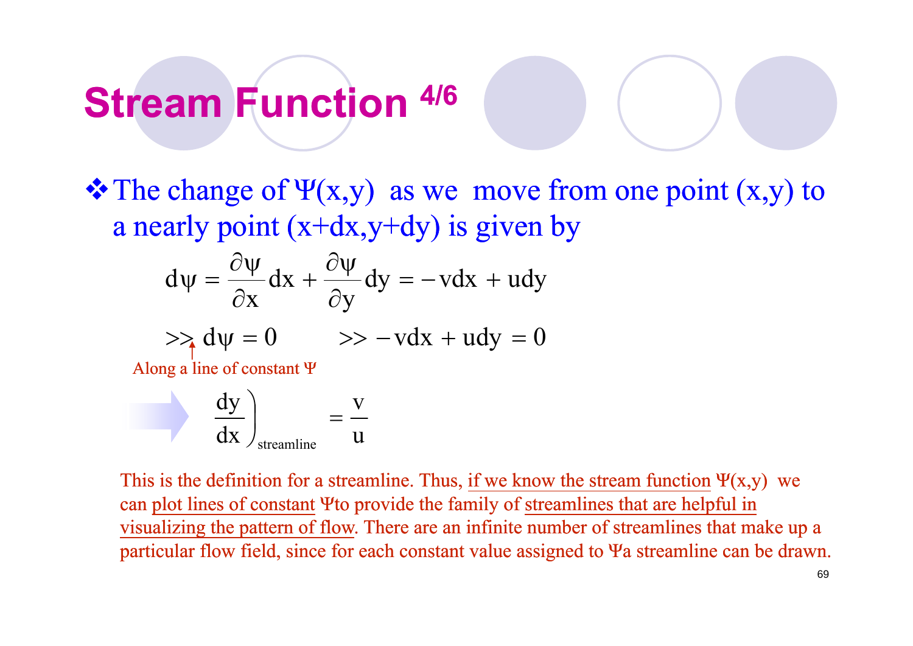# Stream Function [4/6]

❖ The change of Ψ(x,y) as we move from one point (x,y) to a nearly point (x+dx,y+dy) is given by

$$d\psi = \frac{\partial \psi}{\partial x}dx + \frac{\partial \psi}{\partial y}dy = -vdx + udy$$

$$>> d\psi = 0 \qquad >> -vdx + udy = 0$$

Along a line of constant Ψ

$$\left.\frac{dy}{dx}\right)_{streamline} = \frac{v}{u}$$

This is the definition for a streamline. Thus, if we know the stream function Ψ(x,y) we can plot lines of constant Ψ to provide the family of streamlines that are helpful in visualizing the pattern of flow. There are an infinite number of streamlines that make up a particular flow field, since for each constant value assigned to Ψ a streamline can be drawn.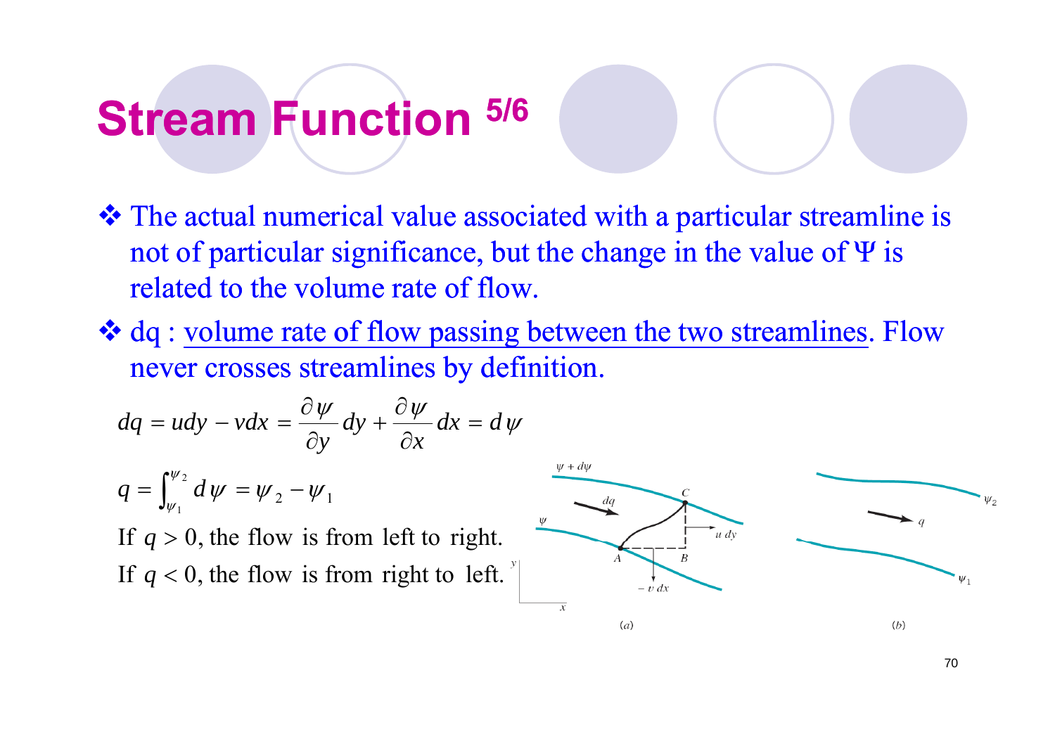# Stream Function 5/6

- ❖ The actual numerical value associated with a particular streamline is not of particular significance, but the change in the value of $\Psi$ is related to the volume rate of flow.
- ❖ dq : volume rate of flow passing between the two streamlines. Flow never crosses streamlines by definition.

$$dq = udy - vdx = \frac{\partial \psi}{\partial y}dy + \frac{\partial \psi}{\partial x}dx = d\psi$$

$$q = \int_{\psi_1}^{\psi_2} d\psi = \psi_2 - \psi_1$$

If $q > 0$, the flow is from left to right.

If $q < 0$, the flow is from right to left.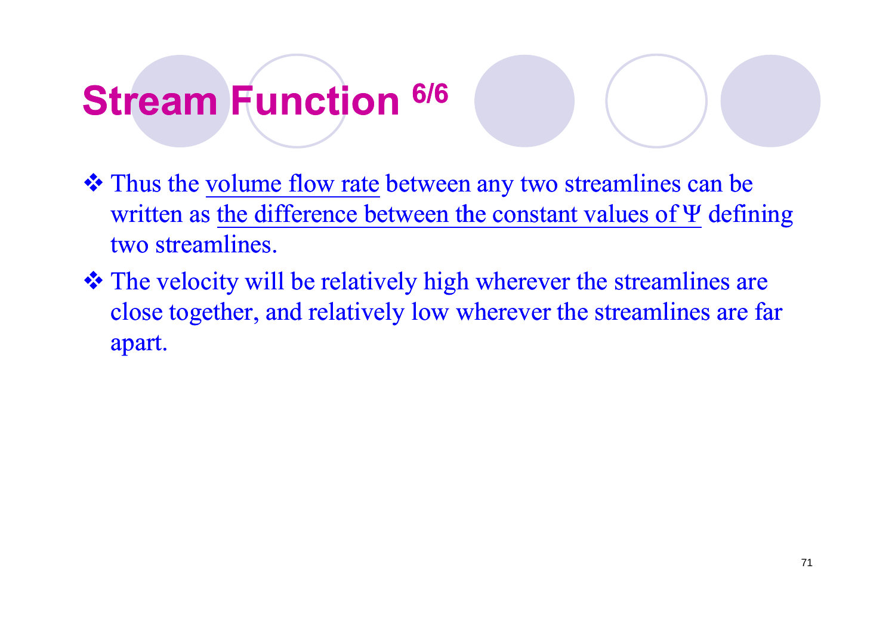# Stream Function 6/6

- Thus the volume flow rate between any two streamlines can be written as the difference between the constant values of $\Psi$ defining two streamlines.
- The velocity will be relatively high wherever the streamlines are close together, and relatively low wherever the streamlines are far apart.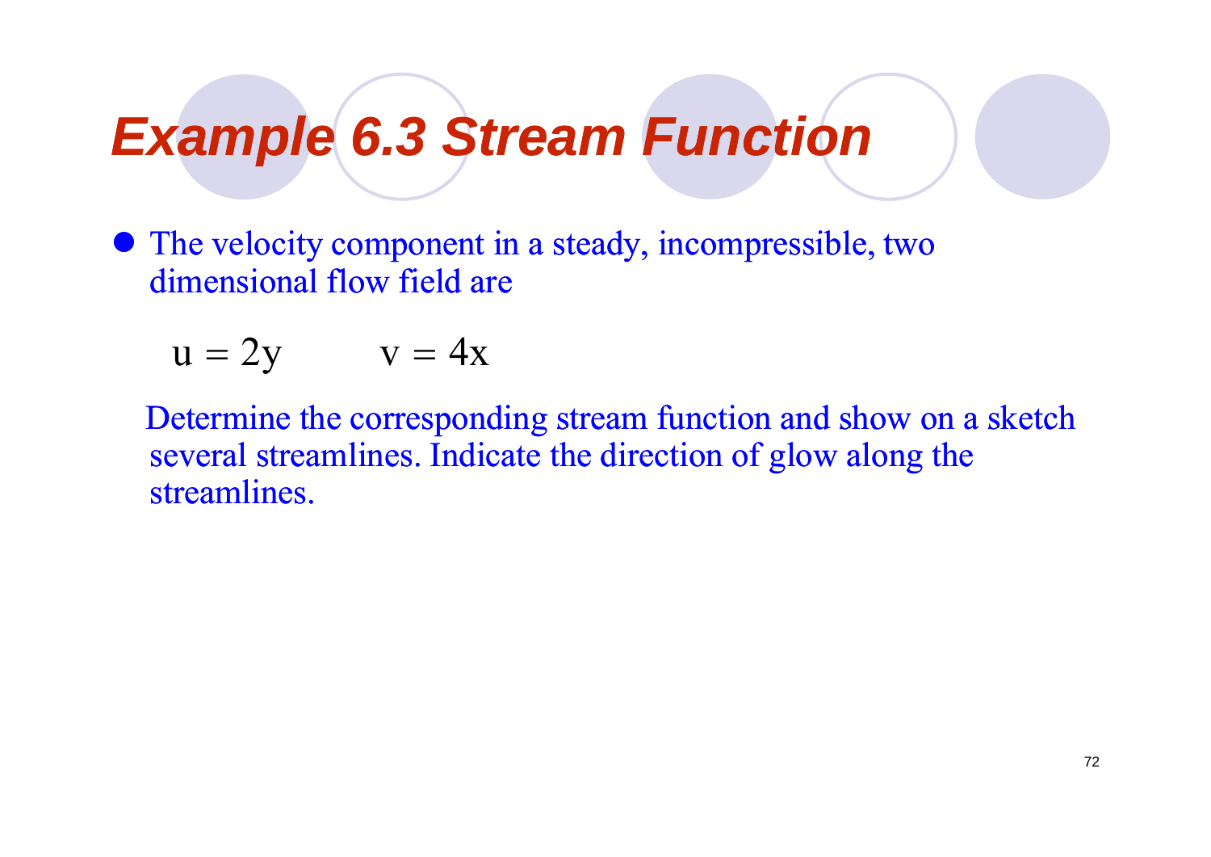# Example 6.3 Stream Function

- The velocity component in a steady, incompressible, two dimensional flow field are

$$u = 2y \qquad v = 4x$$

Determine the corresponding stream function and show on a sketch several streamlines. Indicate the direction of glow along the streamlines.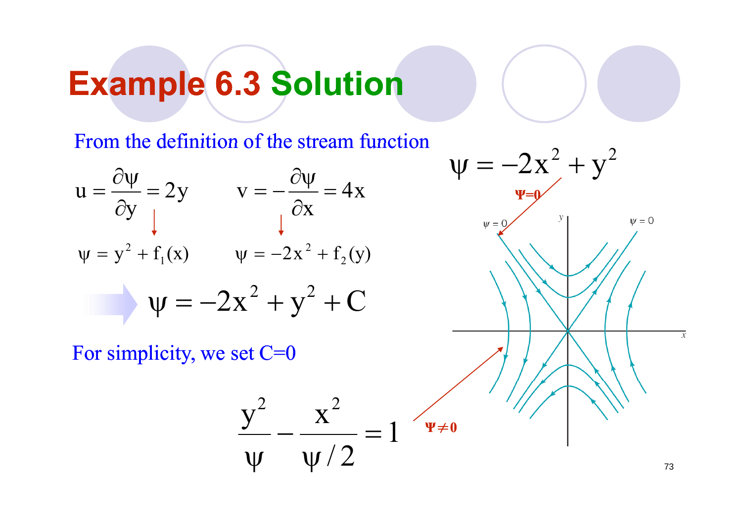# Example 6.3 Solution

From the definition of the stream function

$$u = \frac{\partial \psi}{\partial y} = 2y \qquad v = -\frac{\partial \psi}{\partial x} = 4x$$

$$\psi = y^2 + f_1(x) \qquad \psi = -2x^2 + f_2(y)$$

$$\psi = -2x^2 + y^2 + C$$

For simplicity, we set C=0

$$\frac{y^2}{\psi} - \frac{x^2}{\psi / 2} = 1$$

$$\psi = -2x^2 + y^2$$

$\Psi = 0$

$\Psi \neq 0$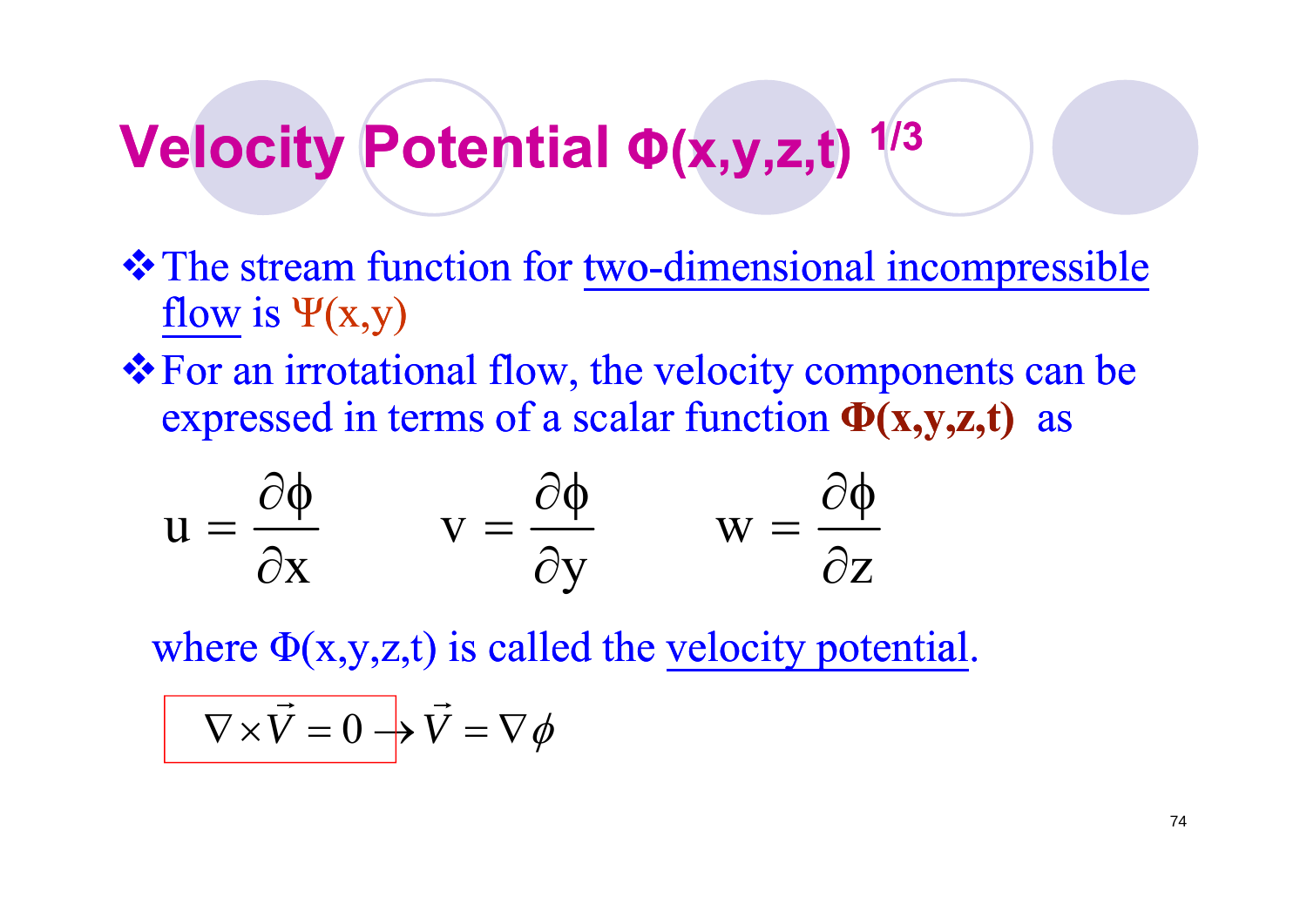# Velocity Potential $\Phi(x,y,z,t)$ 1/3

- The stream function for two-dimensional incompressible flow is $\Psi(x,y)$
- For an irrotational flow, the velocity components can be expressed in terms of a scalar function **$\Phi(x,y,z,t)$** as

$$u = \frac{\partial \phi}{\partial x} \qquad v = \frac{\partial \phi}{\partial y} \qquad w = \frac{\partial \phi}{\partial z}$$

where $\Phi(x,y,z,t)$ is called the velocity potential.

$$\nabla \times \vec{V} = 0 \rightarrow \vec{V} = \nabla \phi$$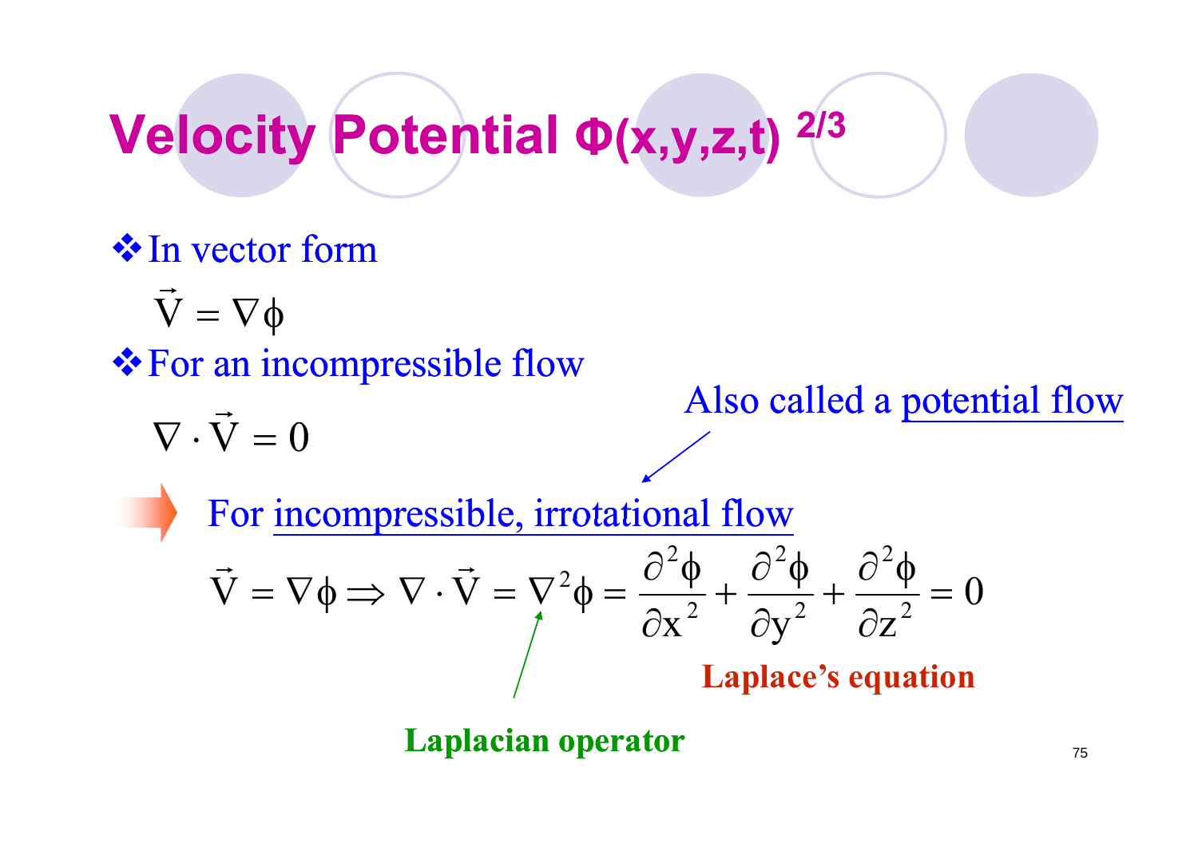# Velocity Potential $\Phi(x,y,z,t)$ 2/3

- In vector form

$$\vec{V} = \nabla\phi$$

- For an incompressible flow

$$\nabla \cdot \vec{V} = 0$$

Also called a potential flow

➡ For incompressible, irrotational flow

$$\vec{V} = \nabla\phi \Rightarrow \nabla \cdot \vec{V} = \nabla^2\phi = \frac{\partial^2\phi}{\partial x^2} + \frac{\partial^2\phi}{\partial y^2} + \frac{\partial^2\phi}{\partial z^2} = 0$$

**Laplace's equation**

**Laplacian operator**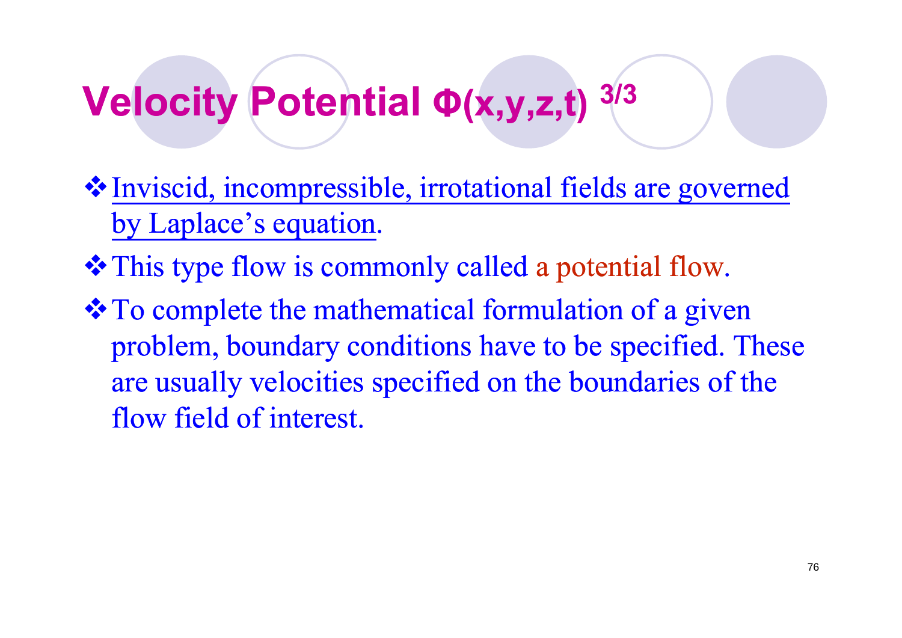# Velocity Potential $\Phi(x,y,z,t)$ 3/3

- Inviscid, incompressible, irrotational fields are governed by Laplace's equation.
- This type flow is commonly called a potential flow.
- To complete the mathematical formulation of a given problem, boundary conditions have to be specified. These are usually velocities specified on the boundaries of the flow field of interest.